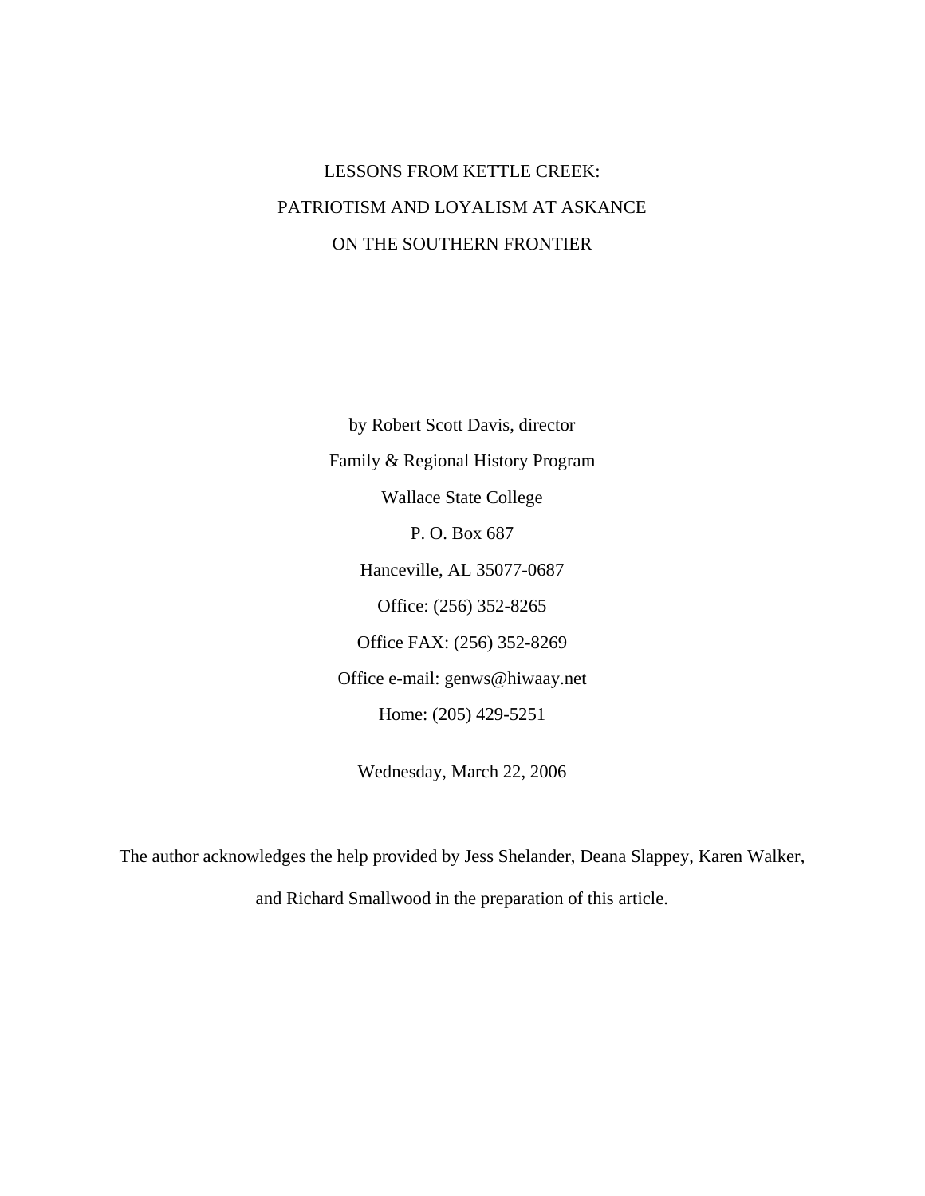# LESSONS FROM KETTLE CREEK:
# PATRIOTISM AND LOYALISM AT ASKANCE
# ON THE SOUTHERN FRONTIER

by Robert Scott Davis, director

Family & Regional History Program

Wallace State College

P. O. Box 687

Hanceville, AL 35077-0687

Office: (256) 352-8265

Office FAX: (256) 352-8269

Office e-mail: genws@hiwaay.net

Home: (205) 429-5251

Wednesday, March 22, 2006

The author acknowledges the help provided by Jess Shelander, Deana Slappey, Karen Walker, and Richard Smallwood in the preparation of this article.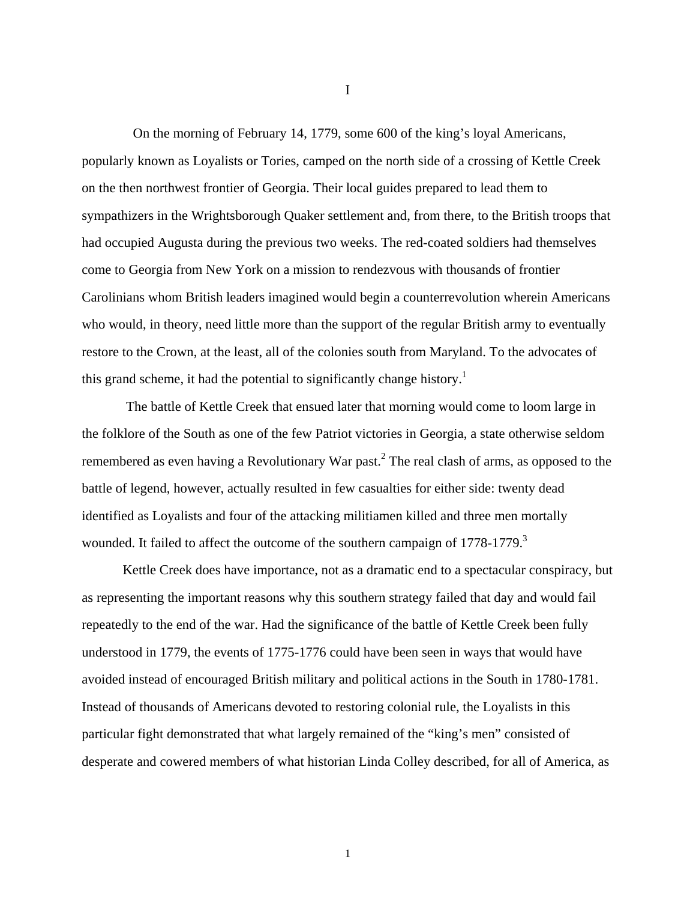# I

On the morning of February 14, 1779, some 600 of the king's loyal Americans, popularly known as Loyalists or Tories, camped on the north side of a crossing of Kettle Creek on the then northwest frontier of Georgia. Their local guides prepared to lead them to sympathizers in the Wrightsborough Quaker settlement and, from there, to the British troops that had occupied Augusta during the previous two weeks. The red-coated soldiers had themselves come to Georgia from New York on a mission to rendezvous with thousands of frontier Carolinians whom British leaders imagined would begin a counterrevolution wherein Americans who would, in theory, need little more than the support of the regular British army to eventually restore to the Crown, at the least, all of the colonies south from Maryland. To the advocates of this grand scheme, it had the potential to significantly change history.[1]

The battle of Kettle Creek that ensued later that morning would come to loom large in the folklore of the South as one of the few Patriot victories in Georgia, a state otherwise seldom remembered as even having a Revolutionary War past.[2] The real clash of arms, as opposed to the battle of legend, however, actually resulted in few casualties for either side: twenty dead identified as Loyalists and four of the attacking militiamen killed and three men mortally wounded. It failed to affect the outcome of the southern campaign of 1778-1779.[3]

Kettle Creek does have importance, not as a dramatic end to a spectacular conspiracy, but as representing the important reasons why this southern strategy failed that day and would fail repeatedly to the end of the war. Had the significance of the battle of Kettle Creek been fully understood in 1779, the events of 1775-1776 could have been seen in ways that would have avoided instead of encouraged British military and political actions in the South in 1780-1781. Instead of thousands of Americans devoted to restoring colonial rule, the Loyalists in this particular fight demonstrated that what largely remained of the "king's men" consisted of desperate and cowered members of what historian Linda Colley described, for all of America, as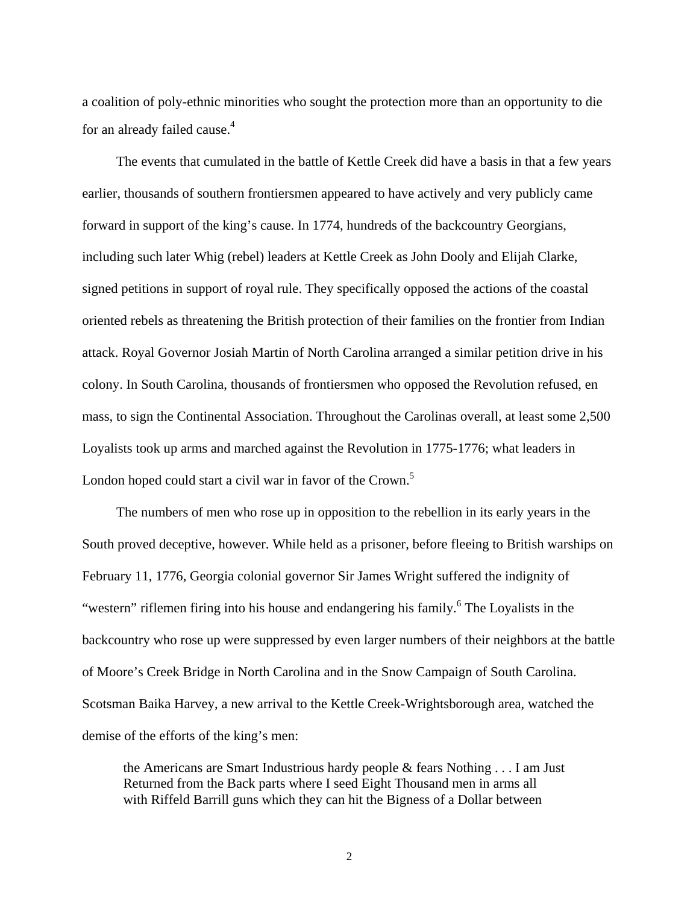a coalition of poly-ethnic minorities who sought the protection more than an opportunity to die for an already failed cause.[4]

The events that cumulated in the battle of Kettle Creek did have a basis in that a few years earlier, thousands of southern frontiersmen appeared to have actively and very publicly came forward in support of the king's cause. In 1774, hundreds of the backcountry Georgians, including such later Whig (rebel) leaders at Kettle Creek as John Dooly and Elijah Clarke, signed petitions in support of royal rule. They specifically opposed the actions of the coastal oriented rebels as threatening the British protection of their families on the frontier from Indian attack. Royal Governor Josiah Martin of North Carolina arranged a similar petition drive in his colony. In South Carolina, thousands of frontiersmen who opposed the Revolution refused, en mass, to sign the Continental Association. Throughout the Carolinas overall, at least some 2,500 Loyalists took up arms and marched against the Revolution in 1775-1776; what leaders in London hoped could start a civil war in favor of the Crown.[5]

The numbers of men who rose up in opposition to the rebellion in its early years in the South proved deceptive, however. While held as a prisoner, before fleeing to British warships on February 11, 1776, Georgia colonial governor Sir James Wright suffered the indignity of "western" riflemen firing into his house and endangering his family.[6] The Loyalists in the backcountry who rose up were suppressed by even larger numbers of their neighbors at the battle of Moore's Creek Bridge in North Carolina and in the Snow Campaign of South Carolina. Scotsman Baika Harvey, a new arrival to the Kettle Creek-Wrightsborough area, watched the demise of the efforts of the king's men:

> the Americans are Smart Industrious hardy people & fears Nothing . . . I am Just Returned from the Back parts where I seed Eight Thousand men in arms all with Riffeld Barrill guns which they can hit the Bigness of a Dollar between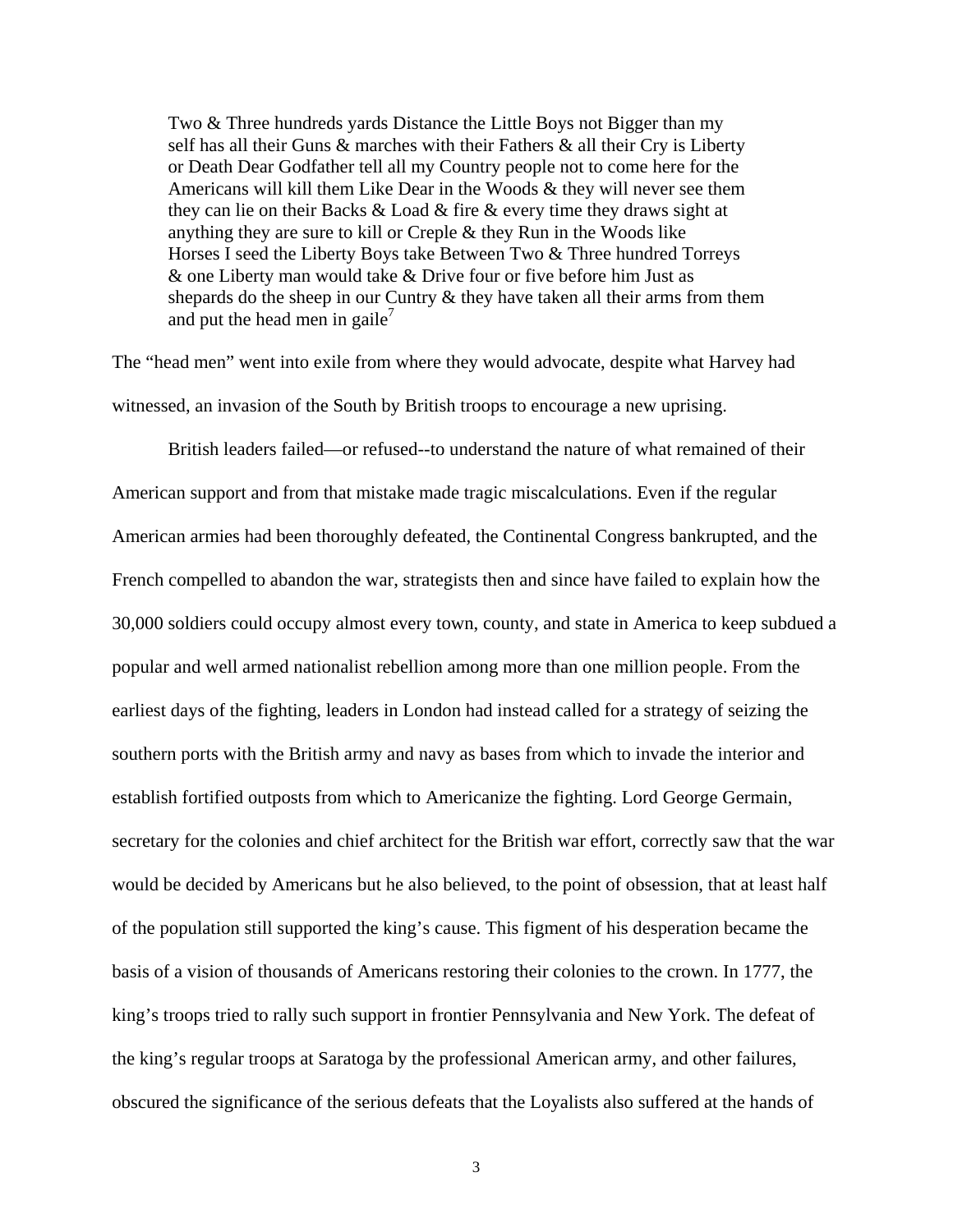> Two & Three hundreds yards Distance the Little Boys not Bigger than my self has all their Guns & marches with their Fathers & all their Cry is Liberty or Death Dear Godfather tell all my Country people not to come here for the Americans will kill them Like Dear in the Woods & they will never see them they can lie on their Backs & Load & fire & every time they draws sight at anything they are sure to kill or Creple & they Run in the Woods like Horses I seed the Liberty Boys take Between Two & Three hundred Torreys & one Liberty man would take & Drive four or five before him Just as shepards do the sheep in our Cuntry & they have taken all their arms from them and put the head men in gaile[7]

The "head men" went into exile from where they would advocate, despite what Harvey had witnessed, an invasion of the South by British troops to encourage a new uprising.

British leaders failed—or refused--to understand the nature of what remained of their American support and from that mistake made tragic miscalculations. Even if the regular American armies had been thoroughly defeated, the Continental Congress bankrupted, and the French compelled to abandon the war, strategists then and since have failed to explain how the 30,000 soldiers could occupy almost every town, county, and state in America to keep subdued a popular and well armed nationalist rebellion among more than one million people. From the earliest days of the fighting, leaders in London had instead called for a strategy of seizing the southern ports with the British army and navy as bases from which to invade the interior and establish fortified outposts from which to Americanize the fighting. Lord George Germain, secretary for the colonies and chief architect for the British war effort, correctly saw that the war would be decided by Americans but he also believed, to the point of obsession, that at least half of the population still supported the king's cause. This figment of his desperation became the basis of a vision of thousands of Americans restoring their colonies to the crown. In 1777, the king's troops tried to rally such support in frontier Pennsylvania and New York. The defeat of the king's regular troops at Saratoga by the professional American army, and other failures, obscured the significance of the serious defeats that the Loyalists also suffered at the hands of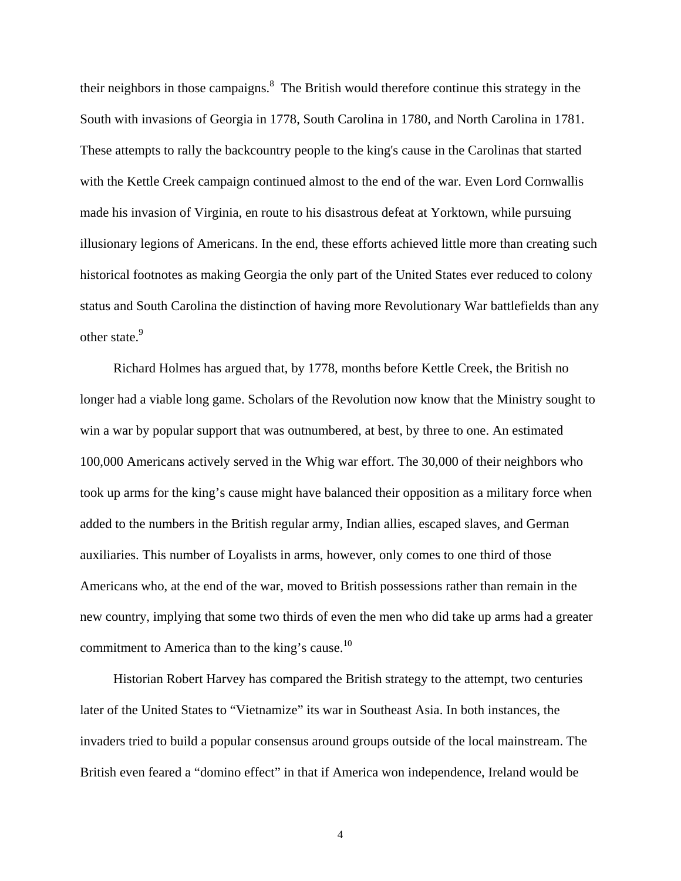their neighbors in those campaigns.[8] The British would therefore continue this strategy in the South with invasions of Georgia in 1778, South Carolina in 1780, and North Carolina in 1781. These attempts to rally the backcountry people to the king's cause in the Carolinas that started with the Kettle Creek campaign continued almost to the end of the war. Even Lord Cornwallis made his invasion of Virginia, en route to his disastrous defeat at Yorktown, while pursuing illusionary legions of Americans. In the end, these efforts achieved little more than creating such historical footnotes as making Georgia the only part of the United States ever reduced to colony status and South Carolina the distinction of having more Revolutionary War battlefields than any other state.[9]

Richard Holmes has argued that, by 1778, months before Kettle Creek, the British no longer had a viable long game. Scholars of the Revolution now know that the Ministry sought to win a war by popular support that was outnumbered, at best, by three to one. An estimated 100,000 Americans actively served in the Whig war effort. The 30,000 of their neighbors who took up arms for the king's cause might have balanced their opposition as a military force when added to the numbers in the British regular army, Indian allies, escaped slaves, and German auxiliaries. This number of Loyalists in arms, however, only comes to one third of those Americans who, at the end of the war, moved to British possessions rather than remain in the new country, implying that some two thirds of even the men who did take up arms had a greater commitment to America than to the king's cause.[10]

Historian Robert Harvey has compared the British strategy to the attempt, two centuries later of the United States to "Vietnamize" its war in Southeast Asia. In both instances, the invaders tried to build a popular consensus around groups outside of the local mainstream. The British even feared a "domino effect" in that if America won independence, Ireland would be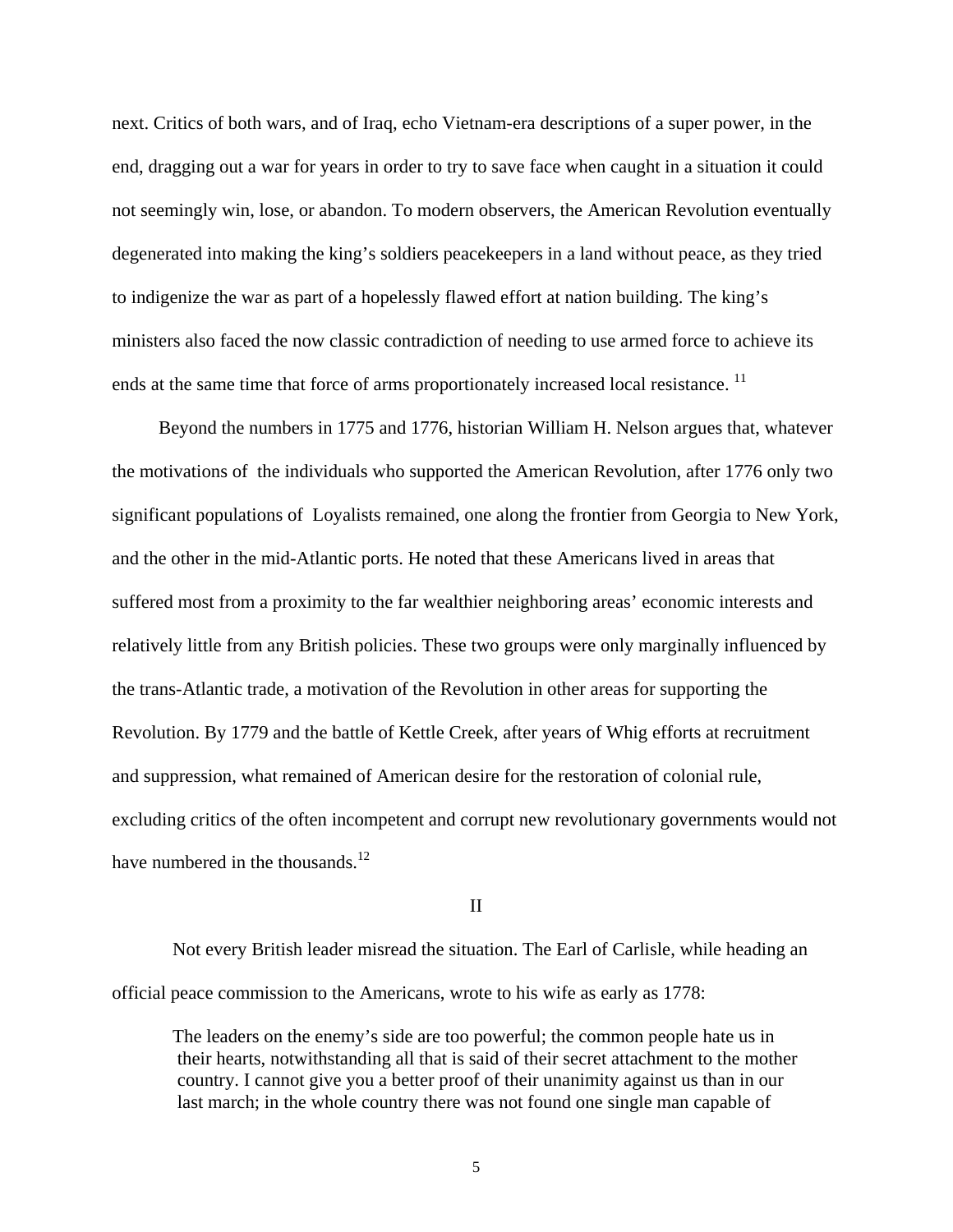next. Critics of both wars, and of Iraq, echo Vietnam-era descriptions of a super power, in the end, dragging out a war for years in order to try to save face when caught in a situation it could not seemingly win, lose, or abandon. To modern observers, the American Revolution eventually degenerated into making the king's soldiers peacekeepers in a land without peace, as they tried to indigenize the war as part of a hopelessly flawed effort at nation building. The king's ministers also faced the now classic contradiction of needing to use armed force to achieve its ends at the same time that force of arms proportionately increased local resistance. [11]

Beyond the numbers in 1775 and 1776, historian William H. Nelson argues that, whatever the motivations of the individuals who supported the American Revolution, after 1776 only two significant populations of Loyalists remained, one along the frontier from Georgia to New York, and the other in the mid-Atlantic ports. He noted that these Americans lived in areas that suffered most from a proximity to the far wealthier neighboring areas' economic interests and relatively little from any British policies. These two groups were only marginally influenced by the trans-Atlantic trade, a motivation of the Revolution in other areas for supporting the Revolution. By 1779 and the battle of Kettle Creek, after years of Whig efforts at recruitment and suppression, what remained of American desire for the restoration of colonial rule, excluding critics of the often incompetent and corrupt new revolutionary governments would not have numbered in the thousands.[12]

## II

Not every British leader misread the situation. The Earl of Carlisle, while heading an official peace commission to the Americans, wrote to his wife as early as 1778:

> The leaders on the enemy's side are too powerful; the common people hate us in their hearts, notwithstanding all that is said of their secret attachment to the mother country. I cannot give you a better proof of their unanimity against us than in our last march; in the whole country there was not found one single man capable of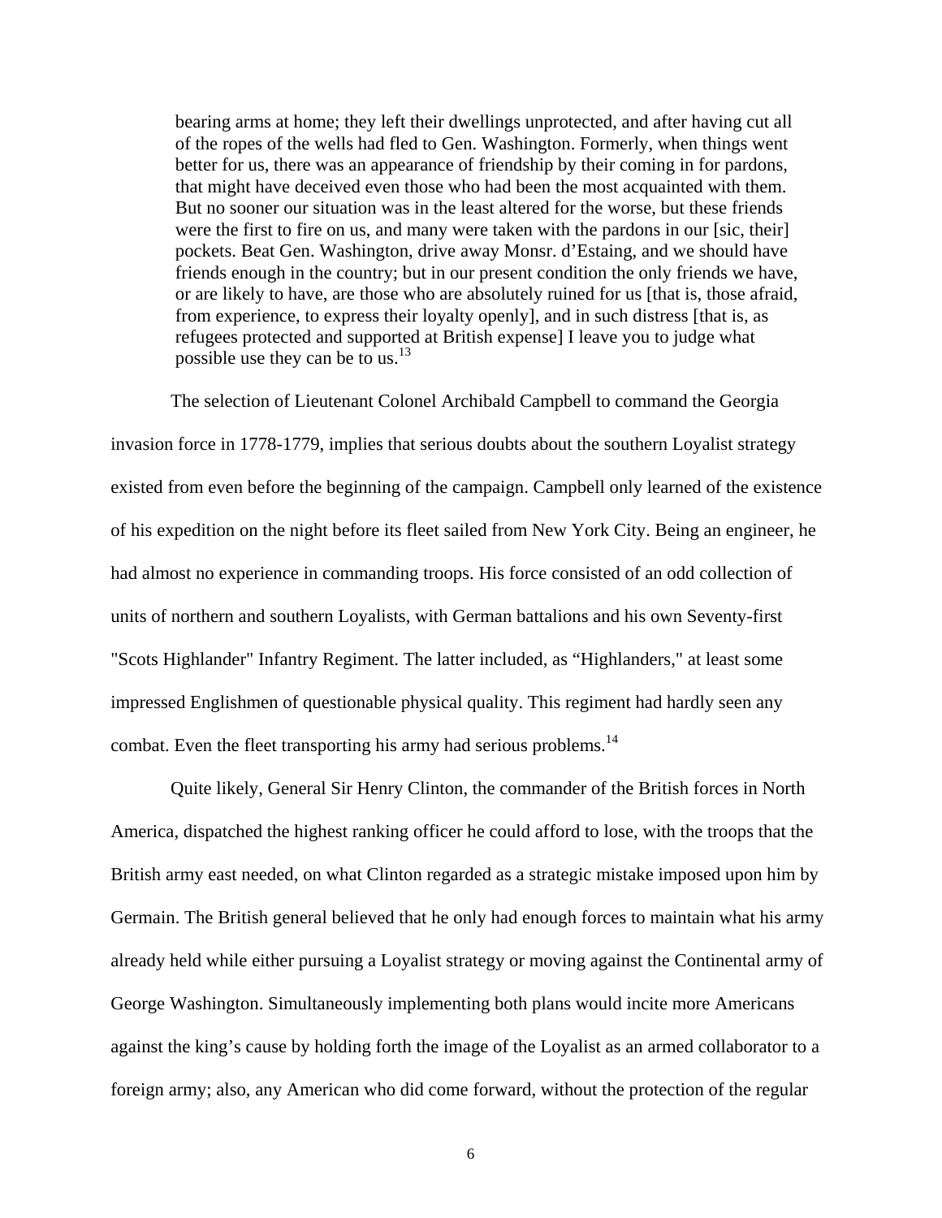> bearing arms at home; they left their dwellings unprotected, and after having cut all of the ropes of the wells had fled to Gen. Washington. Formerly, when things went better for us, there was an appearance of friendship by their coming in for pardons, that might have deceived even those who had been the most acquainted with them. But no sooner our situation was in the least altered for the worse, but these friends were the first to fire on us, and many were taken with the pardons in our [sic, their] pockets. Beat Gen. Washington, drive away Monsr. d'Estaing, and we should have friends enough in the country; but in our present condition the only friends we have, or are likely to have, are those who are absolutely ruined for us [that is, those afraid, from experience, to express their loyalty openly], and in such distress [that is, as refugees protected and supported at British expense] I leave you to judge what possible use they can be to us.[13]

The selection of Lieutenant Colonel Archibald Campbell to command the Georgia invasion force in 1778-1779, implies that serious doubts about the southern Loyalist strategy existed from even before the beginning of the campaign. Campbell only learned of the existence of his expedition on the night before its fleet sailed from New York City. Being an engineer, he had almost no experience in commanding troops. His force consisted of an odd collection of units of northern and southern Loyalists, with German battalions and his own Seventy-first "Scots Highlander" Infantry Regiment. The latter included, as "Highlanders," at least some impressed Englishmen of questionable physical quality. This regiment had hardly seen any combat. Even the fleet transporting his army had serious problems.[14]

Quite likely, General Sir Henry Clinton, the commander of the British forces in North America, dispatched the highest ranking officer he could afford to lose, with the troops that the British army east needed, on what Clinton regarded as a strategic mistake imposed upon him by Germain. The British general believed that he only had enough forces to maintain what his army already held while either pursuing a Loyalist strategy or moving against the Continental army of George Washington. Simultaneously implementing both plans would incite more Americans against the king's cause by holding forth the image of the Loyalist as an armed collaborator to a foreign army; also, any American who did come forward, without the protection of the regular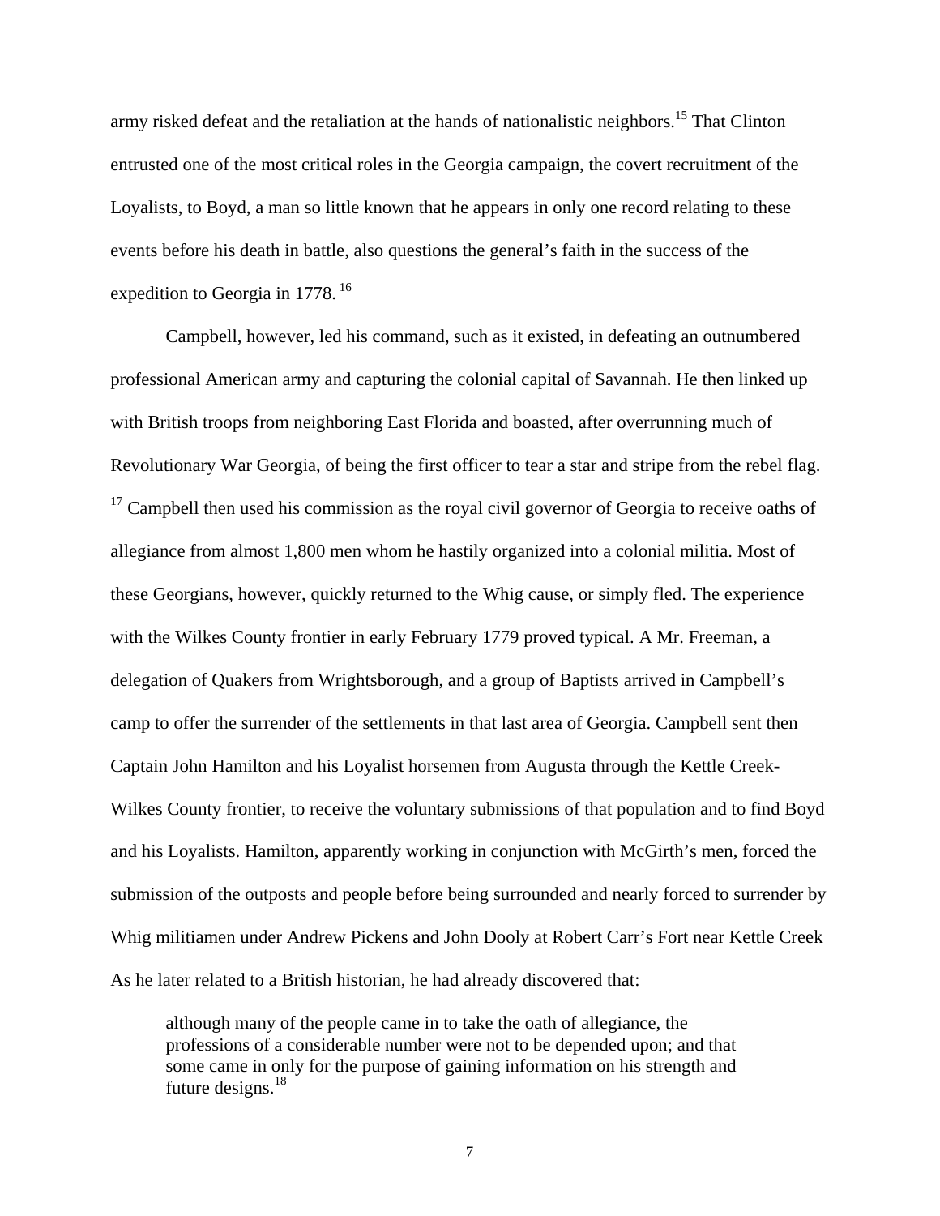army risked defeat and the retaliation at the hands of nationalistic neighbors.[15] That Clinton entrusted one of the most critical roles in the Georgia campaign, the covert recruitment of the Loyalists, to Boyd, a man so little known that he appears in only one record relating to these events before his death in battle, also questions the general's faith in the success of the expedition to Georgia in 1778. [16]

Campbell, however, led his command, such as it existed, in defeating an outnumbered professional American army and capturing the colonial capital of Savannah. He then linked up with British troops from neighboring East Florida and boasted, after overrunning much of Revolutionary War Georgia, of being the first officer to tear a star and stripe from the rebel flag. [17] Campbell then used his commission as the royal civil governor of Georgia to receive oaths of allegiance from almost 1,800 men whom he hastily organized into a colonial militia. Most of these Georgians, however, quickly returned to the Whig cause, or simply fled. The experience with the Wilkes County frontier in early February 1779 proved typical. A Mr. Freeman, a delegation of Quakers from Wrightsborough, and a group of Baptists arrived in Campbell's camp to offer the surrender of the settlements in that last area of Georgia. Campbell sent then Captain John Hamilton and his Loyalist horsemen from Augusta through the Kettle Creek-Wilkes County frontier, to receive the voluntary submissions of that population and to find Boyd and his Loyalists. Hamilton, apparently working in conjunction with McGirth's men, forced the submission of the outposts and people before being surrounded and nearly forced to surrender by Whig militiamen under Andrew Pickens and John Dooly at Robert Carr's Fort near Kettle Creek As he later related to a British historian, he had already discovered that:

> although many of the people came in to take the oath of allegiance, the professions of a considerable number were not to be depended upon; and that some came in only for the purpose of gaining information on his strength and future designs.[18]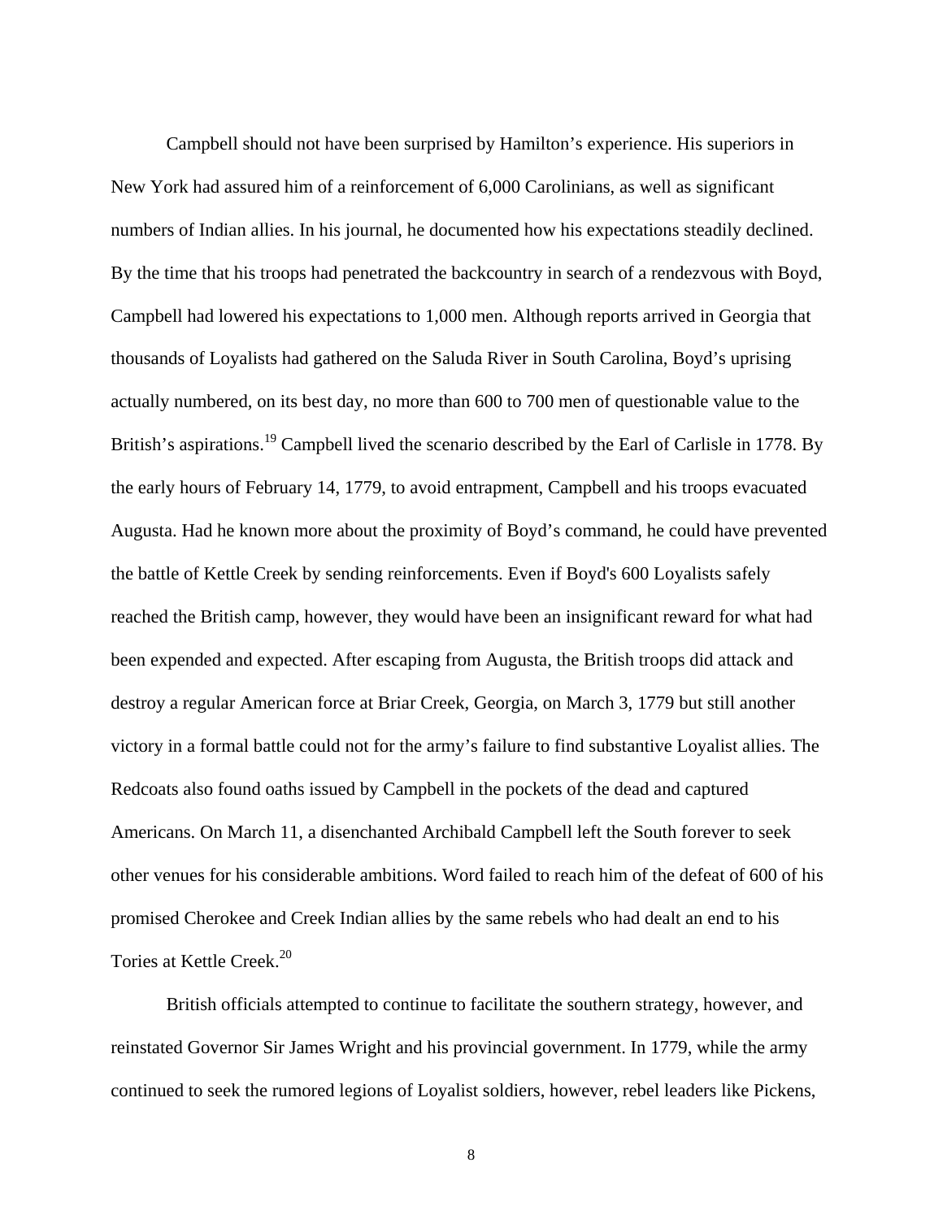Campbell should not have been surprised by Hamilton's experience. His superiors in New York had assured him of a reinforcement of 6,000 Carolinians, as well as significant numbers of Indian allies. In his journal, he documented how his expectations steadily declined. By the time that his troops had penetrated the backcountry in search of a rendezvous with Boyd, Campbell had lowered his expectations to 1,000 men. Although reports arrived in Georgia that thousands of Loyalists had gathered on the Saluda River in South Carolina, Boyd's uprising actually numbered, on its best day, no more than 600 to 700 men of questionable value to the British's aspirations.[19] Campbell lived the scenario described by the Earl of Carlisle in 1778. By the early hours of February 14, 1779, to avoid entrapment, Campbell and his troops evacuated Augusta. Had he known more about the proximity of Boyd's command, he could have prevented the battle of Kettle Creek by sending reinforcements. Even if Boyd's 600 Loyalists safely reached the British camp, however, they would have been an insignificant reward for what had been expended and expected. After escaping from Augusta, the British troops did attack and destroy a regular American force at Briar Creek, Georgia, on March 3, 1779 but still another victory in a formal battle could not for the army's failure to find substantive Loyalist allies. The Redcoats also found oaths issued by Campbell in the pockets of the dead and captured Americans. On March 11, a disenchanted Archibald Campbell left the South forever to seek other venues for his considerable ambitions. Word failed to reach him of the defeat of 600 of his promised Cherokee and Creek Indian allies by the same rebels who had dealt an end to his Tories at Kettle Creek.[20]

British officials attempted to continue to facilitate the southern strategy, however, and reinstated Governor Sir James Wright and his provincial government. In 1779, while the army continued to seek the rumored legions of Loyalist soldiers, however, rebel leaders like Pickens,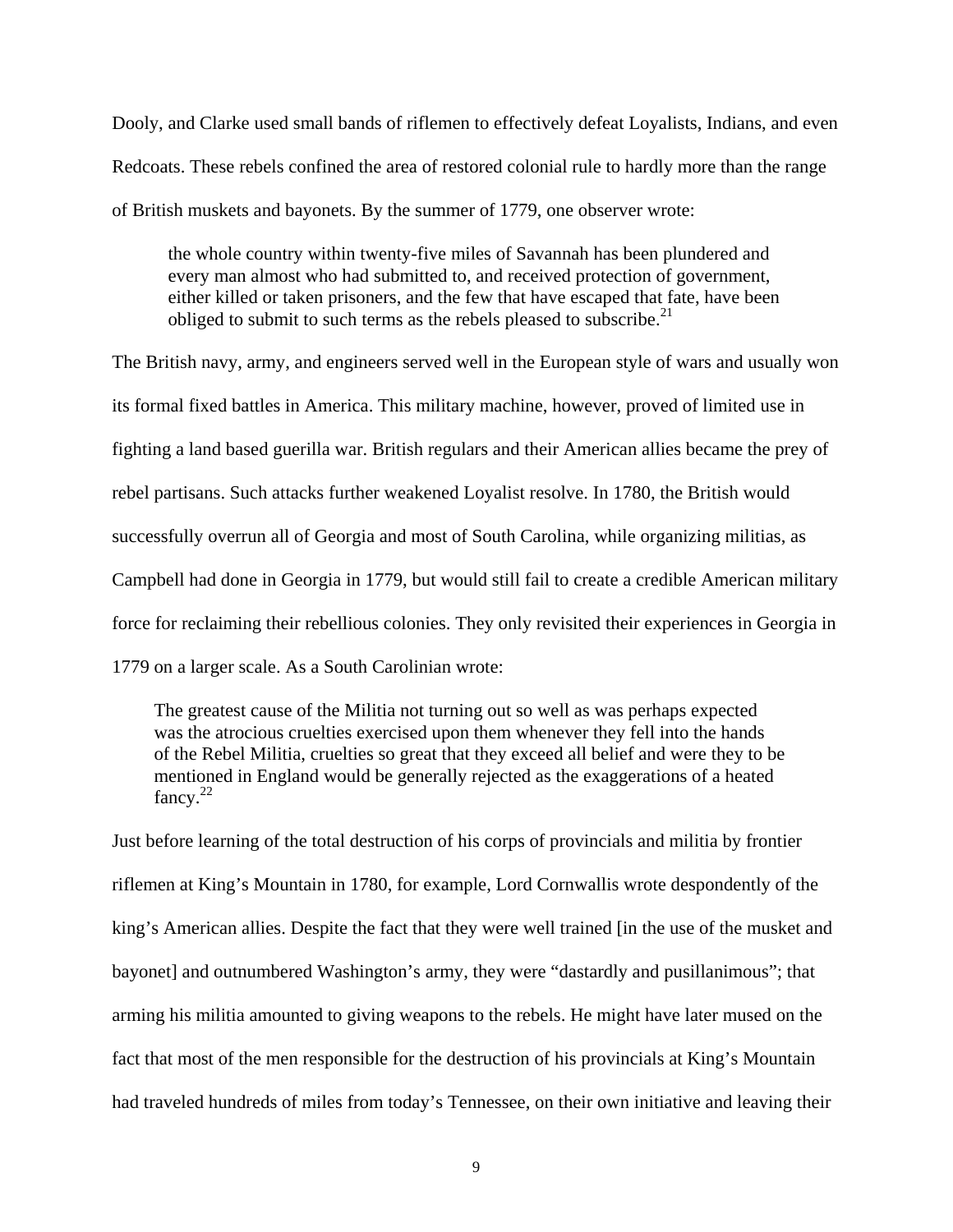Dooly, and Clarke used small bands of riflemen to effectively defeat Loyalists, Indians, and even Redcoats. These rebels confined the area of restored colonial rule to hardly more than the range of British muskets and bayonets. By the summer of 1779, one observer wrote:

> the whole country within twenty-five miles of Savannah has been plundered and every man almost who had submitted to, and received protection of government, either killed or taken prisoners, and the few that have escaped that fate, have been obliged to submit to such terms as the rebels pleased to subscribe.[21]

The British navy, army, and engineers served well in the European style of wars and usually won its formal fixed battles in America. This military machine, however, proved of limited use in fighting a land based guerilla war. British regulars and their American allies became the prey of rebel partisans. Such attacks further weakened Loyalist resolve. In 1780, the British would successfully overrun all of Georgia and most of South Carolina, while organizing militias, as Campbell had done in Georgia in 1779, but would still fail to create a credible American military force for reclaiming their rebellious colonies. They only revisited their experiences in Georgia in 1779 on a larger scale. As a South Carolinian wrote:

> The greatest cause of the Militia not turning out so well as was perhaps expected was the atrocious cruelties exercised upon them whenever they fell into the hands of the Rebel Militia, cruelties so great that they exceed all belief and were they to be mentioned in England would be generally rejected as the exaggerations of a heated fancy.[22]

Just before learning of the total destruction of his corps of provincials and militia by frontier riflemen at King's Mountain in 1780, for example, Lord Cornwallis wrote despondently of the king's American allies. Despite the fact that they were well trained [in the use of the musket and bayonet] and outnumbered Washington's army, they were "dastardly and pusillanimous"; that arming his militia amounted to giving weapons to the rebels. He might have later mused on the fact that most of the men responsible for the destruction of his provincials at King's Mountain had traveled hundreds of miles from today's Tennessee, on their own initiative and leaving their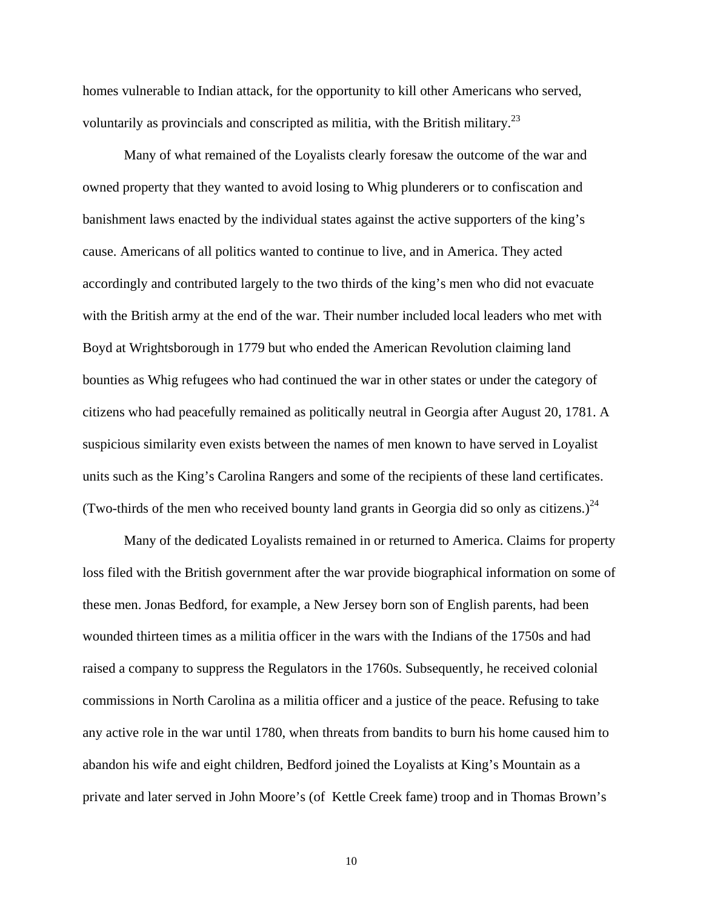homes vulnerable to Indian attack, for the opportunity to kill other Americans who served, voluntarily as provincials and conscripted as militia, with the British military.[23]

Many of what remained of the Loyalists clearly foresaw the outcome of the war and owned property that they wanted to avoid losing to Whig plunderers or to confiscation and banishment laws enacted by the individual states against the active supporters of the king's cause. Americans of all politics wanted to continue to live, and in America. They acted accordingly and contributed largely to the two thirds of the king's men who did not evacuate with the British army at the end of the war. Their number included local leaders who met with Boyd at Wrightsborough in 1779 but who ended the American Revolution claiming land bounties as Whig refugees who had continued the war in other states or under the category of citizens who had peacefully remained as politically neutral in Georgia after August 20, 1781. A suspicious similarity even exists between the names of men known to have served in Loyalist units such as the King's Carolina Rangers and some of the recipients of these land certificates. (Two-thirds of the men who received bounty land grants in Georgia did so only as citizens.)[24]

Many of the dedicated Loyalists remained in or returned to America. Claims for property loss filed with the British government after the war provide biographical information on some of these men. Jonas Bedford, for example, a New Jersey born son of English parents, had been wounded thirteen times as a militia officer in the wars with the Indians of the 1750s and had raised a company to suppress the Regulators in the 1760s. Subsequently, he received colonial commissions in North Carolina as a militia officer and a justice of the peace. Refusing to take any active role in the war until 1780, when threats from bandits to burn his home caused him to abandon his wife and eight children, Bedford joined the Loyalists at King's Mountain as a private and later served in John Moore's (of Kettle Creek fame) troop and in Thomas Brown's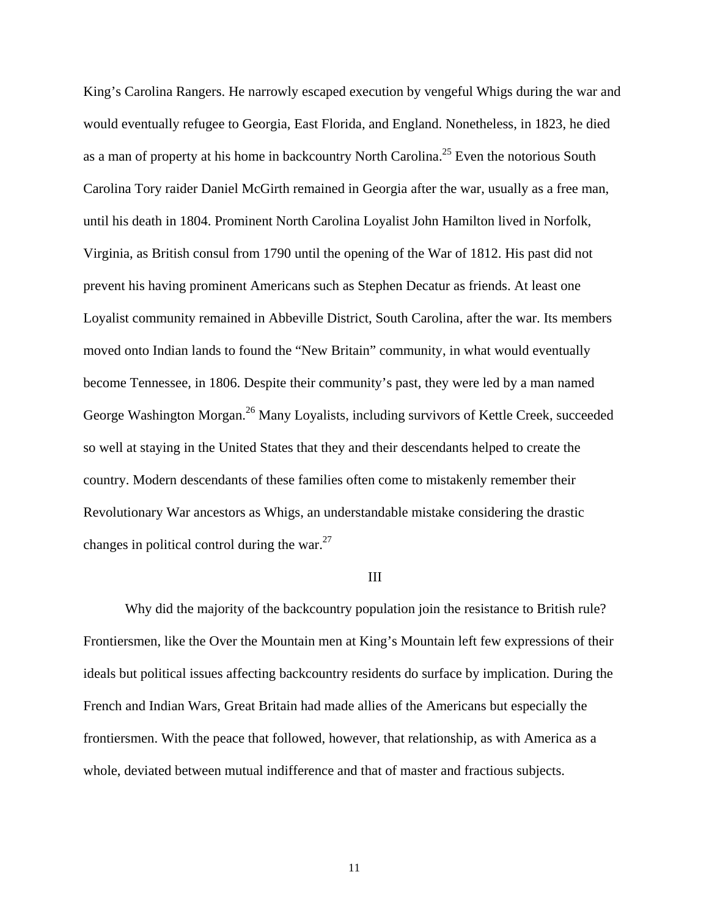King's Carolina Rangers. He narrowly escaped execution by vengeful Whigs during the war and would eventually refugee to Georgia, East Florida, and England. Nonetheless, in 1823, he died as a man of property at his home in backcountry North Carolina.[25] Even the notorious South Carolina Tory raider Daniel McGirth remained in Georgia after the war, usually as a free man, until his death in 1804. Prominent North Carolina Loyalist John Hamilton lived in Norfolk, Virginia, as British consul from 1790 until the opening of the War of 1812. His past did not prevent his having prominent Americans such as Stephen Decatur as friends. At least one Loyalist community remained in Abbeville District, South Carolina, after the war. Its members moved onto Indian lands to found the "New Britain" community, in what would eventually become Tennessee, in 1806. Despite their community's past, they were led by a man named George Washington Morgan.[26] Many Loyalists, including survivors of Kettle Creek, succeeded so well at staying in the United States that they and their descendants helped to create the country. Modern descendants of these families often come to mistakenly remember their Revolutionary War ancestors as Whigs, an understandable mistake considering the drastic changes in political control during the war.[27]

## III

Why did the majority of the backcountry population join the resistance to British rule? Frontiersmen, like the Over the Mountain men at King's Mountain left few expressions of their ideals but political issues affecting backcountry residents do surface by implication. During the French and Indian Wars, Great Britain had made allies of the Americans but especially the frontiersmen. With the peace that followed, however, that relationship, as with America as a whole, deviated between mutual indifference and that of master and fractious subjects.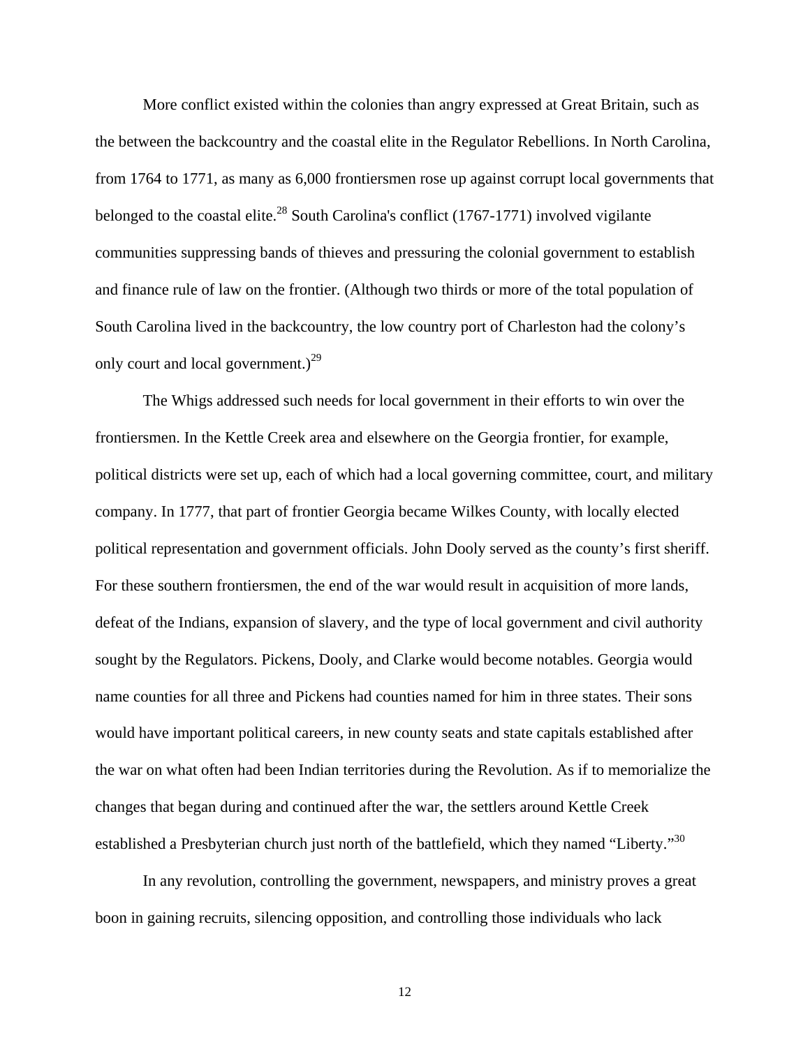More conflict existed within the colonies than angry expressed at Great Britain, such as the between the backcountry and the coastal elite in the Regulator Rebellions. In North Carolina, from 1764 to 1771, as many as 6,000 frontiersmen rose up against corrupt local governments that belonged to the coastal elite.[28] South Carolina's conflict (1767-1771) involved vigilante communities suppressing bands of thieves and pressuring the colonial government to establish and finance rule of law on the frontier. (Although two thirds or more of the total population of South Carolina lived in the backcountry, the low country port of Charleston had the colony's only court and local government.)[29]

The Whigs addressed such needs for local government in their efforts to win over the frontiersmen. In the Kettle Creek area and elsewhere on the Georgia frontier, for example, political districts were set up, each of which had a local governing committee, court, and military company. In 1777, that part of frontier Georgia became Wilkes County, with locally elected political representation and government officials. John Dooly served as the county's first sheriff. For these southern frontiersmen, the end of the war would result in acquisition of more lands, defeat of the Indians, expansion of slavery, and the type of local government and civil authority sought by the Regulators. Pickens, Dooly, and Clarke would become notables. Georgia would name counties for all three and Pickens had counties named for him in three states. Their sons would have important political careers, in new county seats and state capitals established after the war on what often had been Indian territories during the Revolution. As if to memorialize the changes that began during and continued after the war, the settlers around Kettle Creek established a Presbyterian church just north of the battlefield, which they named "Liberty."[30]

In any revolution, controlling the government, newspapers, and ministry proves a great boon in gaining recruits, silencing opposition, and controlling those individuals who lack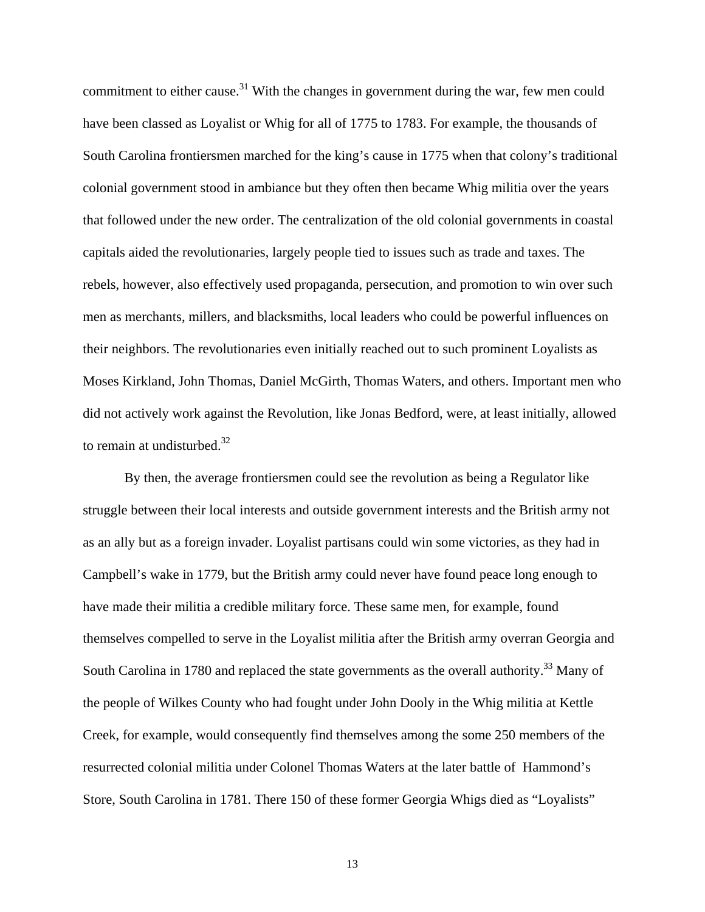commitment to either cause.[31] With the changes in government during the war, few men could have been classed as Loyalist or Whig for all of 1775 to 1783. For example, the thousands of South Carolina frontiersmen marched for the king's cause in 1775 when that colony's traditional colonial government stood in ambiance but they often then became Whig militia over the years that followed under the new order. The centralization of the old colonial governments in coastal capitals aided the revolutionaries, largely people tied to issues such as trade and taxes. The rebels, however, also effectively used propaganda, persecution, and promotion to win over such men as merchants, millers, and blacksmiths, local leaders who could be powerful influences on their neighbors. The revolutionaries even initially reached out to such prominent Loyalists as Moses Kirkland, John Thomas, Daniel McGirth, Thomas Waters, and others. Important men who did not actively work against the Revolution, like Jonas Bedford, were, at least initially, allowed to remain at undisturbed.[32]

By then, the average frontiersmen could see the revolution as being a Regulator like struggle between their local interests and outside government interests and the British army not as an ally but as a foreign invader. Loyalist partisans could win some victories, as they had in Campbell's wake in 1779, but the British army could never have found peace long enough to have made their militia a credible military force. These same men, for example, found themselves compelled to serve in the Loyalist militia after the British army overran Georgia and South Carolina in 1780 and replaced the state governments as the overall authority.[33] Many of the people of Wilkes County who had fought under John Dooly in the Whig militia at Kettle Creek, for example, would consequently find themselves among the some 250 members of the resurrected colonial militia under Colonel Thomas Waters at the later battle of Hammond's Store, South Carolina in 1781. There 150 of these former Georgia Whigs died as "Loyalists"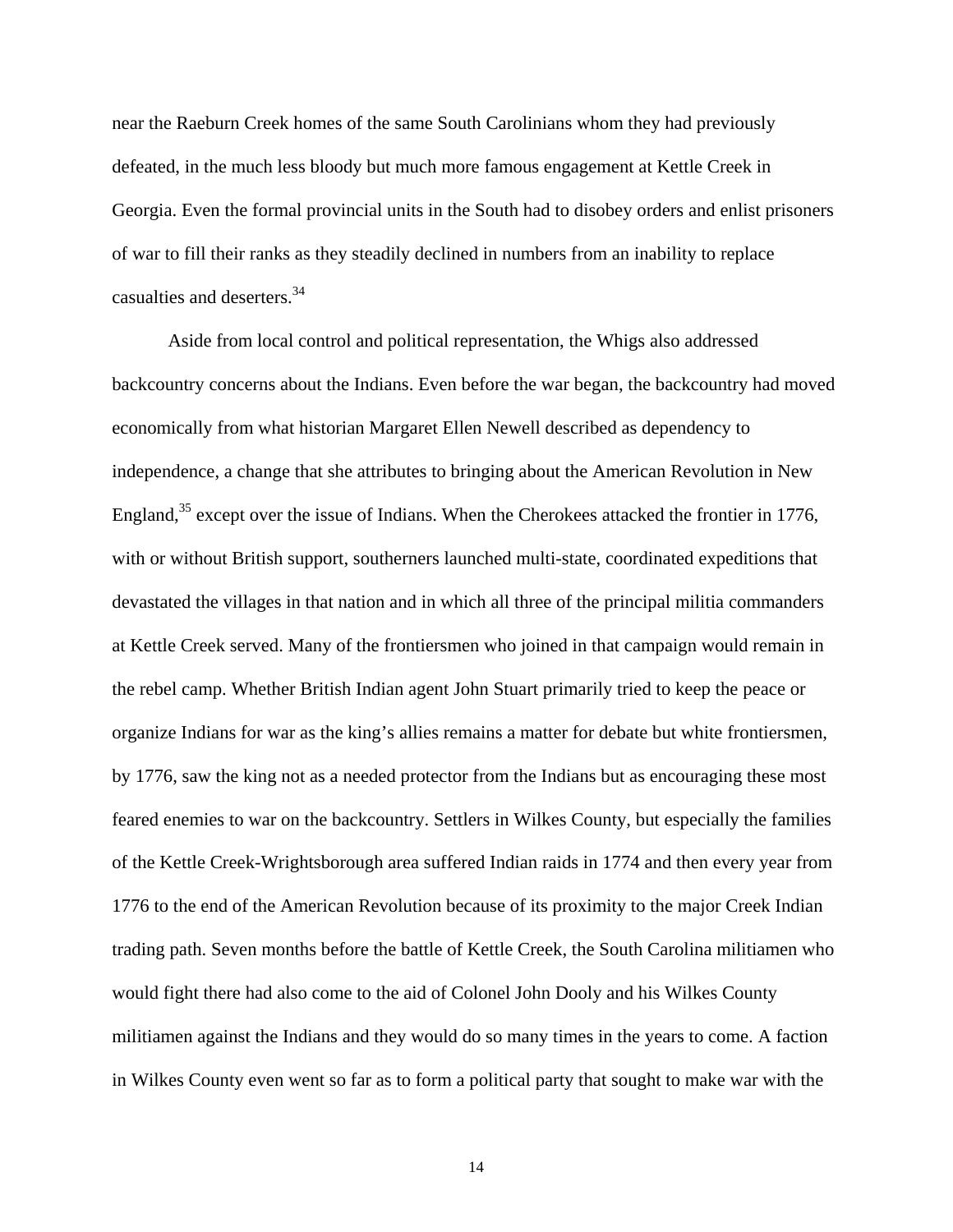near the Raeburn Creek homes of the same South Carolinians whom they had previously defeated, in the much less bloody but much more famous engagement at Kettle Creek in Georgia. Even the formal provincial units in the South had to disobey orders and enlist prisoners of war to fill their ranks as they steadily declined in numbers from an inability to replace casualties and deserters.[34]

Aside from local control and political representation, the Whigs also addressed backcountry concerns about the Indians. Even before the war began, the backcountry had moved economically from what historian Margaret Ellen Newell described as dependency to independence, a change that she attributes to bringing about the American Revolution in New England,[35] except over the issue of Indians. When the Cherokees attacked the frontier in 1776, with or without British support, southerners launched multi-state, coordinated expeditions that devastated the villages in that nation and in which all three of the principal militia commanders at Kettle Creek served. Many of the frontiersmen who joined in that campaign would remain in the rebel camp. Whether British Indian agent John Stuart primarily tried to keep the peace or organize Indians for war as the king's allies remains a matter for debate but white frontiersmen, by 1776, saw the king not as a needed protector from the Indians but as encouraging these most feared enemies to war on the backcountry. Settlers in Wilkes County, but especially the families of the Kettle Creek-Wrightsborough area suffered Indian raids in 1774 and then every year from 1776 to the end of the American Revolution because of its proximity to the major Creek Indian trading path. Seven months before the battle of Kettle Creek, the South Carolina militiamen who would fight there had also come to the aid of Colonel John Dooly and his Wilkes County militiamen against the Indians and they would do so many times in the years to come. A faction in Wilkes County even went so far as to form a political party that sought to make war with the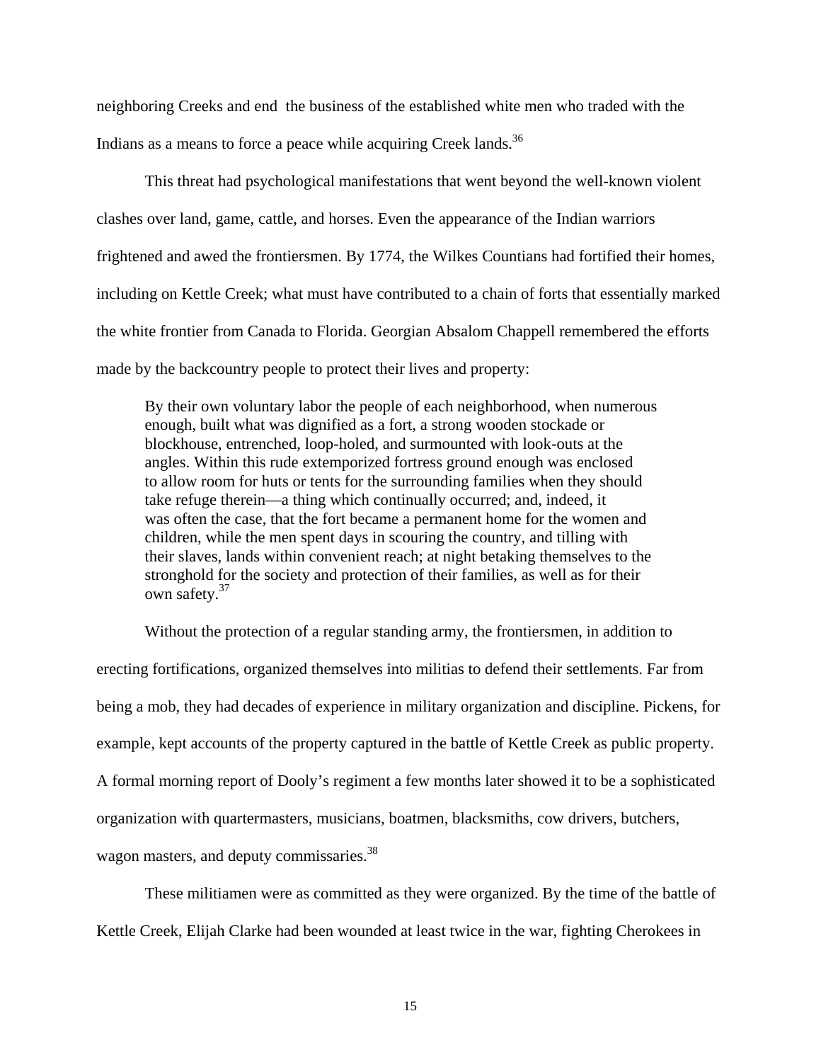neighboring Creeks and end  the business of the established white men who traded with the Indians as a means to force a peace while acquiring Creek lands.[36]

This threat had psychological manifestations that went beyond the well-known violent clashes over land, game, cattle, and horses. Even the appearance of the Indian warriors frightened and awed the frontiersmen. By 1774, the Wilkes Countians had fortified their homes, including on Kettle Creek; what must have contributed to a chain of forts that essentially marked the white frontier from Canada to Florida. Georgian Absalom Chappell remembered the efforts made by the backcountry people to protect their lives and property:

> By their own voluntary labor the people of each neighborhood, when numerous enough, built what was dignified as a fort, a strong wooden stockade or blockhouse, entrenched, loop-holed, and surmounted with look-outs at the angles. Within this rude extemporized fortress ground enough was enclosed to allow room for huts or tents for the surrounding families when they should take refuge therein—a thing which continually occurred; and, indeed, it was often the case, that the fort became a permanent home for the women and children, while the men spent days in scouring the country, and tilling with their slaves, lands within convenient reach; at night betaking themselves to the stronghold for the society and protection of their families, as well as for their own safety.[37]

Without the protection of a regular standing army, the frontiersmen, in addition to erecting fortifications, organized themselves into militias to defend their settlements. Far from being a mob, they had decades of experience in military organization and discipline. Pickens, for example, kept accounts of the property captured in the battle of Kettle Creek as public property. A formal morning report of Dooly's regiment a few months later showed it to be a sophisticated organization with quartermasters, musicians, boatmen, blacksmiths, cow drivers, butchers, wagon masters, and deputy commissaries.[38]

These militiamen were as committed as they were organized. By the time of the battle of Kettle Creek, Elijah Clarke had been wounded at least twice in the war, fighting Cherokees in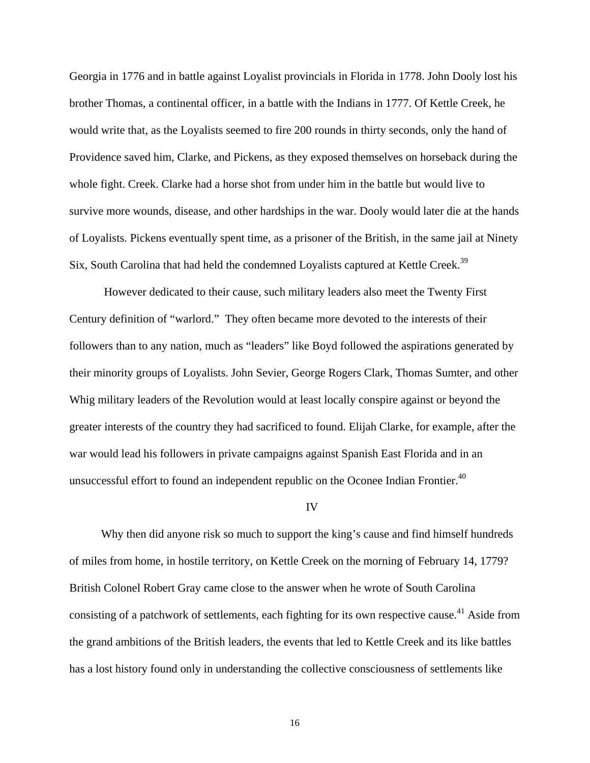Georgia in 1776 and in battle against Loyalist provincials in Florida in 1778. John Dooly lost his brother Thomas, a continental officer, in a battle with the Indians in 1777. Of Kettle Creek, he would write that, as the Loyalists seemed to fire 200 rounds in thirty seconds, only the hand of Providence saved him, Clarke, and Pickens, as they exposed themselves on horseback during the whole fight. Creek. Clarke had a horse shot from under him in the battle but would live to survive more wounds, disease, and other hardships in the war. Dooly would later die at the hands of Loyalists. Pickens eventually spent time, as a prisoner of the British, in the same jail at Ninety Six, South Carolina that had held the condemned Loyalists captured at Kettle Creek.[39]

However dedicated to their cause, such military leaders also meet the Twenty First Century definition of "warlord." They often became more devoted to the interests of their followers than to any nation, much as "leaders" like Boyd followed the aspirations generated by their minority groups of Loyalists. John Sevier, George Rogers Clark, Thomas Sumter, and other Whig military leaders of the Revolution would at least locally conspire against or beyond the greater interests of the country they had sacrificed to found. Elijah Clarke, for example, after the war would lead his followers in private campaigns against Spanish East Florida and in an unsuccessful effort to found an independent republic on the Oconee Indian Frontier.[40]

## IV

Why then did anyone risk so much to support the king's cause and find himself hundreds of miles from home, in hostile territory, on Kettle Creek on the morning of February 14, 1779? British Colonel Robert Gray came close to the answer when he wrote of South Carolina consisting of a patchwork of settlements, each fighting for its own respective cause.[41] Aside from the grand ambitions of the British leaders, the events that led to Kettle Creek and its like battles has a lost history found only in understanding the collective consciousness of settlements like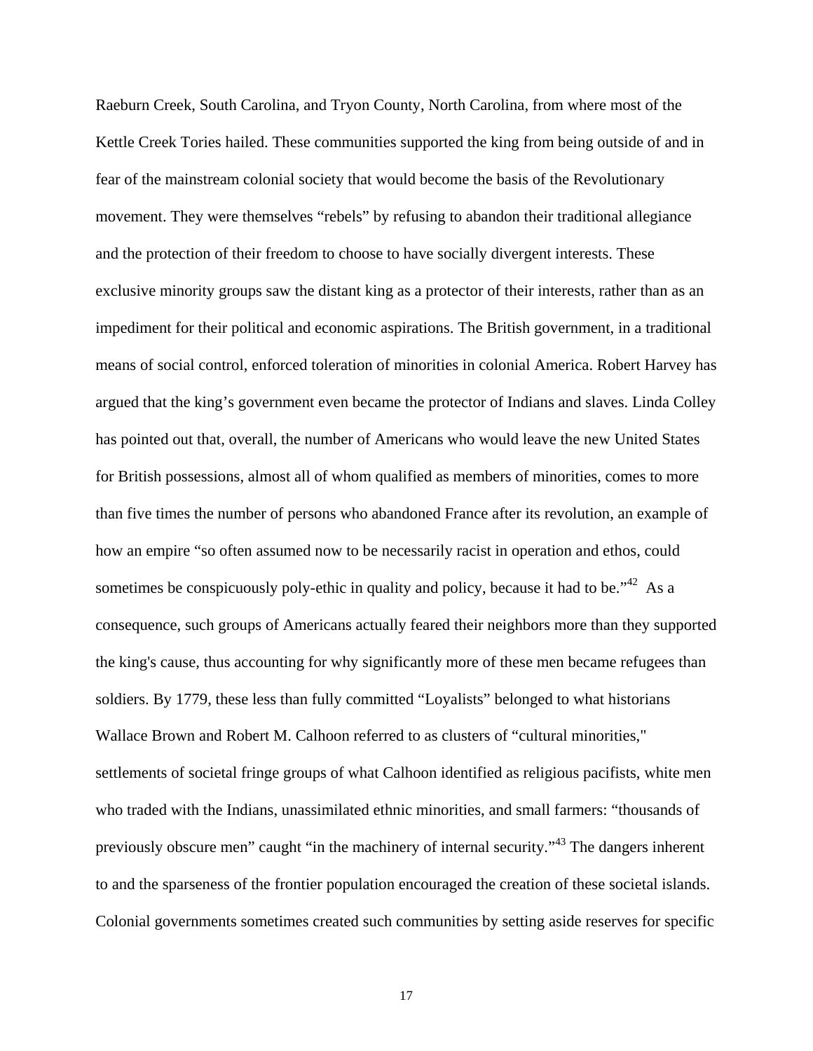Raeburn Creek, South Carolina, and Tryon County, North Carolina, from where most of the Kettle Creek Tories hailed. These communities supported the king from being outside of and in fear of the mainstream colonial society that would become the basis of the Revolutionary movement. They were themselves "rebels" by refusing to abandon their traditional allegiance and the protection of their freedom to choose to have socially divergent interests. These exclusive minority groups saw the distant king as a protector of their interests, rather than as an impediment for their political and economic aspirations. The British government, in a traditional means of social control, enforced toleration of minorities in colonial America. Robert Harvey has argued that the king's government even became the protector of Indians and slaves. Linda Colley has pointed out that, overall, the number of Americans who would leave the new United States for British possessions, almost all of whom qualified as members of minorities, comes to more than five times the number of persons who abandoned France after its revolution, an example of how an empire "so often assumed now to be necessarily racist in operation and ethos, could sometimes be conspicuously poly-ethic in quality and policy, because it had to be."[42] As a consequence, such groups of Americans actually feared their neighbors more than they supported the king's cause, thus accounting for why significantly more of these men became refugees than soldiers. By 1779, these less than fully committed "Loyalists" belonged to what historians Wallace Brown and Robert M. Calhoon referred to as clusters of "cultural minorities," settlements of societal fringe groups of what Calhoon identified as religious pacifists, white men who traded with the Indians, unassimilated ethnic minorities, and small farmers: "thousands of previously obscure men" caught "in the machinery of internal security."[43] The dangers inherent to and the sparseness of the frontier population encouraged the creation of these societal islands. Colonial governments sometimes created such communities by setting aside reserves for specific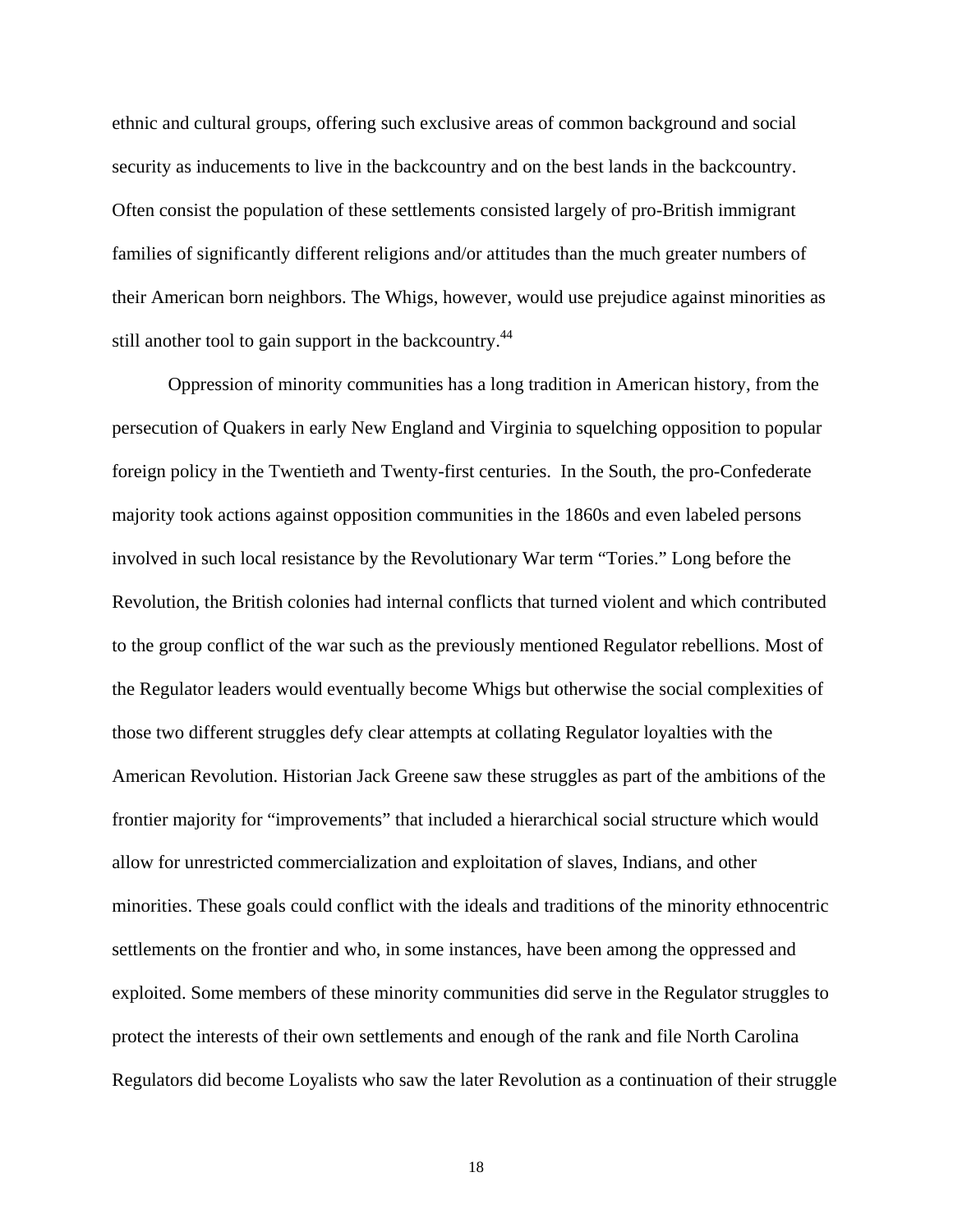ethnic and cultural groups, offering such exclusive areas of common background and social security as inducements to live in the backcountry and on the best lands in the backcountry. Often consist the population of these settlements consisted largely of pro-British immigrant families of significantly different religions and/or attitudes than the much greater numbers of their American born neighbors. The Whigs, however, would use prejudice against minorities as still another tool to gain support in the backcountry.[44]

Oppression of minority communities has a long tradition in American history, from the persecution of Quakers in early New England and Virginia to squelching opposition to popular foreign policy in the Twentieth and Twenty-first centuries. In the South, the pro-Confederate majority took actions against opposition communities in the 1860s and even labeled persons involved in such local resistance by the Revolutionary War term "Tories." Long before the Revolution, the British colonies had internal conflicts that turned violent and which contributed to the group conflict of the war such as the previously mentioned Regulator rebellions. Most of the Regulator leaders would eventually become Whigs but otherwise the social complexities of those two different struggles defy clear attempts at collating Regulator loyalties with the American Revolution. Historian Jack Greene saw these struggles as part of the ambitions of the frontier majority for "improvements" that included a hierarchical social structure which would allow for unrestricted commercialization and exploitation of slaves, Indians, and other minorities. These goals could conflict with the ideals and traditions of the minority ethnocentric settlements on the frontier and who, in some instances, have been among the oppressed and exploited. Some members of these minority communities did serve in the Regulator struggles to protect the interests of their own settlements and enough of the rank and file North Carolina Regulators did become Loyalists who saw the later Revolution as a continuation of their struggle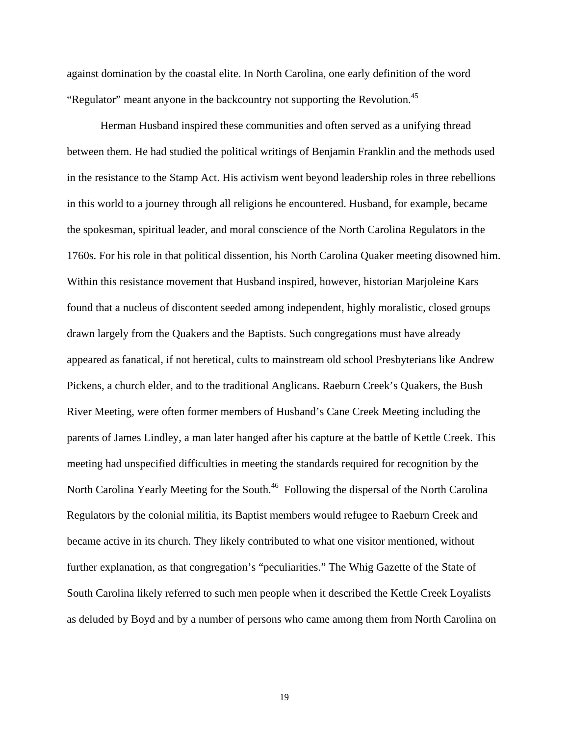against domination by the coastal elite. In North Carolina, one early definition of the word "Regulator" meant anyone in the backcountry not supporting the Revolution.[45]

Herman Husband inspired these communities and often served as a unifying thread between them. He had studied the political writings of Benjamin Franklin and the methods used in the resistance to the Stamp Act. His activism went beyond leadership roles in three rebellions in this world to a journey through all religions he encountered. Husband, for example, became the spokesman, spiritual leader, and moral conscience of the North Carolina Regulators in the 1760s. For his role in that political dissention, his North Carolina Quaker meeting disowned him. Within this resistance movement that Husband inspired, however, historian Marjoleine Kars found that a nucleus of discontent seeded among independent, highly moralistic, closed groups drawn largely from the Quakers and the Baptists. Such congregations must have already appeared as fanatical, if not heretical, cults to mainstream old school Presbyterians like Andrew Pickens, a church elder, and to the traditional Anglicans. Raeburn Creek's Quakers, the Bush River Meeting, were often former members of Husband's Cane Creek Meeting including the parents of James Lindley, a man later hanged after his capture at the battle of Kettle Creek. This meeting had unspecified difficulties in meeting the standards required for recognition by the North Carolina Yearly Meeting for the South.[46] Following the dispersal of the North Carolina Regulators by the colonial militia, its Baptist members would refugee to Raeburn Creek and became active in its church. They likely contributed to what one visitor mentioned, without further explanation, as that congregation's "peculiarities." The Whig Gazette of the State of South Carolina likely referred to such men people when it described the Kettle Creek Loyalists as deluded by Boyd and by a number of persons who came among them from North Carolina on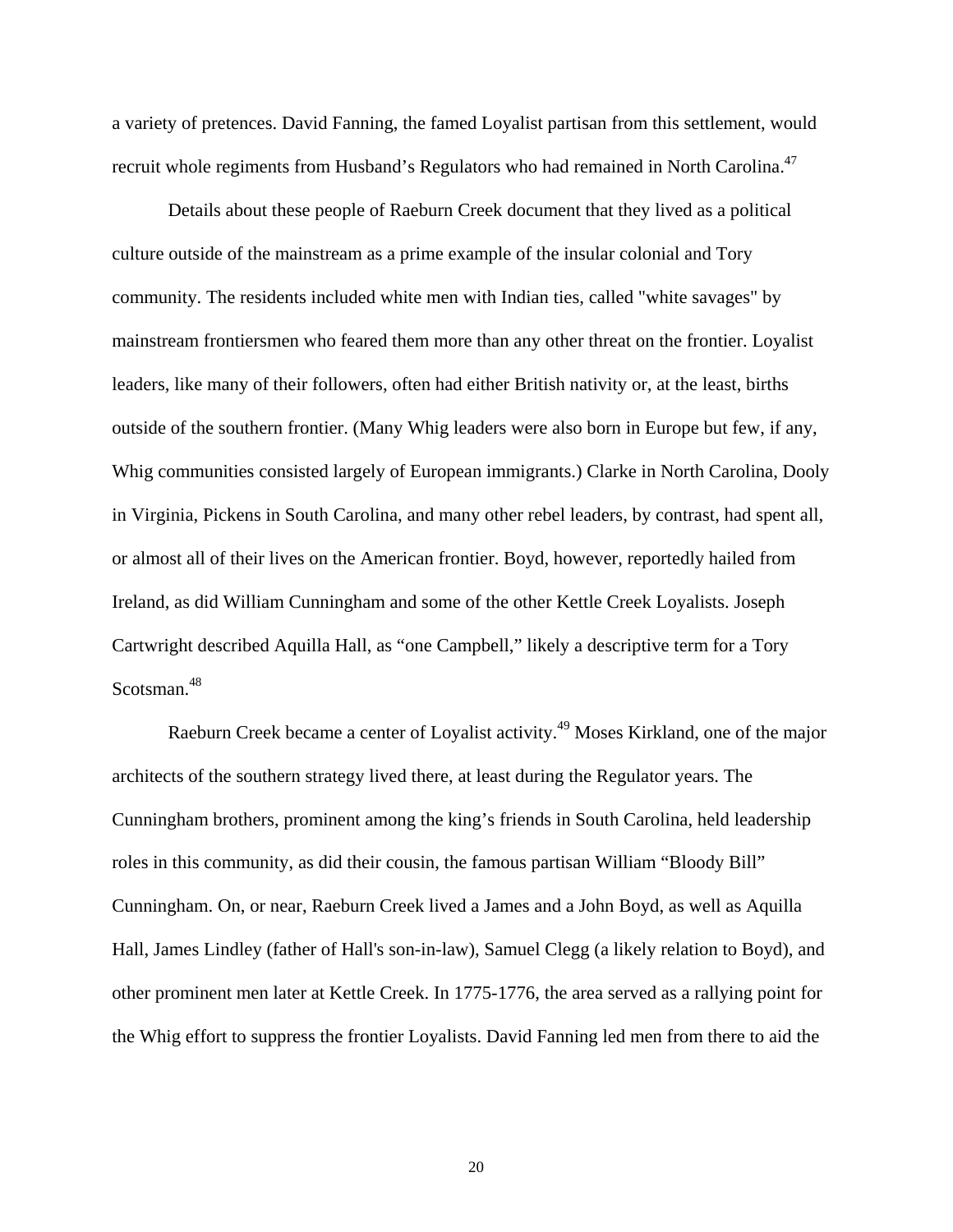a variety of pretences. David Fanning, the famed Loyalist partisan from this settlement, would recruit whole regiments from Husband's Regulators who had remained in North Carolina.[47]

Details about these people of Raeburn Creek document that they lived as a political culture outside of the mainstream as a prime example of the insular colonial and Tory community. The residents included white men with Indian ties, called "white savages" by mainstream frontiersmen who feared them more than any other threat on the frontier. Loyalist leaders, like many of their followers, often had either British nativity or, at the least, births outside of the southern frontier. (Many Whig leaders were also born in Europe but few, if any, Whig communities consisted largely of European immigrants.) Clarke in North Carolina, Dooly in Virginia, Pickens in South Carolina, and many other rebel leaders, by contrast, had spent all, or almost all of their lives on the American frontier. Boyd, however, reportedly hailed from Ireland, as did William Cunningham and some of the other Kettle Creek Loyalists. Joseph Cartwright described Aquilla Hall, as "one Campbell," likely a descriptive term for a Tory Scotsman.[48]

Raeburn Creek became a center of Loyalist activity.[49] Moses Kirkland, one of the major architects of the southern strategy lived there, at least during the Regulator years. The Cunningham brothers, prominent among the king's friends in South Carolina, held leadership roles in this community, as did their cousin, the famous partisan William "Bloody Bill" Cunningham. On, or near, Raeburn Creek lived a James and a John Boyd, as well as Aquilla Hall, James Lindley (father of Hall's son-in-law), Samuel Clegg (a likely relation to Boyd), and other prominent men later at Kettle Creek. In 1775-1776, the area served as a rallying point for the Whig effort to suppress the frontier Loyalists. David Fanning led men from there to aid the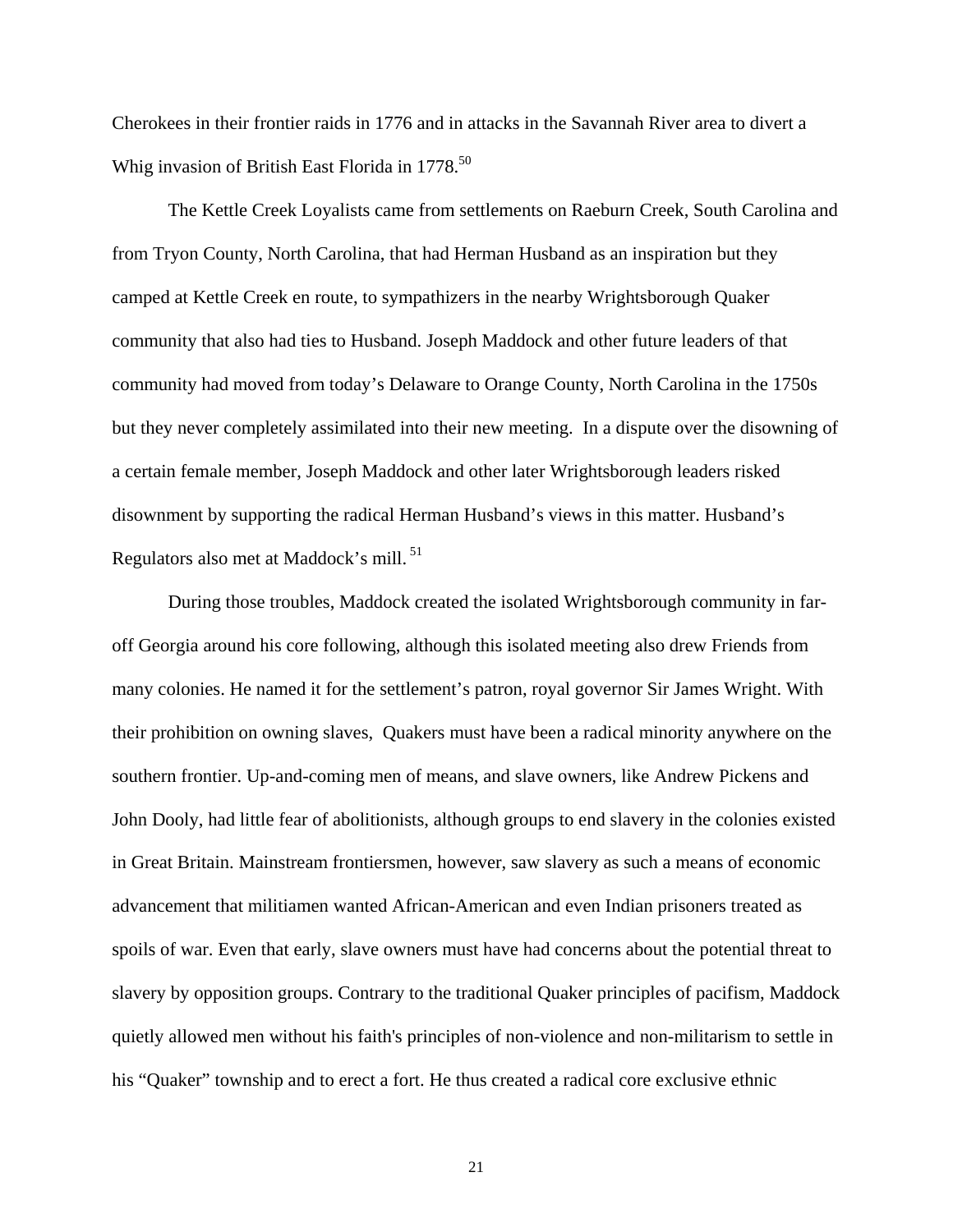Cherokees in their frontier raids in 1776 and in attacks in the Savannah River area to divert a Whig invasion of British East Florida in 1778.[50]

The Kettle Creek Loyalists came from settlements on Raeburn Creek, South Carolina and from Tryon County, North Carolina, that had Herman Husband as an inspiration but they camped at Kettle Creek en route, to sympathizers in the nearby Wrightsborough Quaker community that also had ties to Husband. Joseph Maddock and other future leaders of that community had moved from today's Delaware to Orange County, North Carolina in the 1750s but they never completely assimilated into their new meeting. In a dispute over the disowning of a certain female member, Joseph Maddock and other later Wrightsborough leaders risked disownment by supporting the radical Herman Husband's views in this matter. Husband's Regulators also met at Maddock's mill.[51]

During those troubles, Maddock created the isolated Wrightsborough community in far-off Georgia around his core following, although this isolated meeting also drew Friends from many colonies. He named it for the settlement's patron, royal governor Sir James Wright. With their prohibition on owning slaves, Quakers must have been a radical minority anywhere on the southern frontier. Up-and-coming men of means, and slave owners, like Andrew Pickens and John Dooly, had little fear of abolitionists, although groups to end slavery in the colonies existed in Great Britain. Mainstream frontiersmen, however, saw slavery as such a means of economic advancement that militiamen wanted African-American and even Indian prisoners treated as spoils of war. Even that early, slave owners must have had concerns about the potential threat to slavery by opposition groups. Contrary to the traditional Quaker principles of pacifism, Maddock quietly allowed men without his faith's principles of non-violence and non-militarism to settle in his "Quaker" township and to erect a fort. He thus created a radical core exclusive ethnic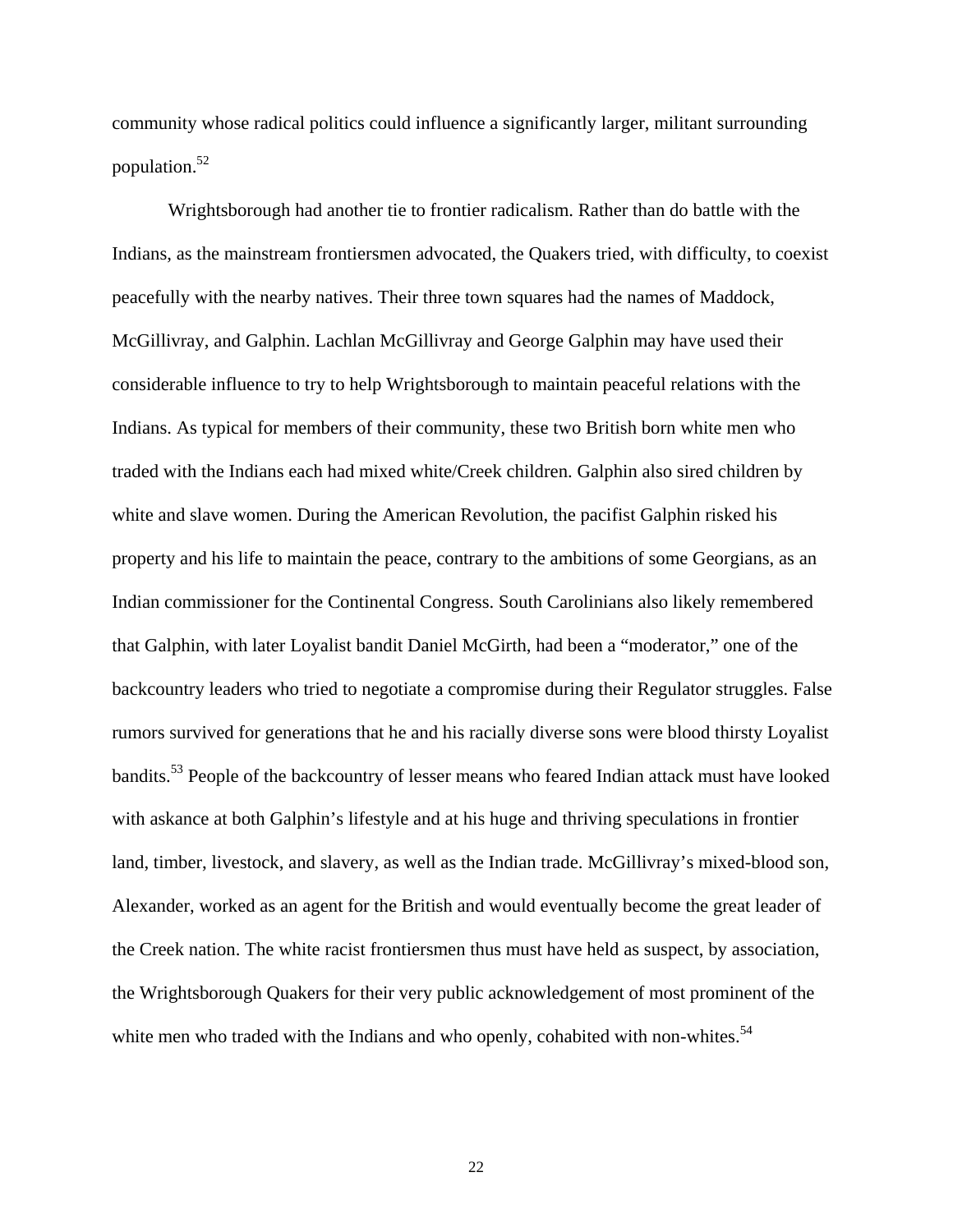community whose radical politics could influence a significantly larger, militant surrounding population.[52]

Wrightsborough had another tie to frontier radicalism. Rather than do battle with the Indians, as the mainstream frontiersmen advocated, the Quakers tried, with difficulty, to coexist peacefully with the nearby natives. Their three town squares had the names of Maddock, McGillivray, and Galphin. Lachlan McGillivray and George Galphin may have used their considerable influence to try to help Wrightsborough to maintain peaceful relations with the Indians. As typical for members of their community, these two British born white men who traded with the Indians each had mixed white/Creek children. Galphin also sired children by white and slave women. During the American Revolution, the pacifist Galphin risked his property and his life to maintain the peace, contrary to the ambitions of some Georgians, as an Indian commissioner for the Continental Congress. South Carolinians also likely remembered that Galphin, with later Loyalist bandit Daniel McGirth, had been a "moderator," one of the backcountry leaders who tried to negotiate a compromise during their Regulator struggles. False rumors survived for generations that he and his racially diverse sons were blood thirsty Loyalist bandits.[53] People of the backcountry of lesser means who feared Indian attack must have looked with askance at both Galphin's lifestyle and at his huge and thriving speculations in frontier land, timber, livestock, and slavery, as well as the Indian trade. McGillivray's mixed-blood son, Alexander, worked as an agent for the British and would eventually become the great leader of the Creek nation. The white racist frontiersmen thus must have held as suspect, by association, the Wrightsborough Quakers for their very public acknowledgement of most prominent of the white men who traded with the Indians and who openly, cohabited with non-whites.[54]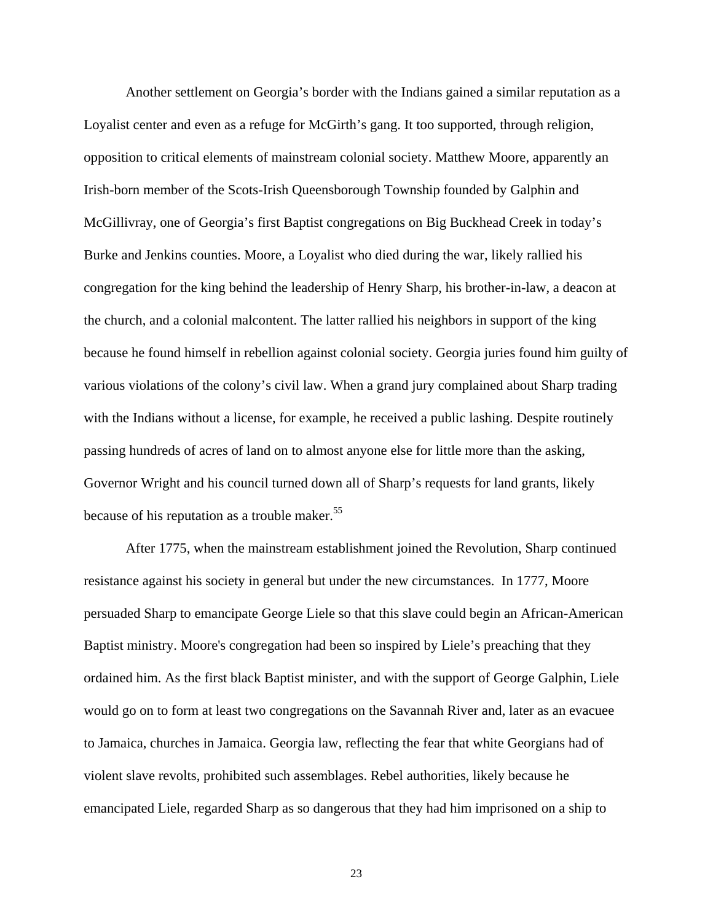Another settlement on Georgia's border with the Indians gained a similar reputation as a Loyalist center and even as a refuge for McGirth's gang. It too supported, through religion, opposition to critical elements of mainstream colonial society. Matthew Moore, apparently an Irish-born member of the Scots-Irish Queensborough Township founded by Galphin and McGillivray, one of Georgia's first Baptist congregations on Big Buckhead Creek in today's Burke and Jenkins counties. Moore, a Loyalist who died during the war, likely rallied his congregation for the king behind the leadership of Henry Sharp, his brother-in-law, a deacon at the church, and a colonial malcontent. The latter rallied his neighbors in support of the king because he found himself in rebellion against colonial society. Georgia juries found him guilty of various violations of the colony's civil law. When a grand jury complained about Sharp trading with the Indians without a license, for example, he received a public lashing. Despite routinely passing hundreds of acres of land on to almost anyone else for little more than the asking, Governor Wright and his council turned down all of Sharp's requests for land grants, likely because of his reputation as a trouble maker.[55]

After 1775, when the mainstream establishment joined the Revolution, Sharp continued resistance against his society in general but under the new circumstances. In 1777, Moore persuaded Sharp to emancipate George Liele so that this slave could begin an African-American Baptist ministry. Moore's congregation had been so inspired by Liele's preaching that they ordained him. As the first black Baptist minister, and with the support of George Galphin, Liele would go on to form at least two congregations on the Savannah River and, later as an evacuee to Jamaica, churches in Jamaica. Georgia law, reflecting the fear that white Georgians had of violent slave revolts, prohibited such assemblages. Rebel authorities, likely because he emancipated Liele, regarded Sharp as so dangerous that they had him imprisoned on a ship to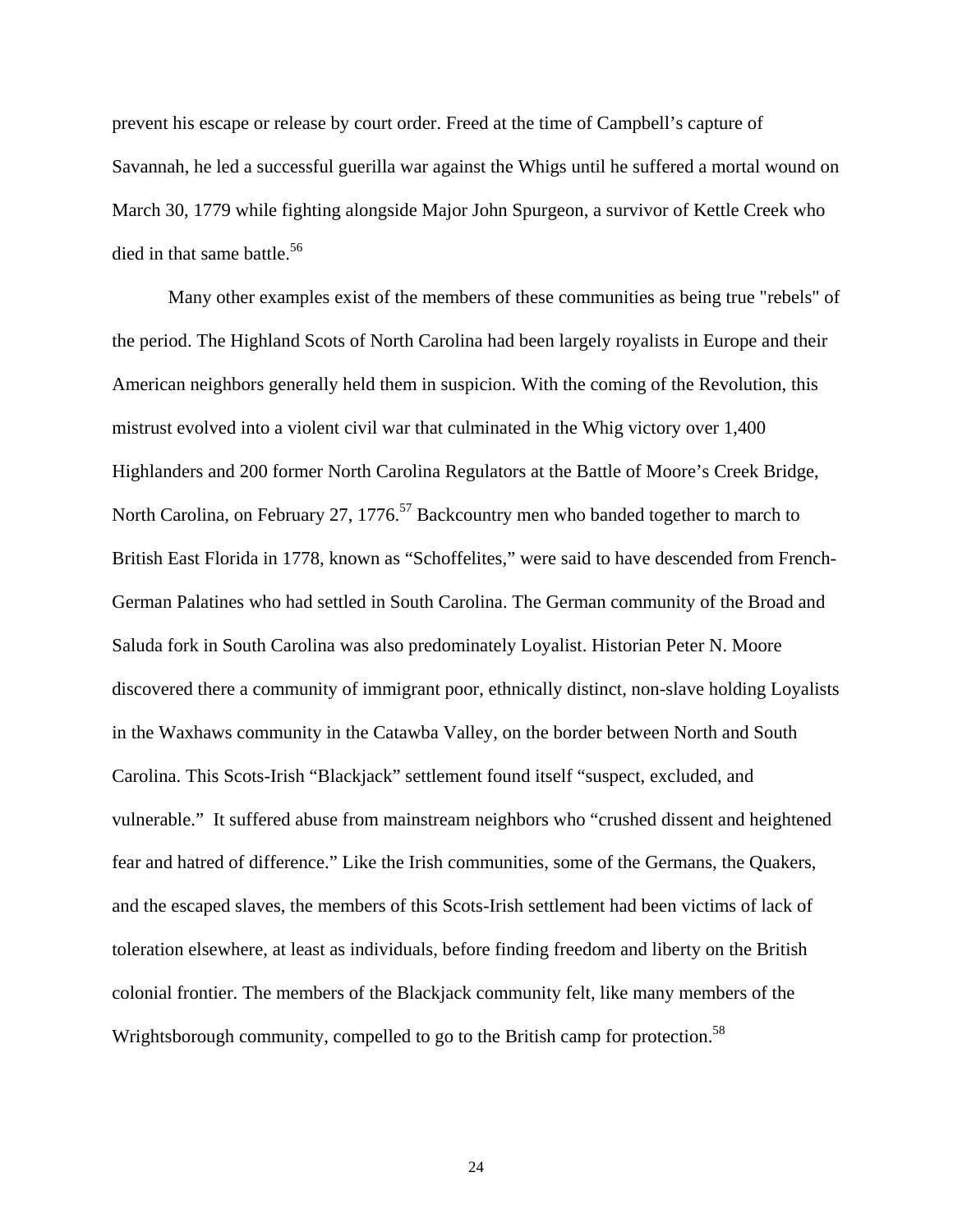prevent his escape or release by court order. Freed at the time of Campbell's capture of Savannah, he led a successful guerilla war against the Whigs until he suffered a mortal wound on March 30, 1779 while fighting alongside Major John Spurgeon, a survivor of Kettle Creek who died in that same battle.[56]

Many other examples exist of the members of these communities as being true "rebels" of the period. The Highland Scots of North Carolina had been largely royalists in Europe and their American neighbors generally held them in suspicion. With the coming of the Revolution, this mistrust evolved into a violent civil war that culminated in the Whig victory over 1,400 Highlanders and 200 former North Carolina Regulators at the Battle of Moore's Creek Bridge, North Carolina, on February 27, 1776.[57] Backcountry men who banded together to march to British East Florida in 1778, known as "Schoffelites," were said to have descended from French-German Palatines who had settled in South Carolina. The German community of the Broad and Saluda fork in South Carolina was also predominately Loyalist. Historian Peter N. Moore discovered there a community of immigrant poor, ethnically distinct, non-slave holding Loyalists in the Waxhaws community in the Catawba Valley, on the border between North and South Carolina. This Scots-Irish "Blackjack" settlement found itself "suspect, excluded, and vulnerable." It suffered abuse from mainstream neighbors who "crushed dissent and heightened fear and hatred of difference." Like the Irish communities, some of the Germans, the Quakers, and the escaped slaves, the members of this Scots-Irish settlement had been victims of lack of toleration elsewhere, at least as individuals, before finding freedom and liberty on the British colonial frontier. The members of the Blackjack community felt, like many members of the Wrightsborough community, compelled to go to the British camp for protection.[58]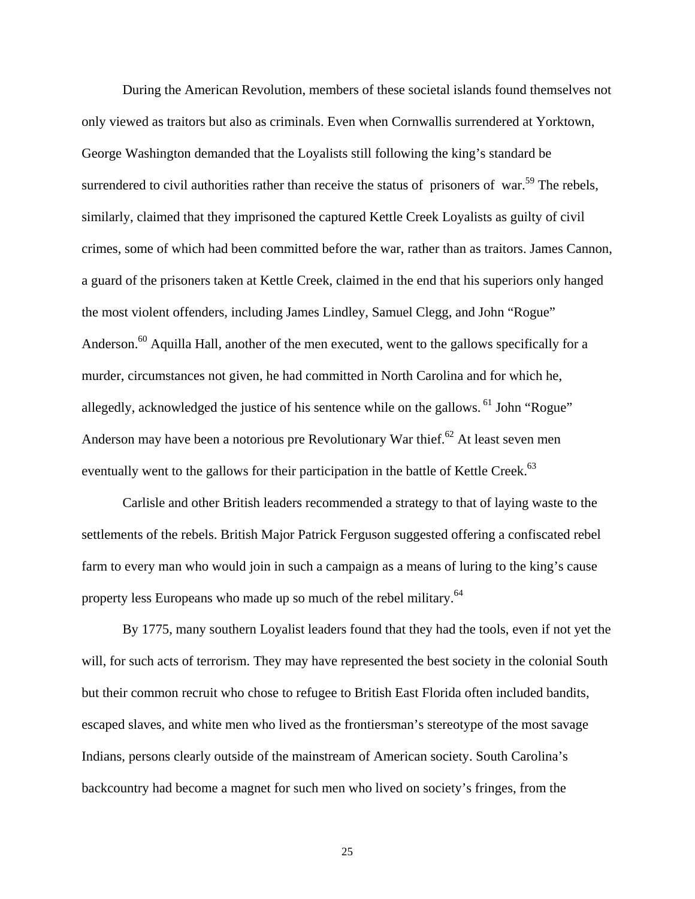During the American Revolution, members of these societal islands found themselves not only viewed as traitors but also as criminals. Even when Cornwallis surrendered at Yorktown, George Washington demanded that the Loyalists still following the king's standard be surrendered to civil authorities rather than receive the status of prisoners of war.[59] The rebels, similarly, claimed that they imprisoned the captured Kettle Creek Loyalists as guilty of civil crimes, some of which had been committed before the war, rather than as traitors. James Cannon, a guard of the prisoners taken at Kettle Creek, claimed in the end that his superiors only hanged the most violent offenders, including James Lindley, Samuel Clegg, and John "Rogue" Anderson.[60] Aquilla Hall, another of the men executed, went to the gallows specifically for a murder, circumstances not given, he had committed in North Carolina and for which he, allegedly, acknowledged the justice of his sentence while on the gallows.[61] John "Rogue" Anderson may have been a notorious pre Revolutionary War thief.[62] At least seven men eventually went to the gallows for their participation in the battle of Kettle Creek.[63]

Carlisle and other British leaders recommended a strategy to that of laying waste to the settlements of the rebels. British Major Patrick Ferguson suggested offering a confiscated rebel farm to every man who would join in such a campaign as a means of luring to the king's cause property less Europeans who made up so much of the rebel military.[64]

By 1775, many southern Loyalist leaders found that they had the tools, even if not yet the will, for such acts of terrorism. They may have represented the best society in the colonial South but their common recruit who chose to refugee to British East Florida often included bandits, escaped slaves, and white men who lived as the frontiersman's stereotype of the most savage Indians, persons clearly outside of the mainstream of American society. South Carolina's backcountry had become a magnet for such men who lived on society's fringes, from the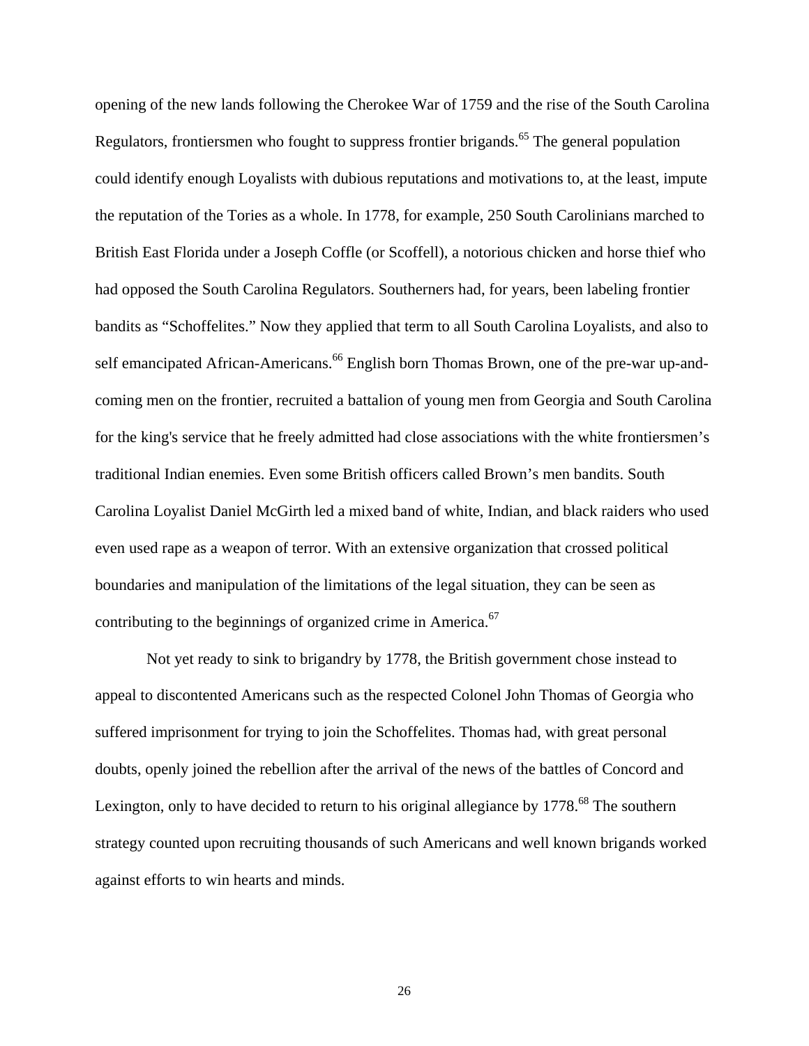opening of the new lands following the Cherokee War of 1759 and the rise of the South Carolina Regulators, frontiersmen who fought to suppress frontier brigands.[65] The general population could identify enough Loyalists with dubious reputations and motivations to, at the least, impute the reputation of the Tories as a whole. In 1778, for example, 250 South Carolinians marched to British East Florida under a Joseph Coffle (or Scoffell), a notorious chicken and horse thief who had opposed the South Carolina Regulators. Southerners had, for years, been labeling frontier bandits as "Schoffelites." Now they applied that term to all South Carolina Loyalists, and also to self emancipated African-Americans.[66] English born Thomas Brown, one of the pre-war up-and-coming men on the frontier, recruited a battalion of young men from Georgia and South Carolina for the king's service that he freely admitted had close associations with the white frontiersmen's traditional Indian enemies. Even some British officers called Brown's men bandits. South Carolina Loyalist Daniel McGirth led a mixed band of white, Indian, and black raiders who used even used rape as a weapon of terror. With an extensive organization that crossed political boundaries and manipulation of the limitations of the legal situation, they can be seen as contributing to the beginnings of organized crime in America.[67]

Not yet ready to sink to brigandry by 1778, the British government chose instead to appeal to discontented Americans such as the respected Colonel John Thomas of Georgia who suffered imprisonment for trying to join the Schoffelites. Thomas had, with great personal doubts, openly joined the rebellion after the arrival of the news of the battles of Concord and Lexington, only to have decided to return to his original allegiance by 1778.[68] The southern strategy counted upon recruiting thousands of such Americans and well known brigands worked against efforts to win hearts and minds.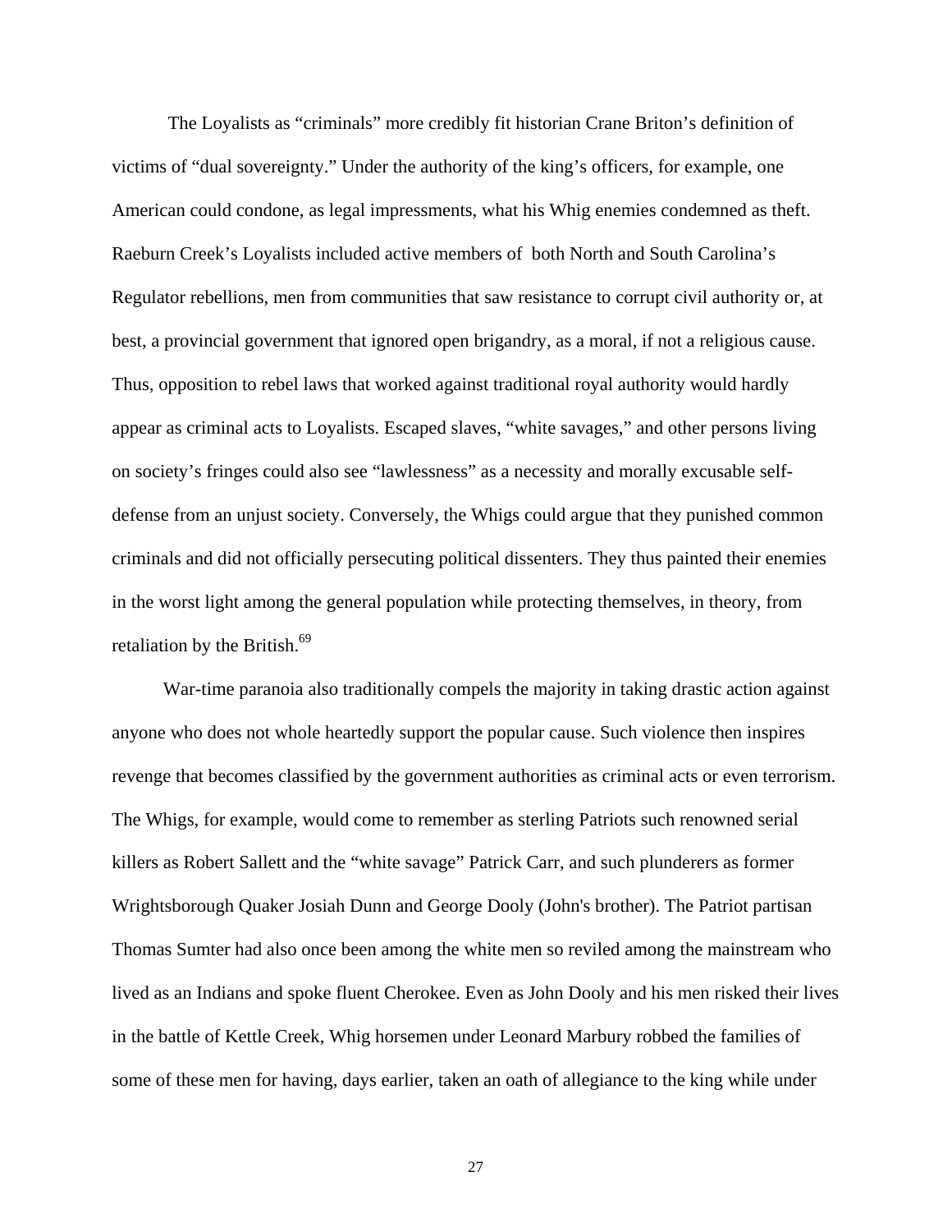The Loyalists as "criminals" more credibly fit historian Crane Briton's definition of victims of "dual sovereignty." Under the authority of the king's officers, for example, one American could condone, as legal impressments, what his Whig enemies condemned as theft. Raeburn Creek's Loyalists included active members of both North and South Carolina's Regulator rebellions, men from communities that saw resistance to corrupt civil authority or, at best, a provincial government that ignored open brigandry, as a moral, if not a religious cause. Thus, opposition to rebel laws that worked against traditional royal authority would hardly appear as criminal acts to Loyalists. Escaped slaves, "white savages," and other persons living on society's fringes could also see "lawlessness" as a necessity and morally excusable self-defense from an unjust society. Conversely, the Whigs could argue that they punished common criminals and did not officially persecuting political dissenters. They thus painted their enemies in the worst light among the general population while protecting themselves, in theory, from retaliation by the British.[69]

War-time paranoia also traditionally compels the majority in taking drastic action against anyone who does not whole heartedly support the popular cause. Such violence then inspires revenge that becomes classified by the government authorities as criminal acts or even terrorism. The Whigs, for example, would come to remember as sterling Patriots such renowned serial killers as Robert Sallett and the "white savage" Patrick Carr, and such plunderers as former Wrightsborough Quaker Josiah Dunn and George Dooly (John's brother). The Patriot partisan Thomas Sumter had also once been among the white men so reviled among the mainstream who lived as an Indians and spoke fluent Cherokee. Even as John Dooly and his men risked their lives in the battle of Kettle Creek, Whig horsemen under Leonard Marbury robbed the families of some of these men for having, days earlier, taken an oath of allegiance to the king while under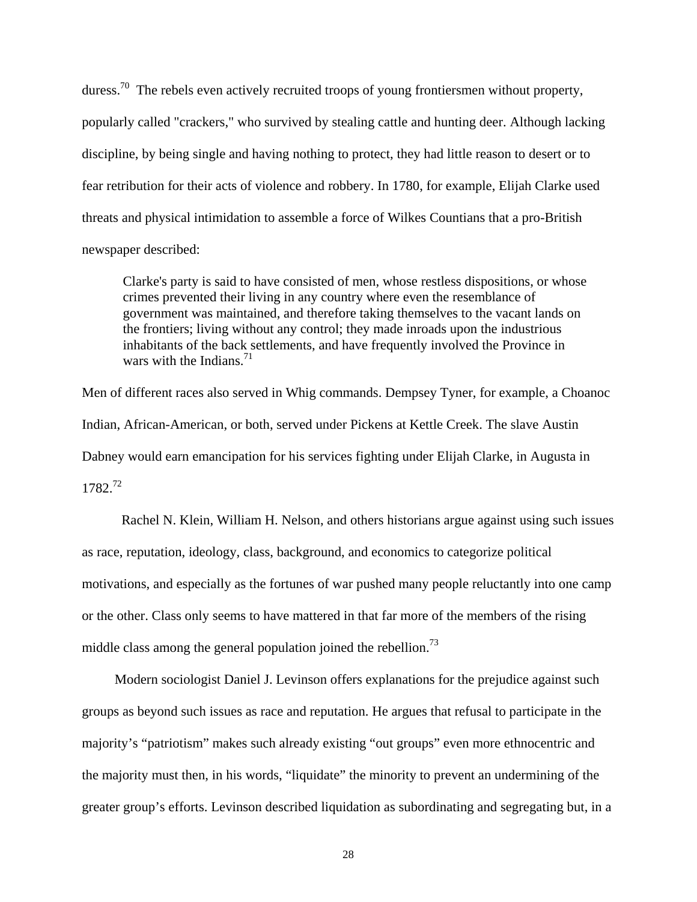duress.[70] The rebels even actively recruited troops of young frontiersmen without property, popularly called "crackers," who survived by stealing cattle and hunting deer. Although lacking discipline, by being single and having nothing to protect, they had little reason to desert or to fear retribution for their acts of violence and robbery. In 1780, for example, Elijah Clarke used threats and physical intimidation to assemble a force of Wilkes Countians that a pro-British newspaper described:

> Clarke's party is said to have consisted of men, whose restless dispositions, or whose crimes prevented their living in any country where even the resemblance of government was maintained, and therefore taking themselves to the vacant lands on the frontiers; living without any control; they made inroads upon the industrious inhabitants of the back settlements, and have frequently involved the Province in wars with the Indians.[71]

Men of different races also served in Whig commands. Dempsey Tyner, for example, a Choanoc Indian, African-American, or both, served under Pickens at Kettle Creek. The slave Austin Dabney would earn emancipation for his services fighting under Elijah Clarke, in Augusta in 1782.[72]

Rachel N. Klein, William H. Nelson, and others historians argue against using such issues as race, reputation, ideology, class, background, and economics to categorize political motivations, and especially as the fortunes of war pushed many people reluctantly into one camp or the other. Class only seems to have mattered in that far more of the members of the rising middle class among the general population joined the rebellion.[73]

Modern sociologist Daniel J. Levinson offers explanations for the prejudice against such groups as beyond such issues as race and reputation. He argues that refusal to participate in the majority's "patriotism" makes such already existing "out groups" even more ethnocentric and the majority must then, in his words, "liquidate" the minority to prevent an undermining of the greater group's efforts. Levinson described liquidation as subordinating and segregating but, in a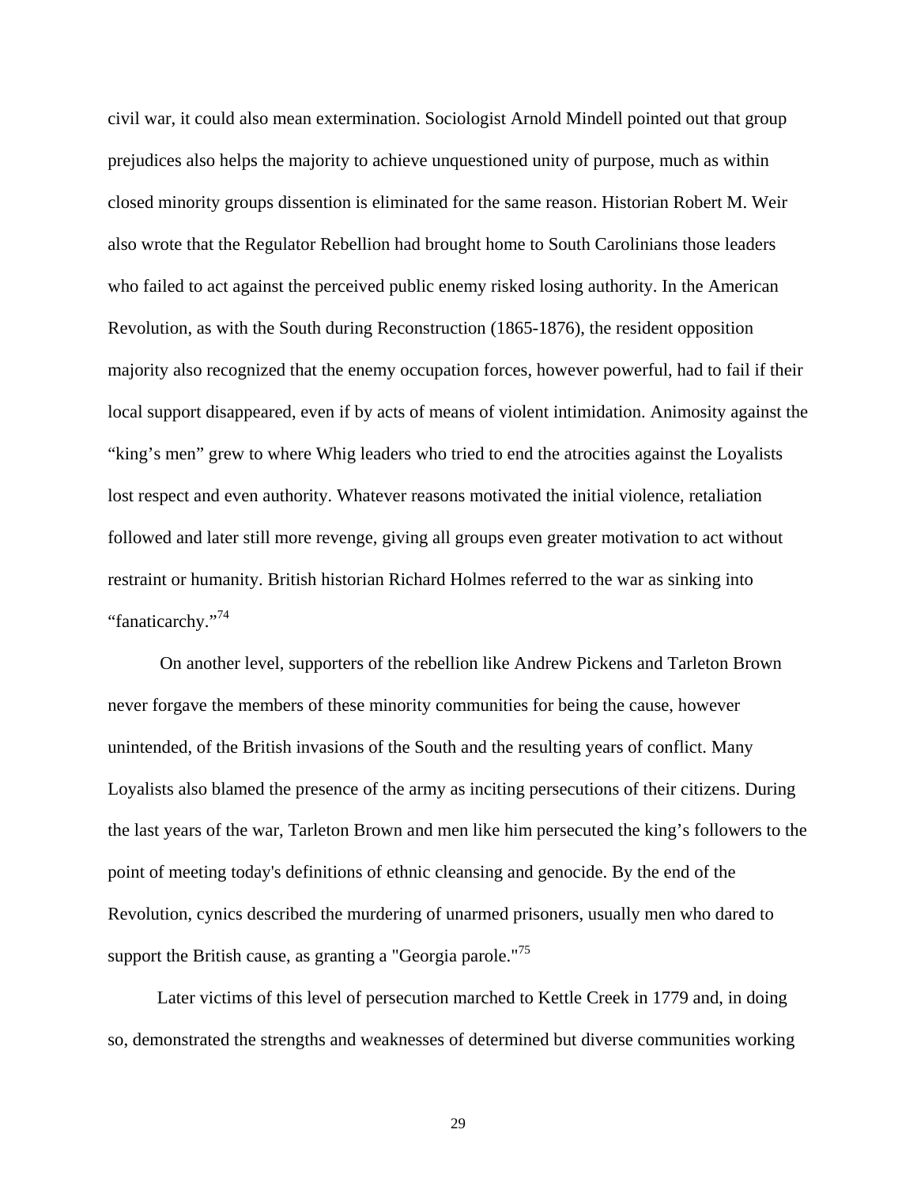civil war, it could also mean extermination. Sociologist Arnold Mindell pointed out that group prejudices also helps the majority to achieve unquestioned unity of purpose, much as within closed minority groups dissention is eliminated for the same reason. Historian Robert M. Weir also wrote that the Regulator Rebellion had brought home to South Carolinians those leaders who failed to act against the perceived public enemy risked losing authority. In the American Revolution, as with the South during Reconstruction (1865-1876), the resident opposition majority also recognized that the enemy occupation forces, however powerful, had to fail if their local support disappeared, even if by acts of means of violent intimidation. Animosity against the "king's men" grew to where Whig leaders who tried to end the atrocities against the Loyalists lost respect and even authority. Whatever reasons motivated the initial violence, retaliation followed and later still more revenge, giving all groups even greater motivation to act without restraint or humanity. British historian Richard Holmes referred to the war as sinking into "fanaticarchy."[74]

On another level, supporters of the rebellion like Andrew Pickens and Tarleton Brown never forgave the members of these minority communities for being the cause, however unintended, of the British invasions of the South and the resulting years of conflict. Many Loyalists also blamed the presence of the army as inciting persecutions of their citizens. During the last years of the war, Tarleton Brown and men like him persecuted the king's followers to the point of meeting today's definitions of ethnic cleansing and genocide. By the end of the Revolution, cynics described the murdering of unarmed prisoners, usually men who dared to support the British cause, as granting a "Georgia parole."[75]

Later victims of this level of persecution marched to Kettle Creek in 1779 and, in doing so, demonstrated the strengths and weaknesses of determined but diverse communities working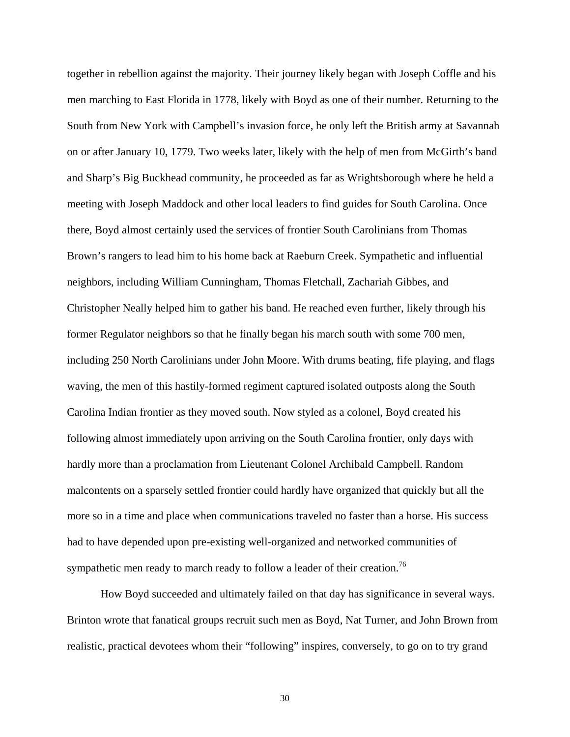together in rebellion against the majority. Their journey likely began with Joseph Coffle and his men marching to East Florida in 1778, likely with Boyd as one of their number. Returning to the South from New York with Campbell's invasion force, he only left the British army at Savannah on or after January 10, 1779. Two weeks later, likely with the help of men from McGirth's band and Sharp's Big Buckhead community, he proceeded as far as Wrightsborough where he held a meeting with Joseph Maddock and other local leaders to find guides for South Carolina. Once there, Boyd almost certainly used the services of frontier South Carolinians from Thomas Brown's rangers to lead him to his home back at Raeburn Creek. Sympathetic and influential neighbors, including William Cunningham, Thomas Fletchall, Zachariah Gibbes, and Christopher Neally helped him to gather his band. He reached even further, likely through his former Regulator neighbors so that he finally began his march south with some 700 men, including 250 North Carolinians under John Moore. With drums beating, fife playing, and flags waving, the men of this hastily-formed regiment captured isolated outposts along the South Carolina Indian frontier as they moved south. Now styled as a colonel, Boyd created his following almost immediately upon arriving on the South Carolina frontier, only days with hardly more than a proclamation from Lieutenant Colonel Archibald Campbell. Random malcontents on a sparsely settled frontier could hardly have organized that quickly but all the more so in a time and place when communications traveled no faster than a horse. His success had to have depended upon pre-existing well-organized and networked communities of sympathetic men ready to march ready to follow a leader of their creation.[76]

How Boyd succeeded and ultimately failed on that day has significance in several ways. Brinton wrote that fanatical groups recruit such men as Boyd, Nat Turner, and John Brown from realistic, practical devotees whom their "following" inspires, conversely, to go on to try grand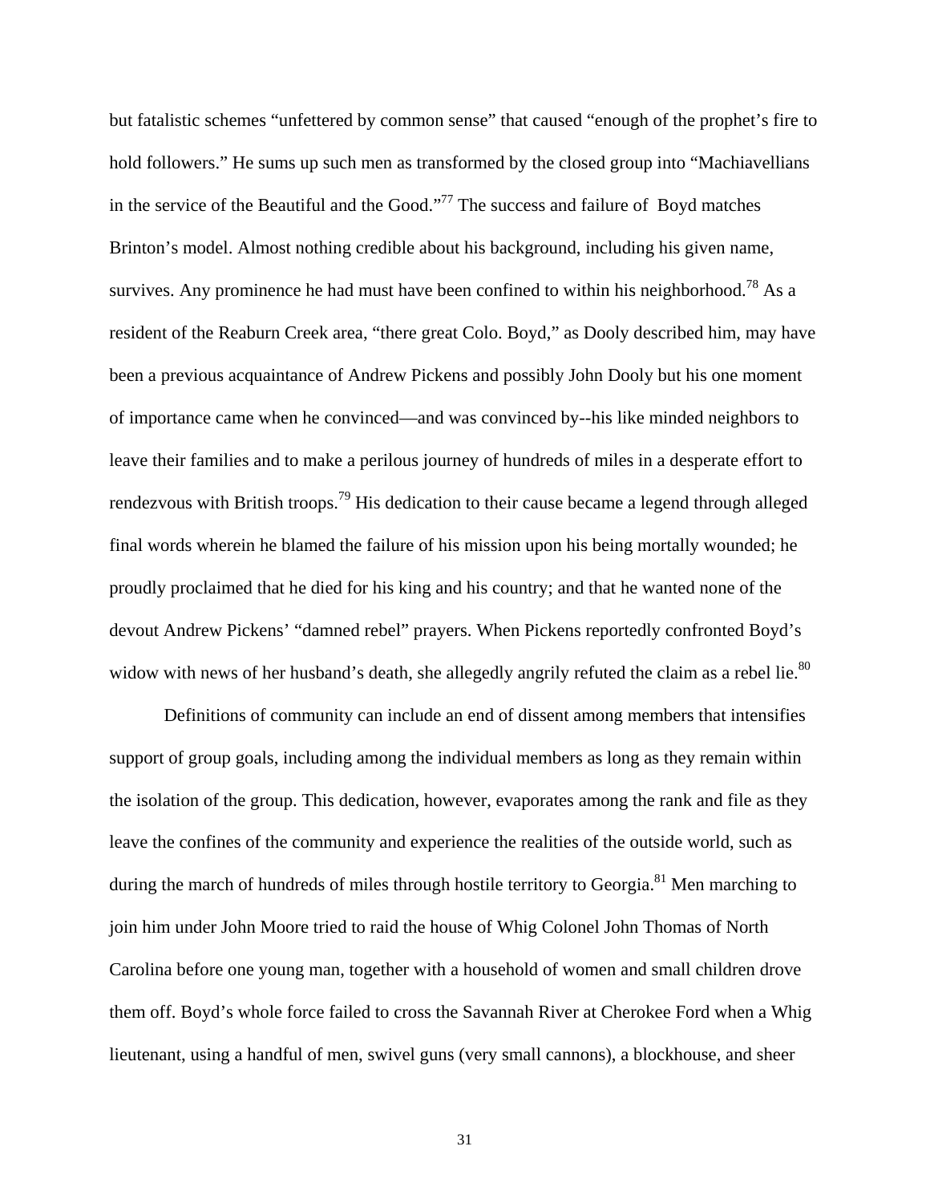but fatalistic schemes "unfettered by common sense" that caused "enough of the prophet's fire to hold followers." He sums up such men as transformed by the closed group into "Machiavellians in the service of the Beautiful and the Good."[77] The success and failure of Boyd matches Brinton's model. Almost nothing credible about his background, including his given name, survives. Any prominence he had must have been confined to within his neighborhood.[78] As a resident of the Reaburn Creek area, "there great Colo. Boyd," as Dooly described him, may have been a previous acquaintance of Andrew Pickens and possibly John Dooly but his one moment of importance came when he convinced—and was convinced by--his like minded neighbors to leave their families and to make a perilous journey of hundreds of miles in a desperate effort to rendezvous with British troops.[79] His dedication to their cause became a legend through alleged final words wherein he blamed the failure of his mission upon his being mortally wounded; he proudly proclaimed that he died for his king and his country; and that he wanted none of the devout Andrew Pickens' "damned rebel" prayers. When Pickens reportedly confronted Boyd's widow with news of her husband's death, she allegedly angrily refuted the claim as a rebel lie.[80]

Definitions of community can include an end of dissent among members that intensifies support of group goals, including among the individual members as long as they remain within the isolation of the group. This dedication, however, evaporates among the rank and file as they leave the confines of the community and experience the realities of the outside world, such as during the march of hundreds of miles through hostile territory to Georgia.[81] Men marching to join him under John Moore tried to raid the house of Whig Colonel John Thomas of North Carolina before one young man, together with a household of women and small children drove them off. Boyd's whole force failed to cross the Savannah River at Cherokee Ford when a Whig lieutenant, using a handful of men, swivel guns (very small cannons), a blockhouse, and sheer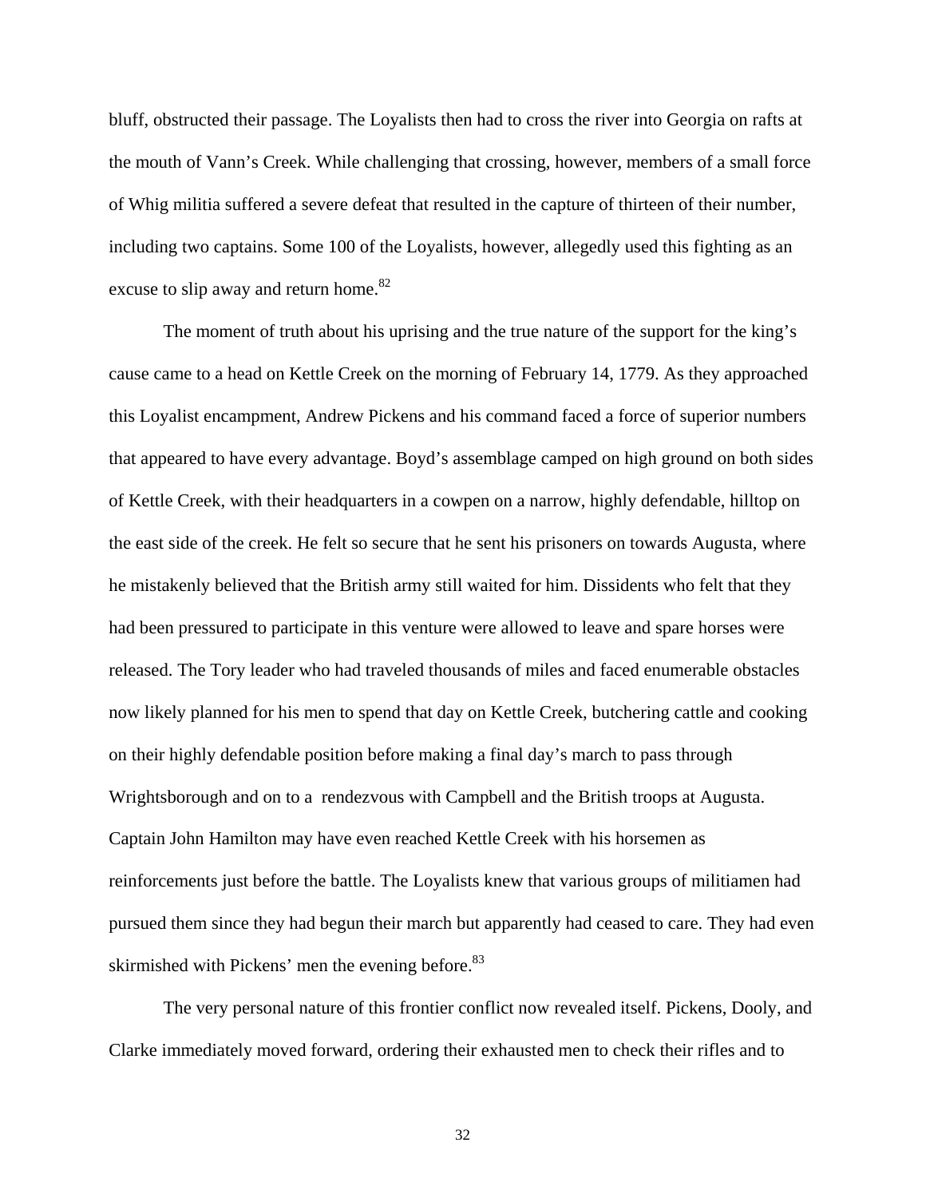bluff, obstructed their passage. The Loyalists then had to cross the river into Georgia on rafts at the mouth of Vann's Creek. While challenging that crossing, however, members of a small force of Whig militia suffered a severe defeat that resulted in the capture of thirteen of their number, including two captains. Some 100 of the Loyalists, however, allegedly used this fighting as an excuse to slip away and return home.[82]

The moment of truth about his uprising and the true nature of the support for the king's cause came to a head on Kettle Creek on the morning of February 14, 1779. As they approached this Loyalist encampment, Andrew Pickens and his command faced a force of superior numbers that appeared to have every advantage. Boyd's assemblage camped on high ground on both sides of Kettle Creek, with their headquarters in a cowpen on a narrow, highly defendable, hilltop on the east side of the creek. He felt so secure that he sent his prisoners on towards Augusta, where he mistakenly believed that the British army still waited for him. Dissidents who felt that they had been pressured to participate in this venture were allowed to leave and spare horses were released. The Tory leader who had traveled thousands of miles and faced enumerable obstacles now likely planned for his men to spend that day on Kettle Creek, butchering cattle and cooking on their highly defendable position before making a final day's march to pass through Wrightsborough and on to a rendezvous with Campbell and the British troops at Augusta. Captain John Hamilton may have even reached Kettle Creek with his horsemen as reinforcements just before the battle. The Loyalists knew that various groups of militiamen had pursued them since they had begun their march but apparently had ceased to care. They had even skirmished with Pickens' men the evening before.[83]

The very personal nature of this frontier conflict now revealed itself. Pickens, Dooly, and Clarke immediately moved forward, ordering their exhausted men to check their rifles and to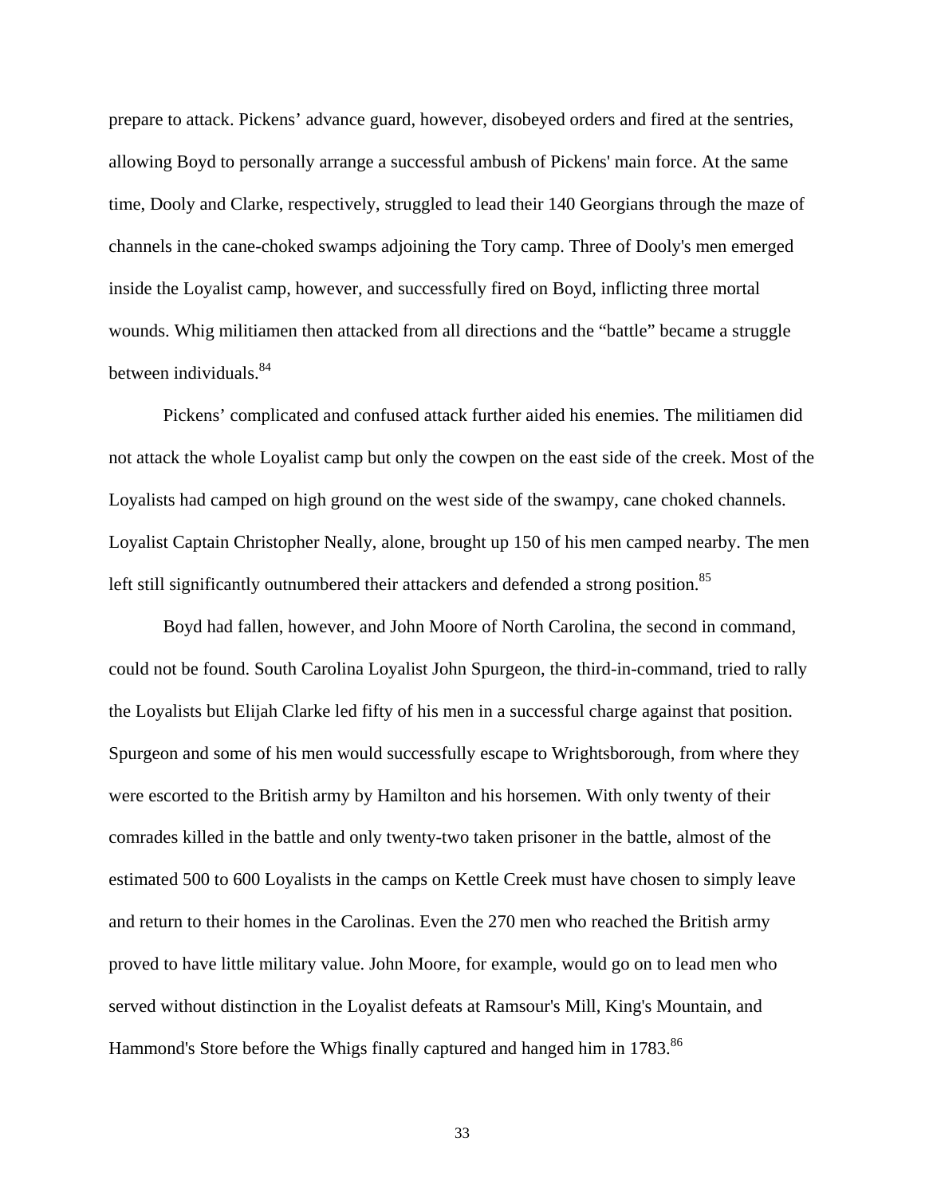prepare to attack. Pickens' advance guard, however, disobeyed orders and fired at the sentries, allowing Boyd to personally arrange a successful ambush of Pickens' main force. At the same time, Dooly and Clarke, respectively, struggled to lead their 140 Georgians through the maze of channels in the cane-choked swamps adjoining the Tory camp. Three of Dooly's men emerged inside the Loyalist camp, however, and successfully fired on Boyd, inflicting three mortal wounds. Whig militiamen then attacked from all directions and the "battle" became a struggle between individuals.[84]

Pickens' complicated and confused attack further aided his enemies. The militiamen did not attack the whole Loyalist camp but only the cowpen on the east side of the creek. Most of the Loyalists had camped on high ground on the west side of the swampy, cane choked channels. Loyalist Captain Christopher Neally, alone, brought up 150 of his men camped nearby. The men left still significantly outnumbered their attackers and defended a strong position.[85]

Boyd had fallen, however, and John Moore of North Carolina, the second in command, could not be found. South Carolina Loyalist John Spurgeon, the third-in-command, tried to rally the Loyalists but Elijah Clarke led fifty of his men in a successful charge against that position. Spurgeon and some of his men would successfully escape to Wrightsborough, from where they were escorted to the British army by Hamilton and his horsemen. With only twenty of their comrades killed in the battle and only twenty-two taken prisoner in the battle, almost of the estimated 500 to 600 Loyalists in the camps on Kettle Creek must have chosen to simply leave and return to their homes in the Carolinas. Even the 270 men who reached the British army proved to have little military value. John Moore, for example, would go on to lead men who served without distinction in the Loyalist defeats at Ramsour's Mill, King's Mountain, and Hammond's Store before the Whigs finally captured and hanged him in 1783.[86]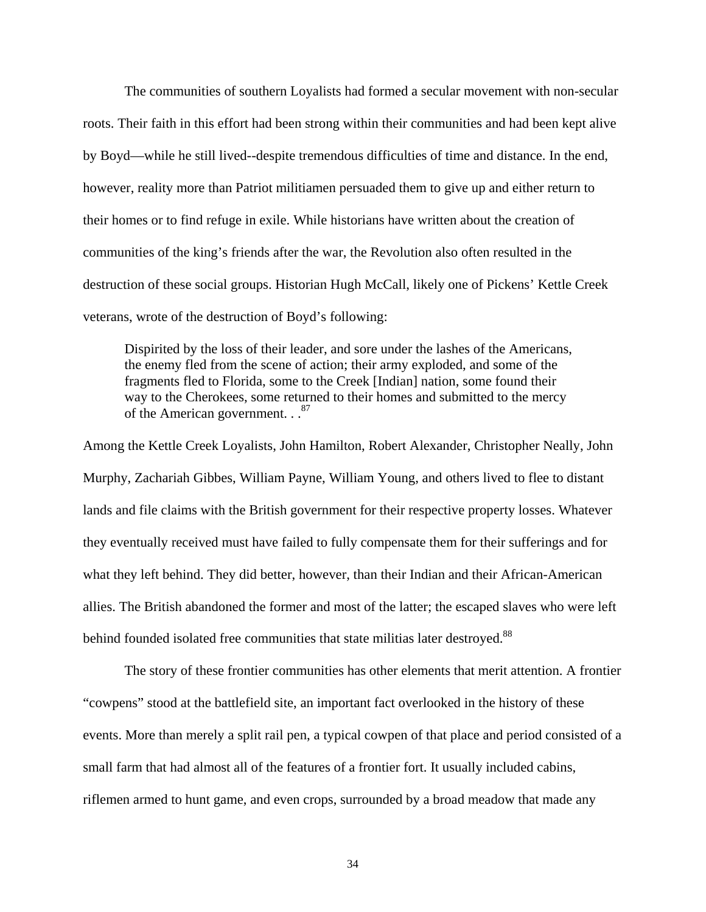The communities of southern Loyalists had formed a secular movement with non-secular roots. Their faith in this effort had been strong within their communities and had been kept alive by Boyd—while he still lived--despite tremendous difficulties of time and distance. In the end, however, reality more than Patriot militiamen persuaded them to give up and either return to their homes or to find refuge in exile. While historians have written about the creation of communities of the king's friends after the war, the Revolution also often resulted in the destruction of these social groups. Historian Hugh McCall, likely one of Pickens' Kettle Creek veterans, wrote of the destruction of Boyd's following:

> Dispirited by the loss of their leader, and sore under the lashes of the Americans, the enemy fled from the scene of action; their army exploded, and some of the fragments fled to Florida, some to the Creek [Indian] nation, some found their way to the Cherokees, some returned to their homes and submitted to the mercy of the American government. . .[87]

Among the Kettle Creek Loyalists, John Hamilton, Robert Alexander, Christopher Neally, John Murphy, Zachariah Gibbes, William Payne, William Young, and others lived to flee to distant lands and file claims with the British government for their respective property losses. Whatever they eventually received must have failed to fully compensate them for their sufferings and for what they left behind. They did better, however, than their Indian and their African-American allies. The British abandoned the former and most of the latter; the escaped slaves who were left behind founded isolated free communities that state militias later destroyed.[88]

The story of these frontier communities has other elements that merit attention. A frontier "cowpens" stood at the battlefield site, an important fact overlooked in the history of these events. More than merely a split rail pen, a typical cowpen of that place and period consisted of a small farm that had almost all of the features of a frontier fort. It usually included cabins, riflemen armed to hunt game, and even crops, surrounded by a broad meadow that made any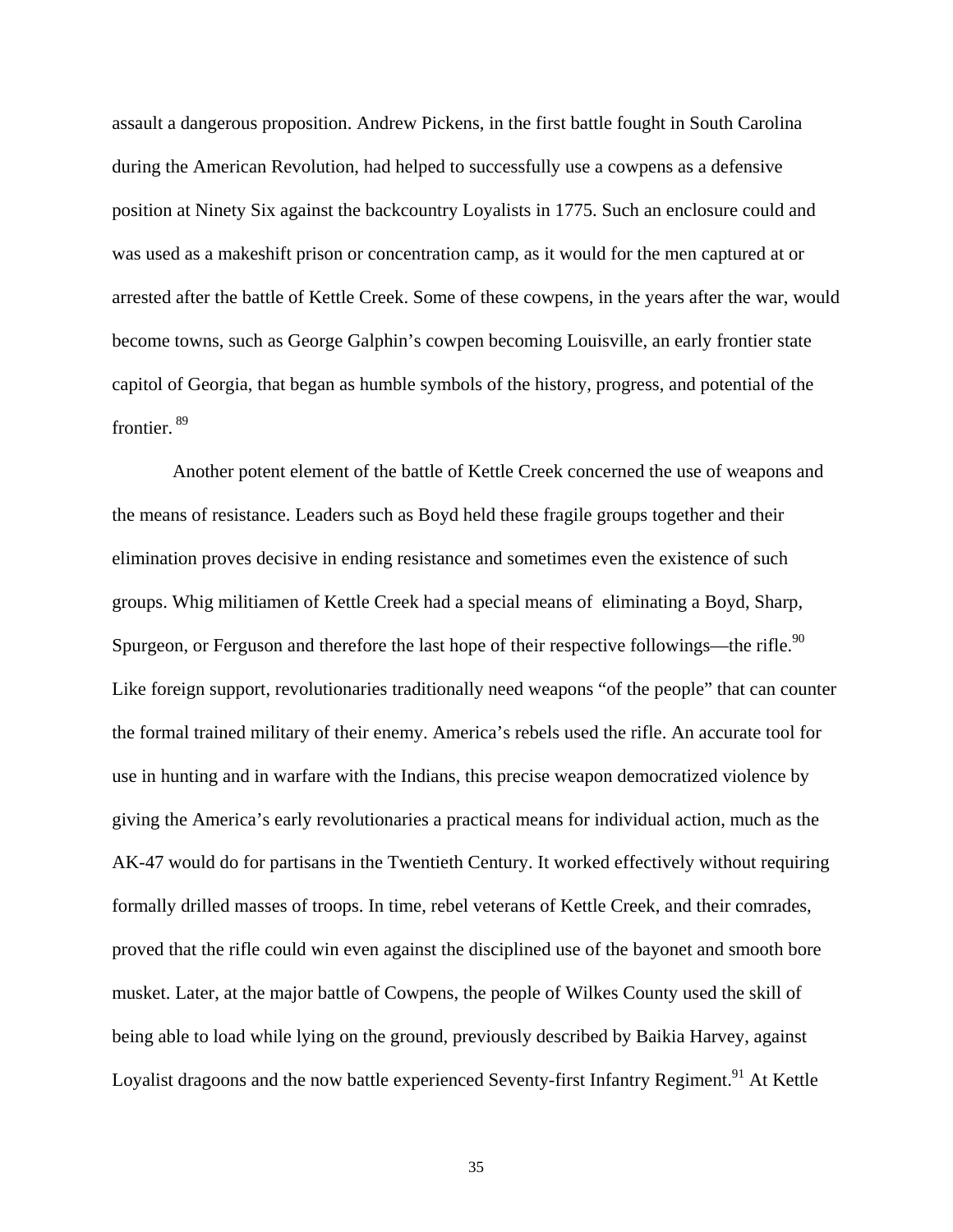assault a dangerous proposition. Andrew Pickens, in the first battle fought in South Carolina during the American Revolution, had helped to successfully use a cowpens as a defensive position at Ninety Six against the backcountry Loyalists in 1775. Such an enclosure could and was used as a makeshift prison or concentration camp, as it would for the men captured at or arrested after the battle of Kettle Creek. Some of these cowpens, in the years after the war, would become towns, such as George Galphin's cowpen becoming Louisville, an early frontier state capitol of Georgia, that began as humble symbols of the history, progress, and potential of the frontier. [89]

Another potent element of the battle of Kettle Creek concerned the use of weapons and the means of resistance. Leaders such as Boyd held these fragile groups together and their elimination proves decisive in ending resistance and sometimes even the existence of such groups. Whig militiamen of Kettle Creek had a special means of eliminating a Boyd, Sharp, Spurgeon, or Ferguson and therefore the last hope of their respective followings—the rifle.[90] Like foreign support, revolutionaries traditionally need weapons "of the people" that can counter the formal trained military of their enemy. America's rebels used the rifle. An accurate tool for use in hunting and in warfare with the Indians, this precise weapon democratized violence by giving the America's early revolutionaries a practical means for individual action, much as the AK-47 would do for partisans in the Twentieth Century. It worked effectively without requiring formally drilled masses of troops. In time, rebel veterans of Kettle Creek, and their comrades, proved that the rifle could win even against the disciplined use of the bayonet and smooth bore musket. Later, at the major battle of Cowpens, the people of Wilkes County used the skill of being able to load while lying on the ground, previously described by Baikia Harvey, against Loyalist dragoons and the now battle experienced Seventy-first Infantry Regiment.[91] At Kettle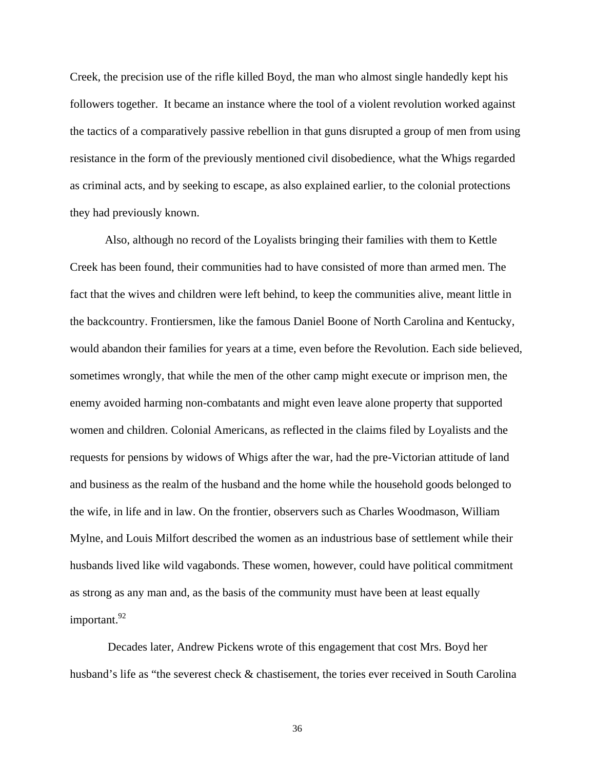Creek, the precision use of the rifle killed Boyd, the man who almost single handedly kept his followers together. It became an instance where the tool of a violent revolution worked against the tactics of a comparatively passive rebellion in that guns disrupted a group of men from using resistance in the form of the previously mentioned civil disobedience, what the Whigs regarded as criminal acts, and by seeking to escape, as also explained earlier, to the colonial protections they had previously known.

Also, although no record of the Loyalists bringing their families with them to Kettle Creek has been found, their communities had to have consisted of more than armed men. The fact that the wives and children were left behind, to keep the communities alive, meant little in the backcountry. Frontiersmen, like the famous Daniel Boone of North Carolina and Kentucky, would abandon their families for years at a time, even before the Revolution. Each side believed, sometimes wrongly, that while the men of the other camp might execute or imprison men, the enemy avoided harming non-combatants and might even leave alone property that supported women and children. Colonial Americans, as reflected in the claims filed by Loyalists and the requests for pensions by widows of Whigs after the war, had the pre-Victorian attitude of land and business as the realm of the husband and the home while the household goods belonged to the wife, in life and in law. On the frontier, observers such as Charles Woodmason, William Mylne, and Louis Milfort described the women as an industrious base of settlement while their husbands lived like wild vagabonds. These women, however, could have political commitment as strong as any man and, as the basis of the community must have been at least equally important.[92]

Decades later, Andrew Pickens wrote of this engagement that cost Mrs. Boyd her husband's life as "the severest check & chastisement, the tories ever received in South Carolina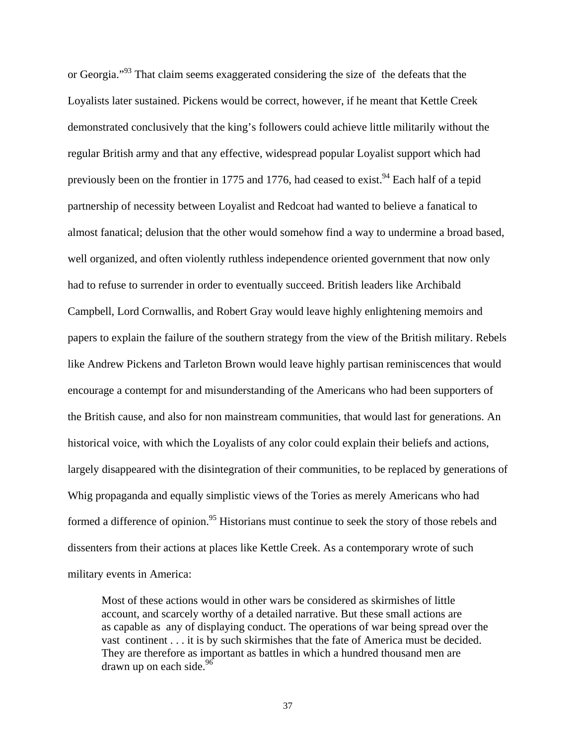or Georgia."[93] That claim seems exaggerated considering the size of the defeats that the Loyalists later sustained. Pickens would be correct, however, if he meant that Kettle Creek demonstrated conclusively that the king's followers could achieve little militarily without the regular British army and that any effective, widespread popular Loyalist support which had previously been on the frontier in 1775 and 1776, had ceased to exist.[94] Each half of a tepid partnership of necessity between Loyalist and Redcoat had wanted to believe a fanatical to almost fanatical; delusion that the other would somehow find a way to undermine a broad based, well organized, and often violently ruthless independence oriented government that now only had to refuse to surrender in order to eventually succeed. British leaders like Archibald Campbell, Lord Cornwallis, and Robert Gray would leave highly enlightening memoirs and papers to explain the failure of the southern strategy from the view of the British military. Rebels like Andrew Pickens and Tarleton Brown would leave highly partisan reminiscences that would encourage a contempt for and misunderstanding of the Americans who had been supporters of the British cause, and also for non mainstream communities, that would last for generations. An historical voice, with which the Loyalists of any color could explain their beliefs and actions, largely disappeared with the disintegration of their communities, to be replaced by generations of Whig propaganda and equally simplistic views of the Tories as merely Americans who had formed a difference of opinion.[95] Historians must continue to seek the story of those rebels and dissenters from their actions at places like Kettle Creek. As a contemporary wrote of such military events in America:

> Most of these actions would in other wars be considered as skirmishes of little account, and scarcely worthy of a detailed narrative. But these small actions are as capable as any of displaying conduct. The operations of war being spread over the vast continent . . . it is by such skirmishes that the fate of America must be decided. They are therefore as important as battles in which a hundred thousand men are drawn up on each side.[96]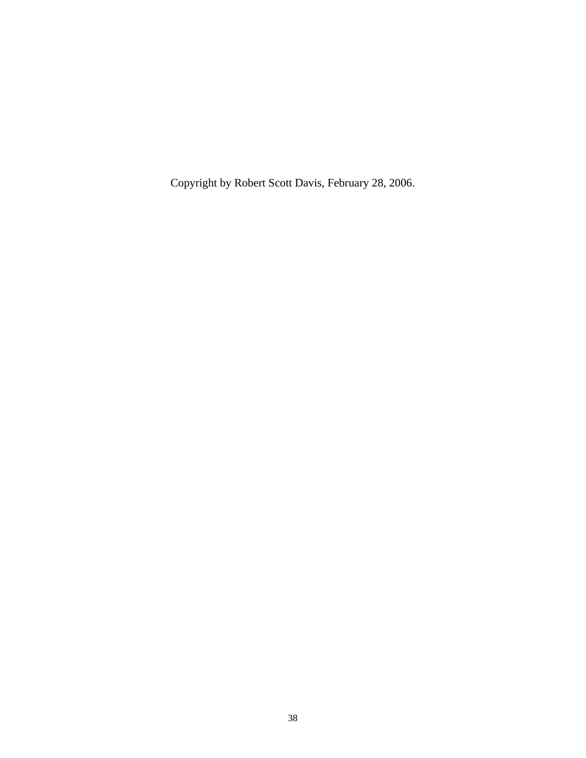Copyright by Robert Scott Davis, February 28, 2006.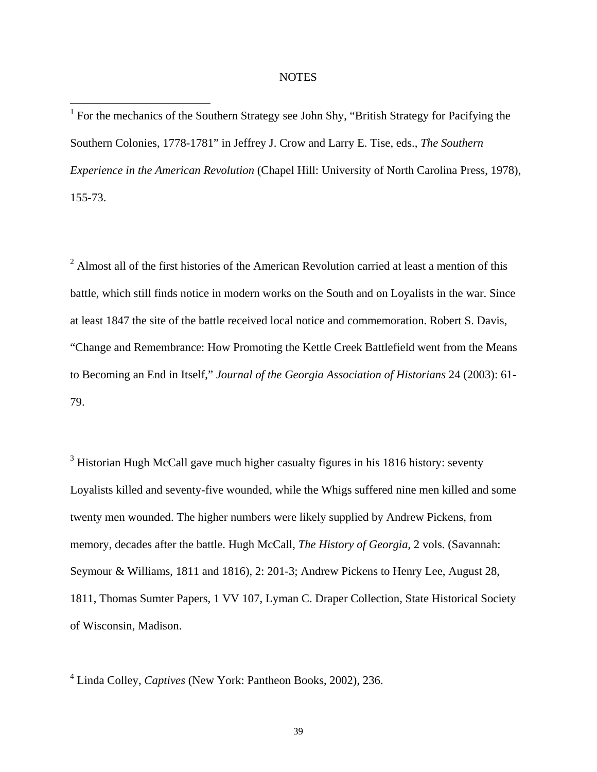## NOTES

[1] For the mechanics of the Southern Strategy see John Shy, "British Strategy for Pacifying the Southern Colonies, 1778-1781" in Jeffrey J. Crow and Larry E. Tise, eds., *The Southern Experience in the American Revolution* (Chapel Hill: University of North Carolina Press, 1978), 155-73.

[2] Almost all of the first histories of the American Revolution carried at least a mention of this battle, which still finds notice in modern works on the South and on Loyalists in the war. Since at least 1847 the site of the battle received local notice and commemoration. Robert S. Davis, "Change and Remembrance: How Promoting the Kettle Creek Battlefield went from the Means to Becoming an End in Itself," *Journal of the Georgia Association of Historians* 24 (2003): 61-79.

[3] Historian Hugh McCall gave much higher casualty figures in his 1816 history: seventy Loyalists killed and seventy-five wounded, while the Whigs suffered nine men killed and some twenty men wounded. The higher numbers were likely supplied by Andrew Pickens, from memory, decades after the battle. Hugh McCall, *The History of Georgia*, 2 vols. (Savannah: Seymour & Williams, 1811 and 1816), 2: 201-3; Andrew Pickens to Henry Lee, August 28, 1811, Thomas Sumter Papers, 1 VV 107, Lyman C. Draper Collection, State Historical Society of Wisconsin, Madison.

[4] Linda Colley, *Captives* (New York: Pantheon Books, 2002), 236.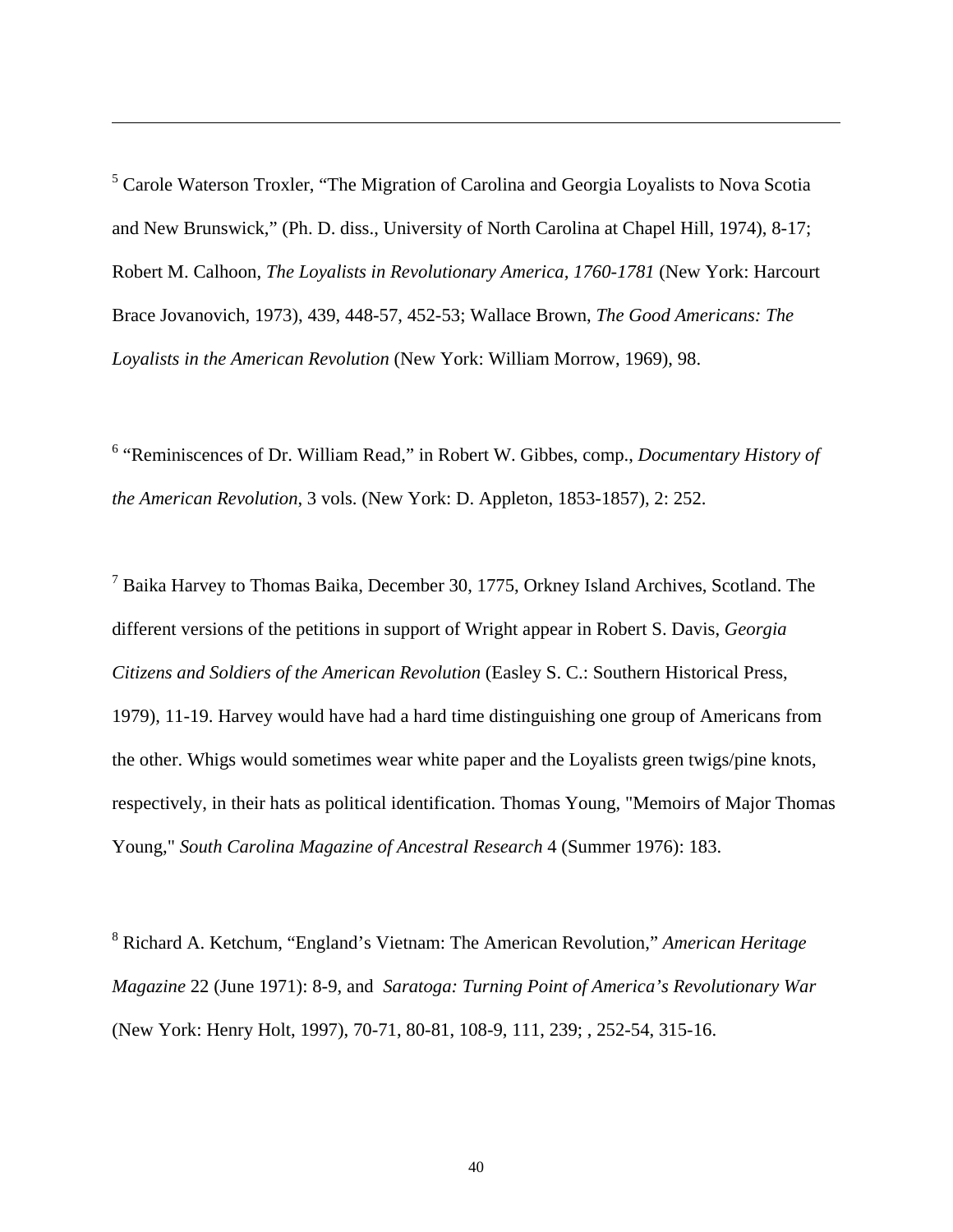[5] Carole Waterson Troxler, “The Migration of Carolina and Georgia Loyalists to Nova Scotia and New Brunswick,” (Ph. D. diss., University of North Carolina at Chapel Hill, 1974), 8-17; Robert M. Calhoon, *The Loyalists in Revolutionary America, 1760-1781* (New York: Harcourt Brace Jovanovich, 1973), 439, 448-57, 452-53; Wallace Brown, *The Good Americans: The Loyalists in the American Revolution* (New York: William Morrow, 1969), 98.

[6] “Reminiscences of Dr. William Read,” in Robert W. Gibbes, comp., *Documentary History of the American Revolution*, 3 vols. (New York: D. Appleton, 1853-1857), 2: 252.

[7] Baika Harvey to Thomas Baika, December 30, 1775, Orkney Island Archives, Scotland. The different versions of the petitions in support of Wright appear in Robert S. Davis, *Georgia Citizens and Soldiers of the American Revolution* (Easley S. C.: Southern Historical Press, 1979), 11-19. Harvey would have had a hard time distinguishing one group of Americans from the other. Whigs would sometimes wear white paper and the Loyalists green twigs/pine knots, respectively, in their hats as political identification. Thomas Young, "Memoirs of Major Thomas Young," *South Carolina Magazine of Ancestral Research* 4 (Summer 1976): 183.

[8] Richard A. Ketchum, “England’s Vietnam: The American Revolution,” *American Heritage Magazine* 22 (June 1971): 8-9, and *Saratoga: Turning Point of America’s Revolutionary War* (New York: Henry Holt, 1997), 70-71, 80-81, 108-9, 111, 239; , 252-54, 315-16.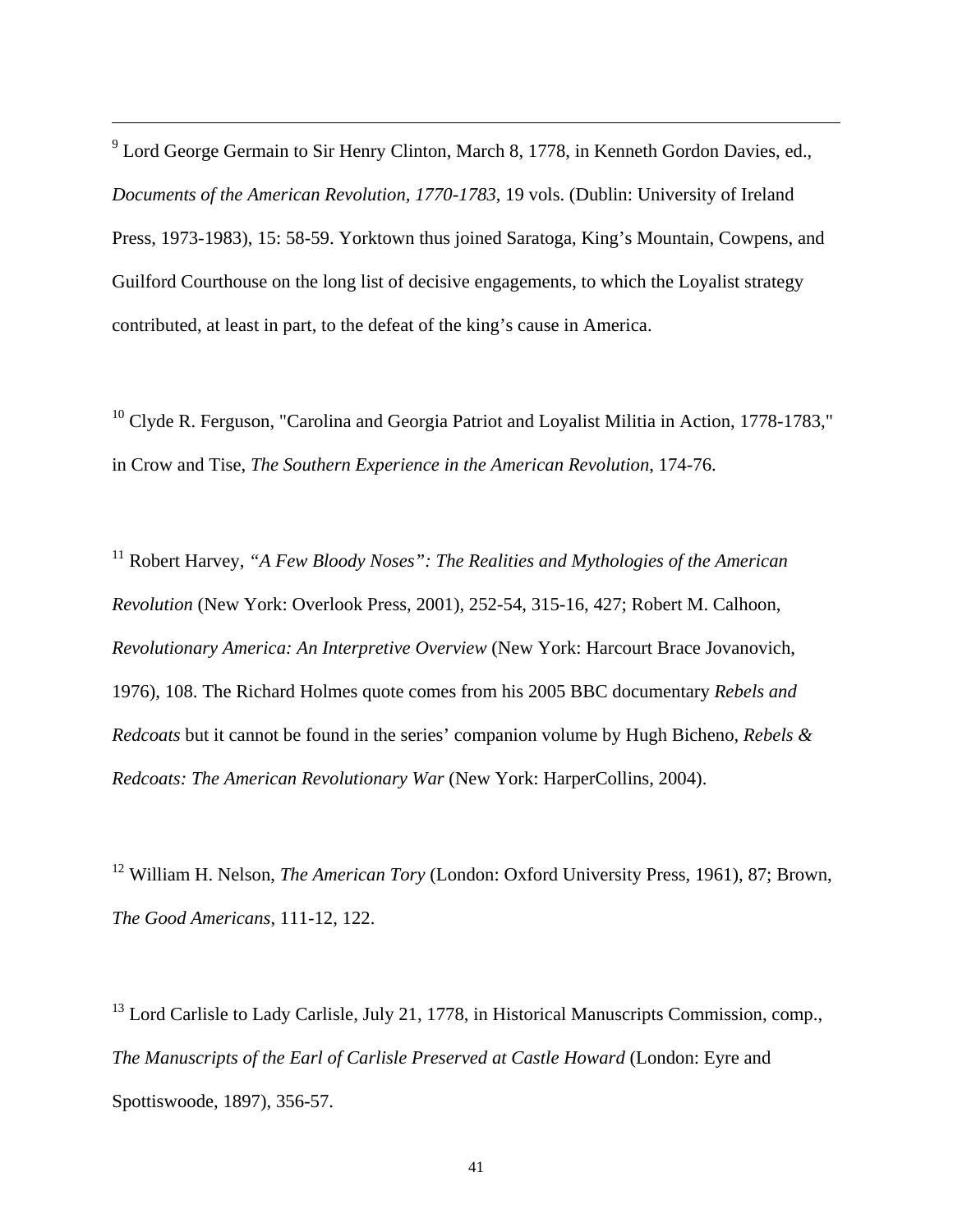[9] Lord George Germain to Sir Henry Clinton, March 8, 1778, in Kenneth Gordon Davies, ed., *Documents of the American Revolution, 1770-1783*, 19 vols. (Dublin: University of Ireland Press, 1973-1983), 15: 58-59. Yorktown thus joined Saratoga, King's Mountain, Cowpens, and Guilford Courthouse on the long list of decisive engagements, to which the Loyalist strategy contributed, at least in part, to the defeat of the king's cause in America.

[10] Clyde R. Ferguson, "Carolina and Georgia Patriot and Loyalist Militia in Action, 1778-1783," in Crow and Tise, *The Southern Experience in the American Revolution*, 174-76.

[11] Robert Harvey, *"A Few Bloody Noses": The Realities and Mythologies of the American Revolution* (New York: Overlook Press, 2001), 252-54, 315-16, 427; Robert M. Calhoon, *Revolutionary America: An Interpretive Overview* (New York: Harcourt Brace Jovanovich, 1976), 108. The Richard Holmes quote comes from his 2005 BBC documentary *Rebels and Redcoats* but it cannot be found in the series' companion volume by Hugh Bicheno, *Rebels & Redcoats: The American Revolutionary War* (New York: HarperCollins, 2004).

[12] William H. Nelson, *The American Tory* (London: Oxford University Press, 1961), 87; Brown, *The Good Americans*, 111-12, 122.

[13] Lord Carlisle to Lady Carlisle, July 21, 1778, in Historical Manuscripts Commission, comp., *The Manuscripts of the Earl of Carlisle Preserved at Castle Howard* (London: Eyre and Spottiswoode, 1897), 356-57.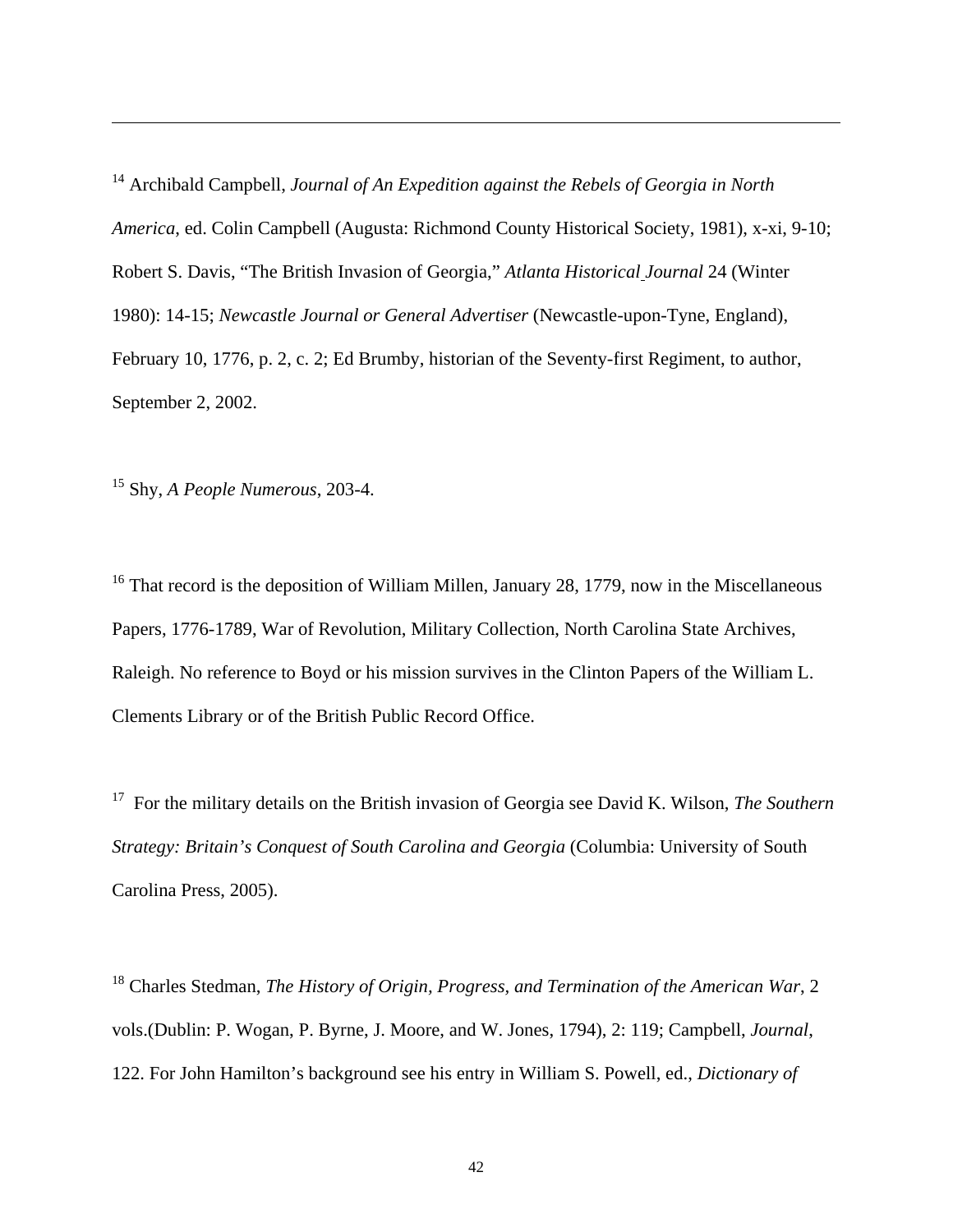---

[14] Archibald Campbell, *Journal of An Expedition against the Rebels of Georgia in North America*, ed. Colin Campbell (Augusta: Richmond County Historical Society, 1981), x-xi, 9-10; Robert S. Davis, "The British Invasion of Georgia," *Atlanta Historical Journal* 24 (Winter 1980): 14-15; *Newcastle Journal or General Advertiser* (Newcastle-upon-Tyne, England), February 10, 1776, p. 2, c. 2; Ed Brumby, historian of the Seventy-first Regiment, to author, September 2, 2002.

[15] Shy, *A People Numerous*, 203-4.

[16] That record is the deposition of William Millen, January 28, 1779, now in the Miscellaneous Papers, 1776-1789, War of Revolution, Military Collection, North Carolina State Archives, Raleigh. No reference to Boyd or his mission survives in the Clinton Papers of the William L. Clements Library or of the British Public Record Office.

[17] For the military details on the British invasion of Georgia see David K. Wilson, *The Southern Strategy: Britain's Conquest of South Carolina and Georgia* (Columbia: University of South Carolina Press, 2005).

[18] Charles Stedman, *The History of Origin, Progress, and Termination of the American War*, 2 vols.(Dublin: P. Wogan, P. Byrne, J. Moore, and W. Jones, 1794), 2: 119; Campbell, *Journal*, 122. For John Hamilton's background see his entry in William S. Powell, ed., *Dictionary of*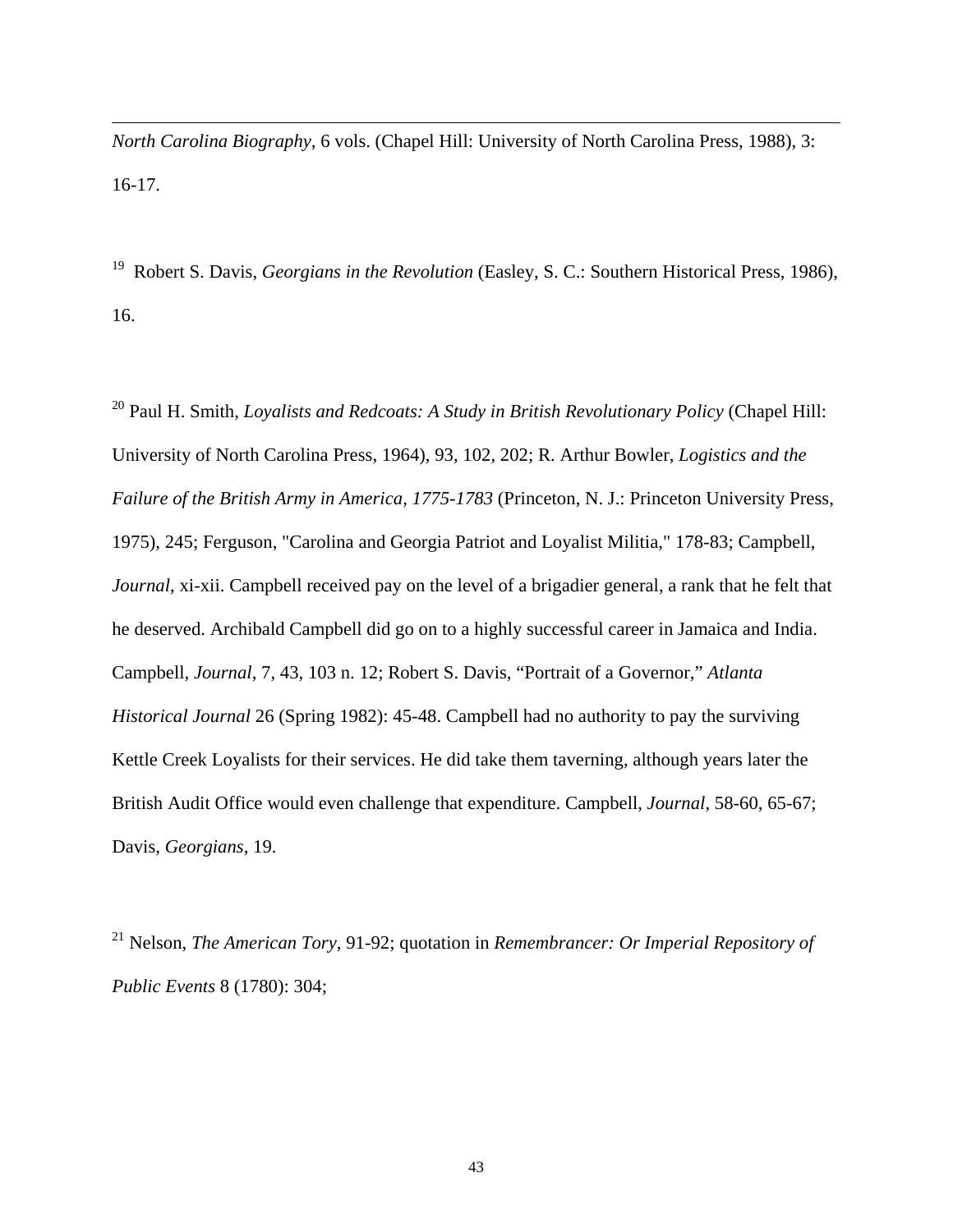*North Carolina Biography*, 6 vols. (Chapel Hill: University of North Carolina Press, 1988), 3: 16-17.

[19] Robert S. Davis, *Georgians in the Revolution* (Easley, S. C.: Southern Historical Press, 1986), 16.

[20] Paul H. Smith, *Loyalists and Redcoats: A Study in British Revolutionary Policy* (Chapel Hill: University of North Carolina Press, 1964), 93, 102, 202; R. Arthur Bowler, *Logistics and the Failure of the British Army in America, 1775-1783* (Princeton, N. J.: Princeton University Press, 1975), 245; Ferguson, "Carolina and Georgia Patriot and Loyalist Militia," 178-83; Campbell, *Journal*, xi-xii. Campbell received pay on the level of a brigadier general, a rank that he felt that he deserved. Archibald Campbell did go on to a highly successful career in Jamaica and India. Campbell, *Journal*, 7, 43, 103 n. 12; Robert S. Davis, "Portrait of a Governor," *Atlanta Historical Journal* 26 (Spring 1982): 45-48. Campbell had no authority to pay the surviving Kettle Creek Loyalists for their services. He did take them taverning, although years later the British Audit Office would even challenge that expenditure. Campbell, *Journal*, 58-60, 65-67; Davis, *Georgians*, 19.

[21] Nelson, *The American Tory*, 91-92; quotation in *Remembrancer: Or Imperial Repository of Public Events* 8 (1780): 304;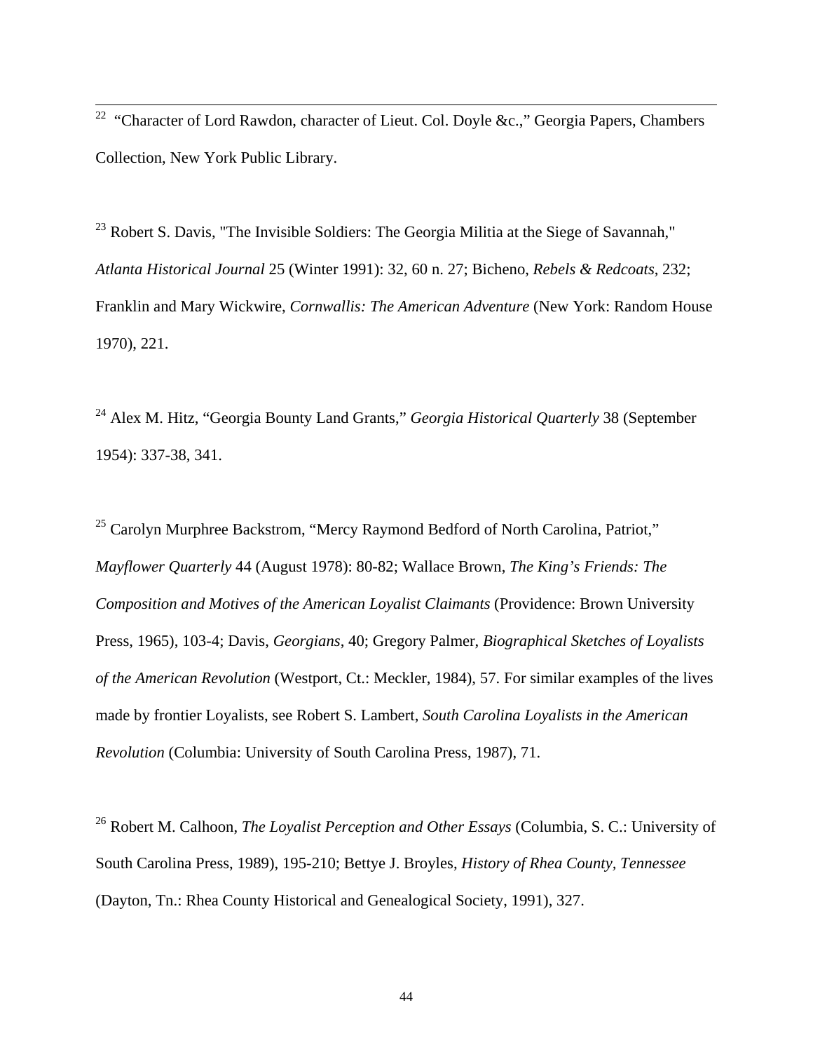[22] "Character of Lord Rawdon, character of Lieut. Col. Doyle &c.," Georgia Papers, Chambers Collection, New York Public Library.

[23] Robert S. Davis, "The Invisible Soldiers: The Georgia Militia at the Siege of Savannah," *Atlanta Historical Journal* 25 (Winter 1991): 32, 60 n. 27; Bicheno, *Rebels & Redcoats*, 232; Franklin and Mary Wickwire, *Cornwallis: The American Adventure* (New York: Random House 1970), 221.

[24] Alex M. Hitz, "Georgia Bounty Land Grants," *Georgia Historical Quarterly* 38 (September 1954): 337-38, 341.

[25] Carolyn Murphree Backstrom, "Mercy Raymond Bedford of North Carolina, Patriot," *Mayflower Quarterly* 44 (August 1978): 80-82; Wallace Brown, *The King's Friends: The Composition and Motives of the American Loyalist Claimants* (Providence: Brown University Press, 1965), 103-4; Davis, *Georgians*, 40; Gregory Palmer, *Biographical Sketches of Loyalists of the American Revolution* (Westport, Ct.: Meckler, 1984), 57. For similar examples of the lives made by frontier Loyalists, see Robert S. Lambert, *South Carolina Loyalists in the American Revolution* (Columbia: University of South Carolina Press, 1987), 71.

[26] Robert M. Calhoon, *The Loyalist Perception and Other Essays* (Columbia, S. C.: University of South Carolina Press, 1989), 195-210; Bettye J. Broyles, *History of Rhea County, Tennessee* (Dayton, Tn.: Rhea County Historical and Genealogical Society, 1991), 327.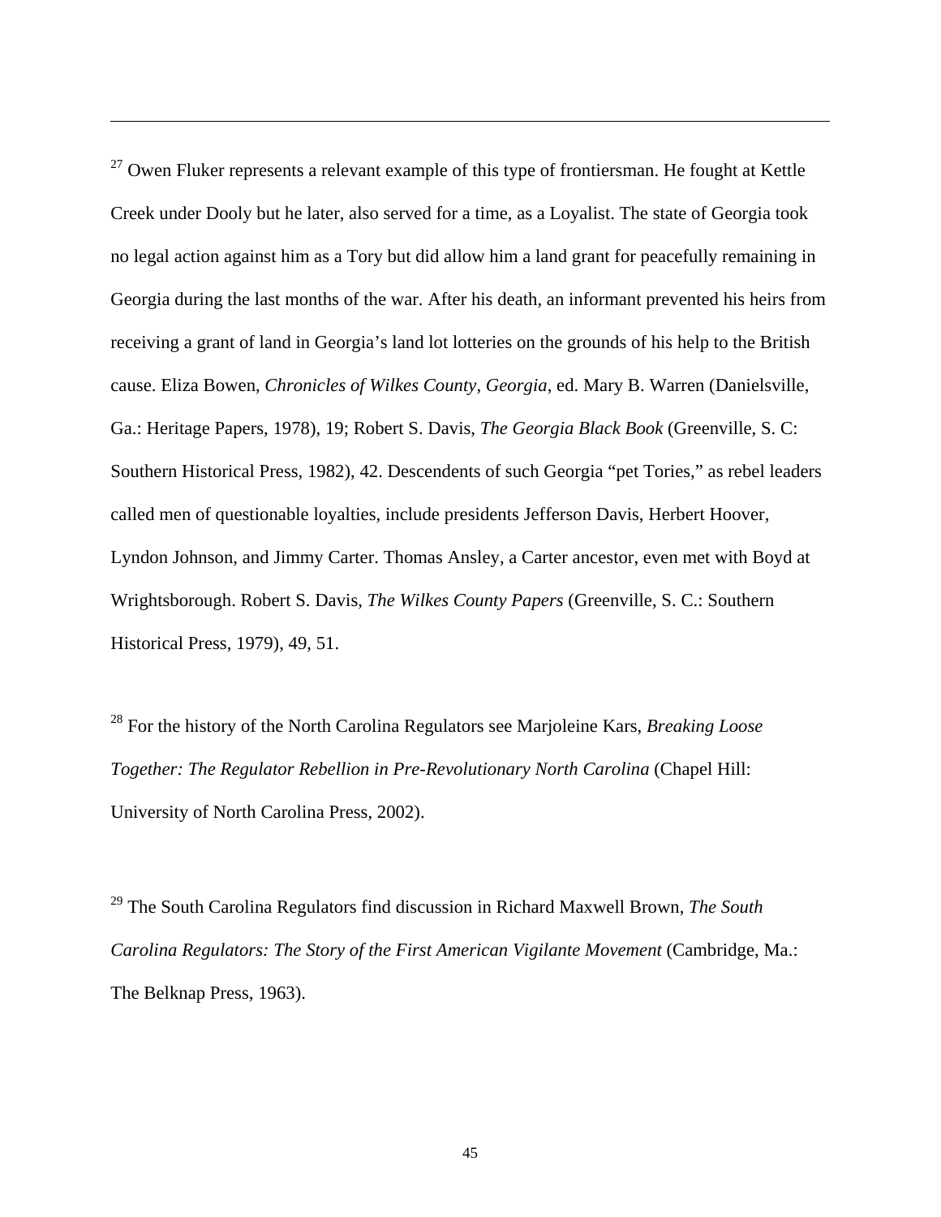[27] Owen Fluker represents a relevant example of this type of frontiersman. He fought at Kettle Creek under Dooly but he later, also served for a time, as a Loyalist. The state of Georgia took no legal action against him as a Tory but did allow him a land grant for peacefully remaining in Georgia during the last months of the war. After his death, an informant prevented his heirs from receiving a grant of land in Georgia's land lot lotteries on the grounds of his help to the British cause. Eliza Bowen, *Chronicles of Wilkes County, Georgia*, ed. Mary B. Warren (Danielsville, Ga.: Heritage Papers, 1978), 19; Robert S. Davis, *The Georgia Black Book* (Greenville, S. C: Southern Historical Press, 1982), 42. Descendents of such Georgia "pet Tories," as rebel leaders called men of questionable loyalties, include presidents Jefferson Davis, Herbert Hoover, Lyndon Johnson, and Jimmy Carter. Thomas Ansley, a Carter ancestor, even met with Boyd at Wrightsborough. Robert S. Davis, *The Wilkes County Papers* (Greenville, S. C.: Southern Historical Press, 1979), 49, 51.

[28] For the history of the North Carolina Regulators see Marjoleine Kars, *Breaking Loose Together: The Regulator Rebellion in Pre-Revolutionary North Carolina* (Chapel Hill: University of North Carolina Press, 2002).

[29] The South Carolina Regulators find discussion in Richard Maxwell Brown, *The South Carolina Regulators: The Story of the First American Vigilante Movement* (Cambridge, Ma.: The Belknap Press, 1963).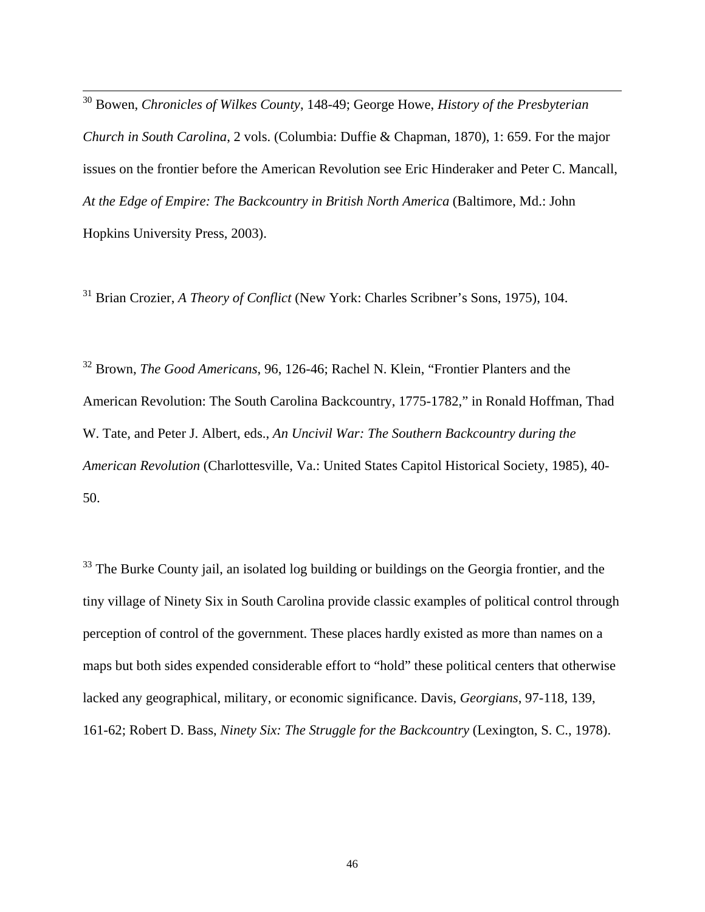[30] Bowen, *Chronicles of Wilkes County*, 148-49; George Howe, *History of the Presbyterian Church in South Carolina*, 2 vols. (Columbia: Duffie & Chapman, 1870), 1: 659. For the major issues on the frontier before the American Revolution see Eric Hinderaker and Peter C. Mancall, *At the Edge of Empire: The Backcountry in British North America* (Baltimore, Md.: John Hopkins University Press, 2003).

[31] Brian Crozier, *A Theory of Conflict* (New York: Charles Scribner's Sons, 1975), 104.

[32] Brown, *The Good Americans*, 96, 126-46; Rachel N. Klein, "Frontier Planters and the American Revolution: The South Carolina Backcountry, 1775-1782," in Ronald Hoffman, Thad W. Tate, and Peter J. Albert, eds., *An Uncivil War: The Southern Backcountry during the American Revolution* (Charlottesville, Va.: United States Capitol Historical Society, 1985), 40-50.

[33] The Burke County jail, an isolated log building or buildings on the Georgia frontier, and the tiny village of Ninety Six in South Carolina provide classic examples of political control through perception of control of the government. These places hardly existed as more than names on a maps but both sides expended considerable effort to "hold" these political centers that otherwise lacked any geographical, military, or economic significance. Davis, *Georgians*, 97-118, 139, 161-62; Robert D. Bass, *Ninety Six: The Struggle for the Backcountry* (Lexington, S. C., 1978).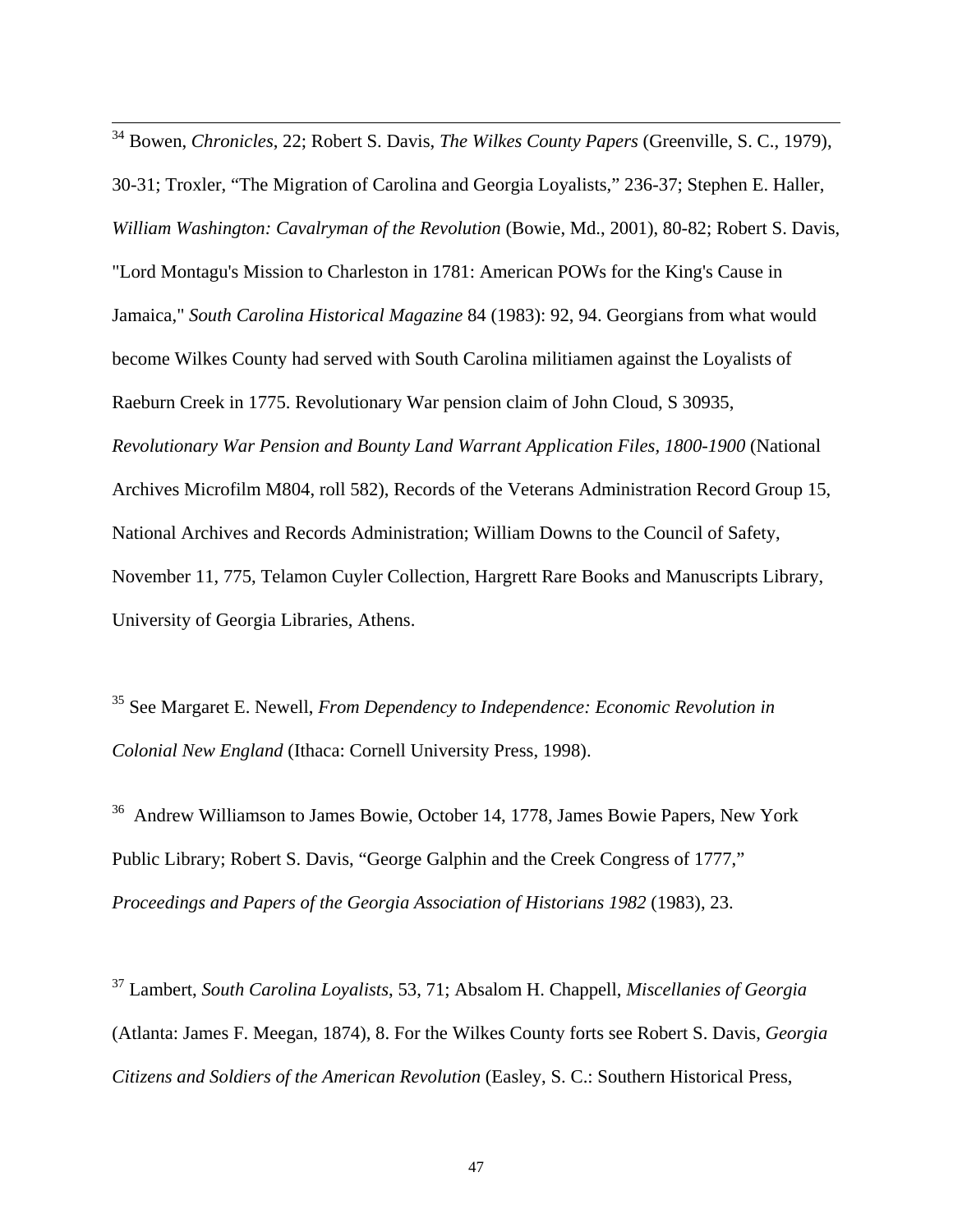[34] Bowen, *Chronicles*, 22; Robert S. Davis, *The Wilkes County Papers* (Greenville, S. C., 1979), 30-31; Troxler, "The Migration of Carolina and Georgia Loyalists," 236-37; Stephen E. Haller, *William Washington: Cavalryman of the Revolution* (Bowie, Md., 2001), 80-82; Robert S. Davis, "Lord Montagu's Mission to Charleston in 1781: American POWs for the King's Cause in Jamaica," *South Carolina Historical Magazine* 84 (1983): 92, 94. Georgians from what would become Wilkes County had served with South Carolina militiamen against the Loyalists of Raeburn Creek in 1775. Revolutionary War pension claim of John Cloud, S 30935, *Revolutionary War Pension and Bounty Land Warrant Application Files, 1800-1900* (National Archives Microfilm M804, roll 582), Records of the Veterans Administration Record Group 15, National Archives and Records Administration; William Downs to the Council of Safety, November 11, 775, Telamon Cuyler Collection, Hargrett Rare Books and Manuscripts Library, University of Georgia Libraries, Athens.

[35] See Margaret E. Newell, *From Dependency to Independence: Economic Revolution in Colonial New England* (Ithaca: Cornell University Press, 1998).

[36] Andrew Williamson to James Bowie, October 14, 1778, James Bowie Papers, New York Public Library; Robert S. Davis, "George Galphin and the Creek Congress of 1777," *Proceedings and Papers of the Georgia Association of Historians 1982* (1983), 23.

[37] Lambert, *South Carolina Loyalists*, 53, 71; Absalom H. Chappell, *Miscellanies of Georgia* (Atlanta: James F. Meegan, 1874), 8. For the Wilkes County forts see Robert S. Davis, *Georgia Citizens and Soldiers of the American Revolution* (Easley, S. C.: Southern Historical Press,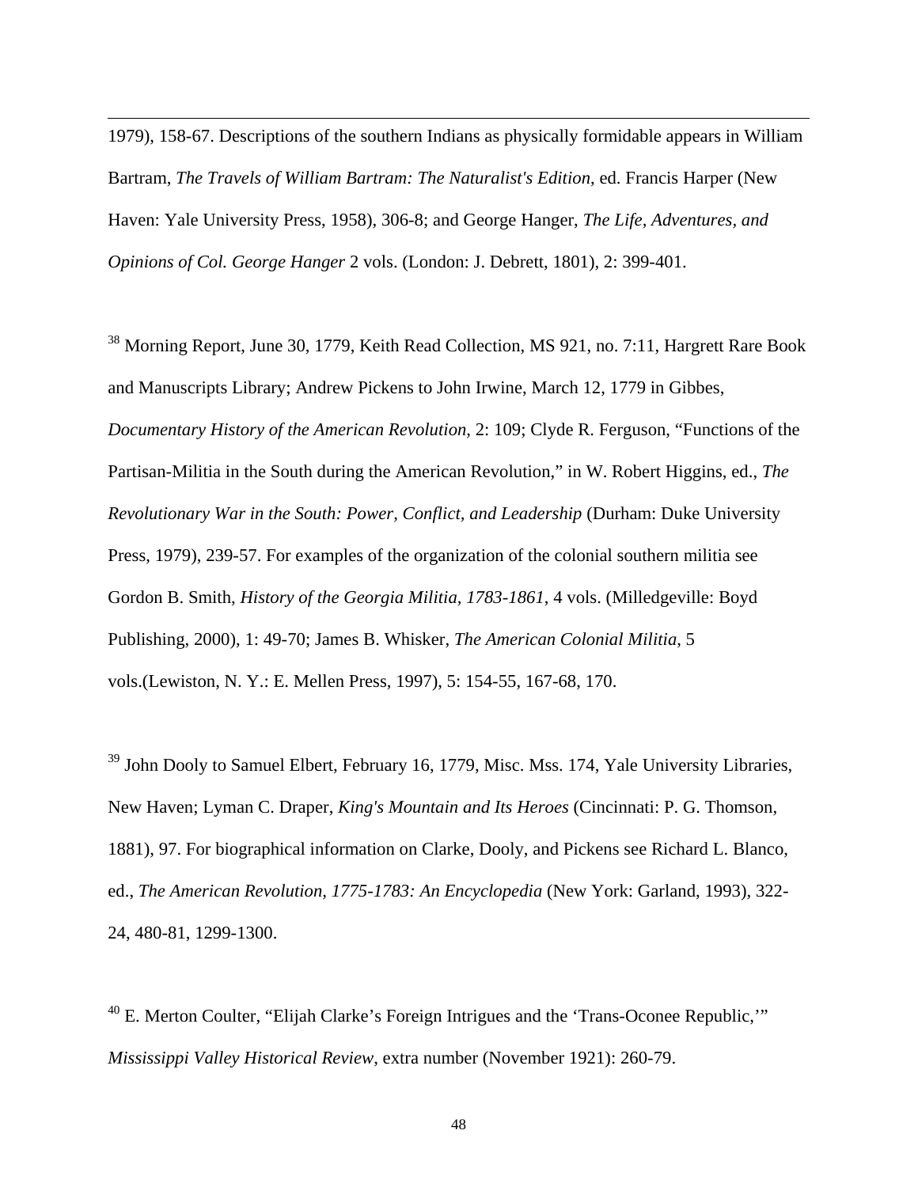1979), 158-67. Descriptions of the southern Indians as physically formidable appears in William Bartram, *The Travels of William Bartram: The Naturalist's Edition*, ed. Francis Harper (New Haven: Yale University Press, 1958), 306-8; and George Hanger, *The Life, Adventures, and Opinions of Col. George Hanger* 2 vols. (London: J. Debrett, 1801), 2: 399-401.

[38] Morning Report, June 30, 1779, Keith Read Collection, MS 921, no. 7:11, Hargrett Rare Book and Manuscripts Library; Andrew Pickens to John Irwine, March 12, 1779 in Gibbes, *Documentary History of the American Revolution*, 2: 109; Clyde R. Ferguson, "Functions of the Partisan-Militia in the South during the American Revolution," in W. Robert Higgins, ed., *The Revolutionary War in the South: Power, Conflict, and Leadership* (Durham: Duke University Press, 1979), 239-57. For examples of the organization of the colonial southern militia see Gordon B. Smith, *History of the Georgia Militia, 1783-1861*, 4 vols. (Milledgeville: Boyd Publishing, 2000), 1: 49-70; James B. Whisker, *The American Colonial Militia*, 5 vols.(Lewiston, N. Y.: E. Mellen Press, 1997), 5: 154-55, 167-68, 170.

[39] John Dooly to Samuel Elbert, February 16, 1779, Misc. Mss. 174, Yale University Libraries, New Haven; Lyman C. Draper, *King's Mountain and Its Heroes* (Cincinnati: P. G. Thomson, 1881), 97. For biographical information on Clarke, Dooly, and Pickens see Richard L. Blanco, ed., *The American Revolution, 1775-1783: An Encyclopedia* (New York: Garland, 1993), 322-24, 480-81, 1299-1300.

[40] E. Merton Coulter, "Elijah Clarke's Foreign Intrigues and the 'Trans-Oconee Republic,'" *Mississippi Valley Historical Review*, extra number (November 1921): 260-79.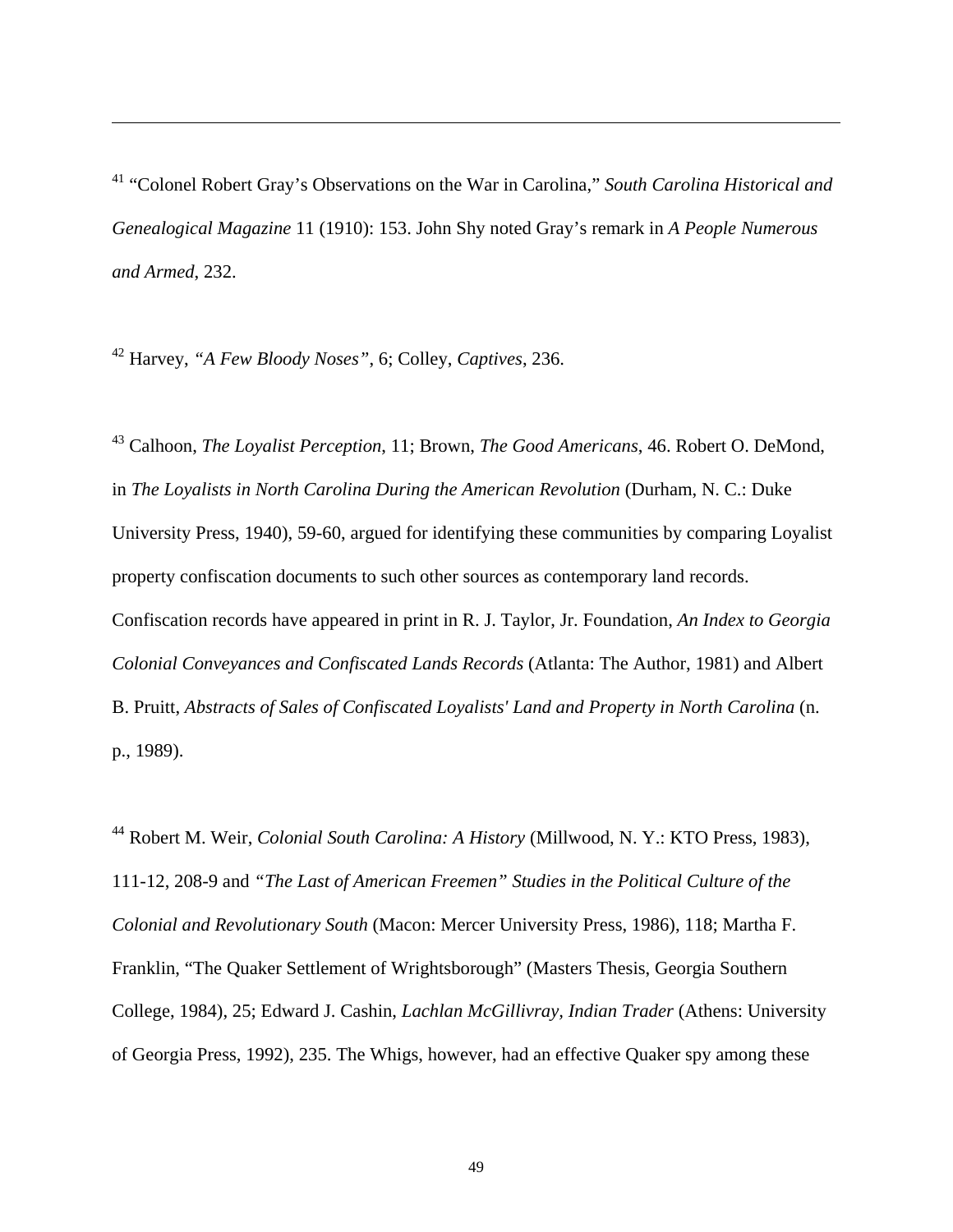[41] "Colonel Robert Gray's Observations on the War in Carolina," *South Carolina Historical and Genealogical Magazine* 11 (1910): 153. John Shy noted Gray's remark in *A People Numerous and Armed*, 232.

[42] Harvey, *"A Few Bloody Noses"*, 6; Colley, *Captives*, 236.

[43] Calhoon, *The Loyalist Perception*, 11; Brown, *The Good Americans*, 46. Robert O. DeMond, in *The Loyalists in North Carolina During the American Revolution* (Durham, N. C.: Duke University Press, 1940), 59-60, argued for identifying these communities by comparing Loyalist property confiscation documents to such other sources as contemporary land records. Confiscation records have appeared in print in R. J. Taylor, Jr. Foundation, *An Index to Georgia Colonial Conveyances and Confiscated Lands Records* (Atlanta: The Author, 1981) and Albert B. Pruitt, *Abstracts of Sales of Confiscated Loyalists' Land and Property in North Carolina* (n. p., 1989).

[44] Robert M. Weir, *Colonial South Carolina: A History* (Millwood, N. Y.: KTO Press, 1983), 111-12, 208-9 and *"The Last of American Freemen" Studies in the Political Culture of the Colonial and Revolutionary South* (Macon: Mercer University Press, 1986), 118; Martha F. Franklin, "The Quaker Settlement of Wrightsborough" (Masters Thesis, Georgia Southern College, 1984), 25; Edward J. Cashin, *Lachlan McGillivray, Indian Trader* (Athens: University of Georgia Press, 1992), 235. The Whigs, however, had an effective Quaker spy among these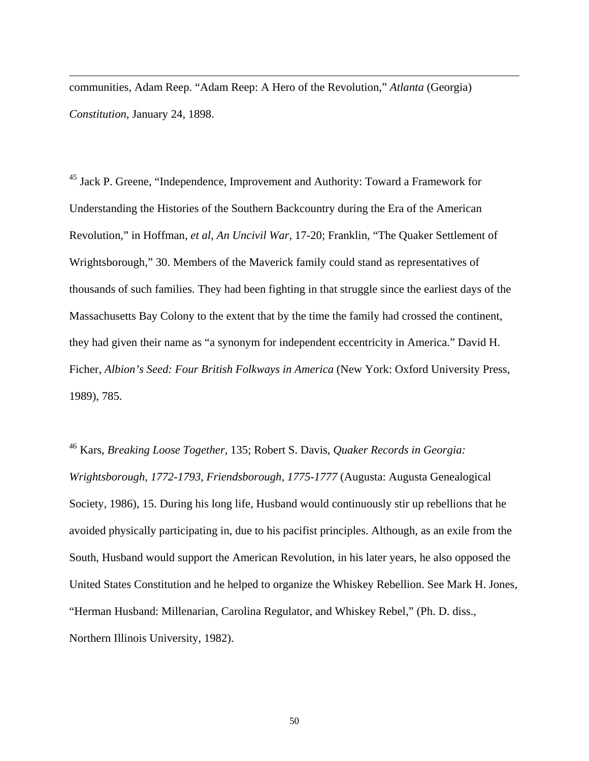communities, Adam Reep. "Adam Reep: A Hero of the Revolution," *Atlanta* (Georgia) *Constitution*, January 24, 1898.

[45] Jack P. Greene, "Independence, Improvement and Authority: Toward a Framework for Understanding the Histories of the Southern Backcountry during the Era of the American Revolution," in Hoffman, *et al*, *An Uncivil War*, 17-20; Franklin, "The Quaker Settlement of Wrightsborough," 30. Members of the Maverick family could stand as representatives of thousands of such families. They had been fighting in that struggle since the earliest days of the Massachusetts Bay Colony to the extent that by the time the family had crossed the continent, they had given their name as "a synonym for independent eccentricity in America." David H. Ficher, *Albion's Seed: Four British Folkways in America* (New York: Oxford University Press, 1989), 785.

[46] Kars, *Breaking Loose Together*, 135; Robert S. Davis, *Quaker Records in Georgia: Wrightsborough, 1772-1793, Friendsborough, 1775-1777* (Augusta: Augusta Genealogical Society, 1986), 15. During his long life, Husband would continuously stir up rebellions that he avoided physically participating in, due to his pacifist principles. Although, as an exile from the South, Husband would support the American Revolution, in his later years, he also opposed the United States Constitution and he helped to organize the Whiskey Rebellion. See Mark H. Jones, "Herman Husband: Millenarian, Carolina Regulator, and Whiskey Rebel," (Ph. D. diss., Northern Illinois University, 1982).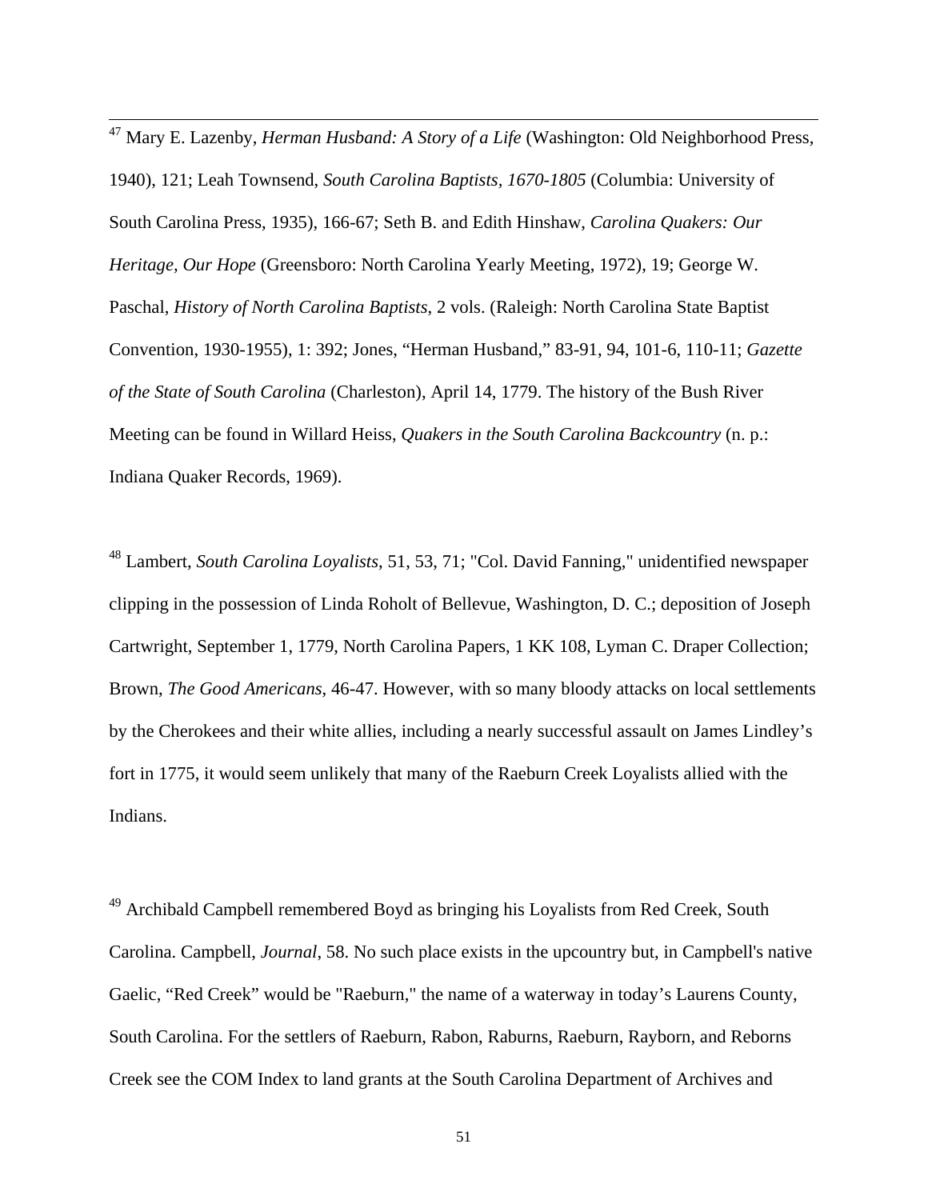[47] Mary E. Lazenby, *Herman Husband: A Story of a Life* (Washington: Old Neighborhood Press, 1940), 121; Leah Townsend, *South Carolina Baptists, 1670-1805* (Columbia: University of South Carolina Press, 1935), 166-67; Seth B. and Edith Hinshaw, *Carolina Quakers: Our Heritage, Our Hope* (Greensboro: North Carolina Yearly Meeting, 1972), 19; George W. Paschal, *History of North Carolina Baptists*, 2 vols. (Raleigh: North Carolina State Baptist Convention, 1930-1955), 1: 392; Jones, "Herman Husband," 83-91, 94, 101-6, 110-11; *Gazette of the State of South Carolina* (Charleston), April 14, 1779. The history of the Bush River Meeting can be found in Willard Heiss, *Quakers in the South Carolina Backcountry* (n. p.: Indiana Quaker Records, 1969).

[48] Lambert, *South Carolina Loyalists*, 51, 53, 71; "Col. David Fanning," unidentified newspaper clipping in the possession of Linda Roholt of Bellevue, Washington, D. C.; deposition of Joseph Cartwright, September 1, 1779, North Carolina Papers, 1 KK 108, Lyman C. Draper Collection; Brown, *The Good Americans*, 46-47. However, with so many bloody attacks on local settlements by the Cherokees and their white allies, including a nearly successful assault on James Lindley's fort in 1775, it would seem unlikely that many of the Raeburn Creek Loyalists allied with the Indians.

[49] Archibald Campbell remembered Boyd as bringing his Loyalists from Red Creek, South Carolina. Campbell, *Journal*, 58. No such place exists in the upcountry but, in Campbell's native Gaelic, "Red Creek" would be "Raeburn," the name of a waterway in today's Laurens County, South Carolina. For the settlers of Raeburn, Rabon, Raburns, Raeburn, Rayborn, and Reborns Creek see the COM Index to land grants at the South Carolina Department of Archives and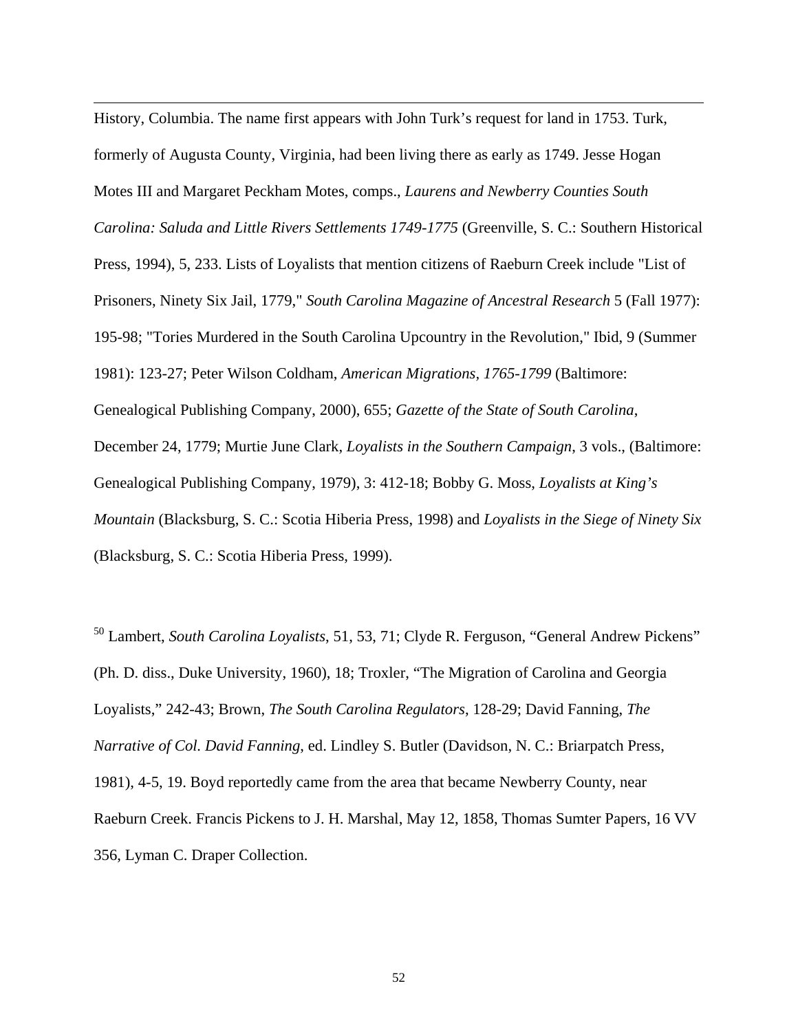History, Columbia. The name first appears with John Turk's request for land in 1753. Turk, formerly of Augusta County, Virginia, had been living there as early as 1749. Jesse Hogan Motes III and Margaret Peckham Motes, comps., *Laurens and Newberry Counties South Carolina: Saluda and Little Rivers Settlements 1749-1775* (Greenville, S. C.: Southern Historical Press, 1994), 5, 233. Lists of Loyalists that mention citizens of Raeburn Creek include "List of Prisoners, Ninety Six Jail, 1779," *South Carolina Magazine of Ancestral Research* 5 (Fall 1977): 195-98; "Tories Murdered in the South Carolina Upcountry in the Revolution," Ibid, 9 (Summer 1981): 123-27; Peter Wilson Coldham, *American Migrations, 1765-1799* (Baltimore: Genealogical Publishing Company, 2000), 655; *Gazette of the State of South Carolina*, December 24, 1779; Murtie June Clark, *Loyalists in the Southern Campaign*, 3 vols., (Baltimore: Genealogical Publishing Company, 1979), 3: 412-18; Bobby G. Moss, *Loyalists at King's Mountain* (Blacksburg, S. C.: Scotia Hiberia Press, 1998) and *Loyalists in the Siege of Ninety Six* (Blacksburg, S. C.: Scotia Hiberia Press, 1999).

[50] Lambert, *South Carolina Loyalists*, 51, 53, 71; Clyde R. Ferguson, "General Andrew Pickens" (Ph. D. diss., Duke University, 1960), 18; Troxler, "The Migration of Carolina and Georgia Loyalists," 242-43; Brown, *The South Carolina Regulators*, 128-29; David Fanning, *The Narrative of Col. David Fanning*, ed. Lindley S. Butler (Davidson, N. C.: Briarpatch Press, 1981), 4-5, 19. Boyd reportedly came from the area that became Newberry County, near Raeburn Creek. Francis Pickens to J. H. Marshal, May 12, 1858, Thomas Sumter Papers, 16 VV 356, Lyman C. Draper Collection.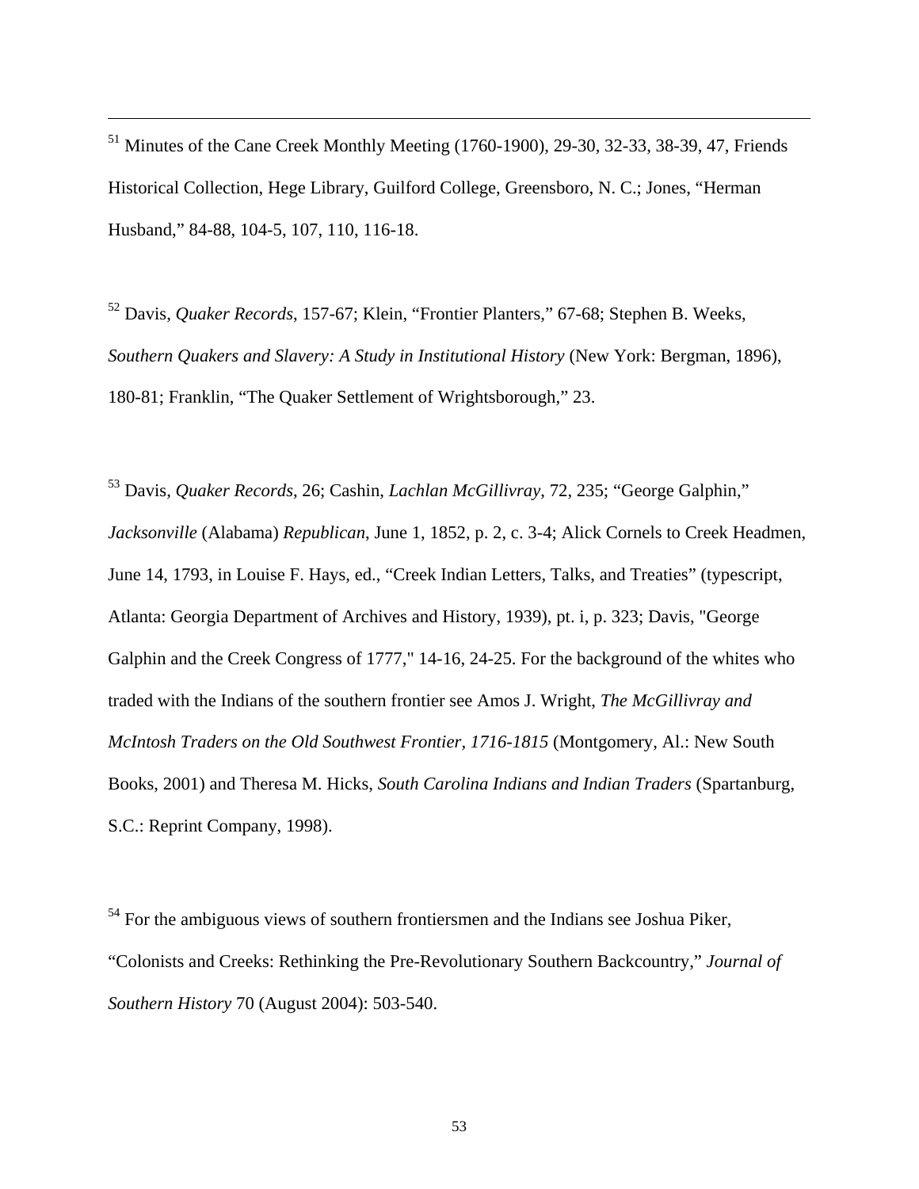[51] Minutes of the Cane Creek Monthly Meeting (1760-1900), 29-30, 32-33, 38-39, 47, Friends Historical Collection, Hege Library, Guilford College, Greensboro, N. C.; Jones, "Herman Husband," 84-88, 104-5, 107, 110, 116-18.

[52] Davis, *Quaker Records*, 157-67; Klein, "Frontier Planters," 67-68; Stephen B. Weeks, *Southern Quakers and Slavery: A Study in Institutional History* (New York: Bergman, 1896), 180-81; Franklin, "The Quaker Settlement of Wrightsborough," 23.

[53] Davis, *Quaker Records*, 26; Cashin, *Lachlan McGillivray*, 72, 235; "George Galphin," *Jacksonville* (Alabama) *Republican*, June 1, 1852, p. 2, c. 3-4; Alick Cornels to Creek Headmen, June 14, 1793, in Louise F. Hays, ed., "Creek Indian Letters, Talks, and Treaties" (typescript, Atlanta: Georgia Department of Archives and History, 1939), pt. i, p. 323; Davis, "George Galphin and the Creek Congress of 1777," 14-16, 24-25. For the background of the whites who traded with the Indians of the southern frontier see Amos J. Wright, *The McGillivray and McIntosh Traders on the Old Southwest Frontier, 1716-1815* (Montgomery, Al.: New South Books, 2001) and Theresa M. Hicks, *South Carolina Indians and Indian Traders* (Spartanburg, S.C.: Reprint Company, 1998).

[54] For the ambiguous views of southern frontiersmen and the Indians see Joshua Piker, "Colonists and Creeks: Rethinking the Pre-Revolutionary Southern Backcountry," *Journal of Southern History* 70 (August 2004): 503-540.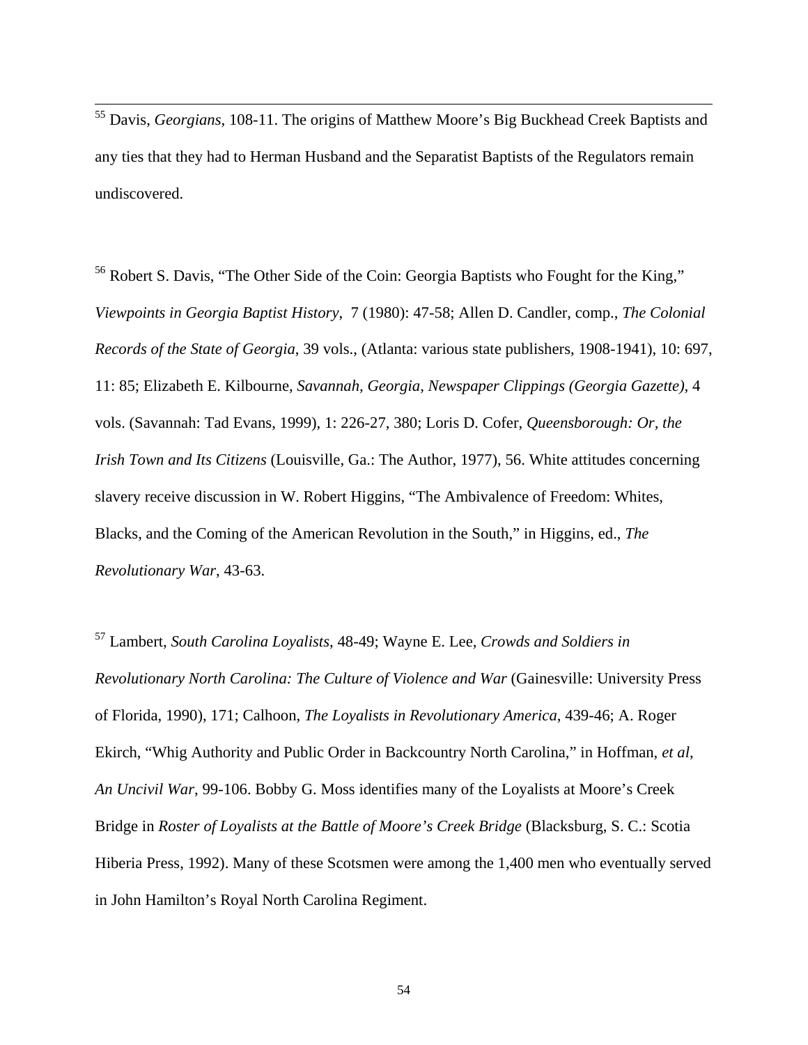[55] Davis, *Georgians*, 108-11. The origins of Matthew Moore's Big Buckhead Creek Baptists and any ties that they had to Herman Husband and the Separatist Baptists of the Regulators remain undiscovered.

[56] Robert S. Davis, "The Other Side of the Coin: Georgia Baptists who Fought for the King," *Viewpoints in Georgia Baptist History*, 7 (1980): 47-58; Allen D. Candler, comp., *The Colonial Records of the State of Georgia*, 39 vols., (Atlanta: various state publishers, 1908-1941), 10: 697, 11: 85; Elizabeth E. Kilbourne, *Savannah, Georgia, Newspaper Clippings (Georgia Gazette)*, 4 vols. (Savannah: Tad Evans, 1999), 1: 226-27, 380; Loris D. Cofer, *Queensborough: Or, the Irish Town and Its Citizens* (Louisville, Ga.: The Author, 1977), 56. White attitudes concerning slavery receive discussion in W. Robert Higgins, "The Ambivalence of Freedom: Whites, Blacks, and the Coming of the American Revolution in the South," in Higgins, ed., *The Revolutionary War*, 43-63.

[57] Lambert, *South Carolina Loyalists*, 48-49; Wayne E. Lee, *Crowds and Soldiers in Revolutionary North Carolina: The Culture of Violence and War* (Gainesville: University Press of Florida, 1990), 171; Calhoon, *The Loyalists in Revolutionary America*, 439-46; A. Roger Ekirch, "Whig Authority and Public Order in Backcountry North Carolina," in Hoffman, *et al*, *An Uncivil War*, 99-106. Bobby G. Moss identifies many of the Loyalists at Moore's Creek Bridge in *Roster of Loyalists at the Battle of Moore's Creek Bridge* (Blacksburg, S. C.: Scotia Hiberia Press, 1992). Many of these Scotsmen were among the 1,400 men who eventually served in John Hamilton's Royal North Carolina Regiment.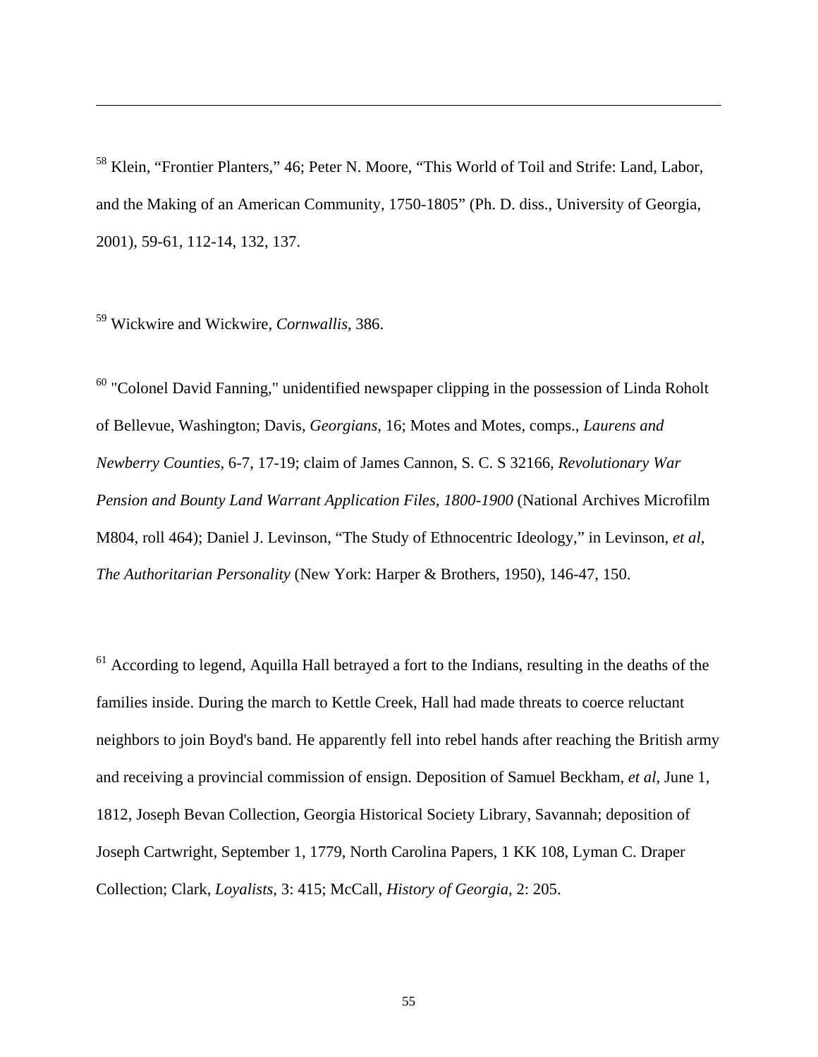[58] Klein, "Frontier Planters," 46; Peter N. Moore, "This World of Toil and Strife: Land, Labor, and the Making of an American Community, 1750-1805" (Ph. D. diss., University of Georgia, 2001), 59-61, 112-14, 132, 137.

[59] Wickwire and Wickwire, *Cornwallis*, 386.

[60] "Colonel David Fanning," unidentified newspaper clipping in the possession of Linda Roholt of Bellevue, Washington; Davis, *Georgians*, 16; Motes and Motes, comps., *Laurens and Newberry Counties*, 6-7, 17-19; claim of James Cannon, S. C. S 32166, *Revolutionary War Pension and Bounty Land Warrant Application Files, 1800-1900* (National Archives Microfilm M804, roll 464); Daniel J. Levinson, "The Study of Ethnocentric Ideology," in Levinson, *et al*, *The Authoritarian Personality* (New York: Harper & Brothers, 1950), 146-47, 150.

[61] According to legend, Aquilla Hall betrayed a fort to the Indians, resulting in the deaths of the families inside. During the march to Kettle Creek, Hall had made threats to coerce reluctant neighbors to join Boyd's band. He apparently fell into rebel hands after reaching the British army and receiving a provincial commission of ensign. Deposition of Samuel Beckham, *et al*, June 1, 1812, Joseph Bevan Collection, Georgia Historical Society Library, Savannah; deposition of Joseph Cartwright, September 1, 1779, North Carolina Papers, 1 KK 108, Lyman C. Draper Collection; Clark, *Loyalists*, 3: 415; McCall, *History of Georgia*, 2: 205.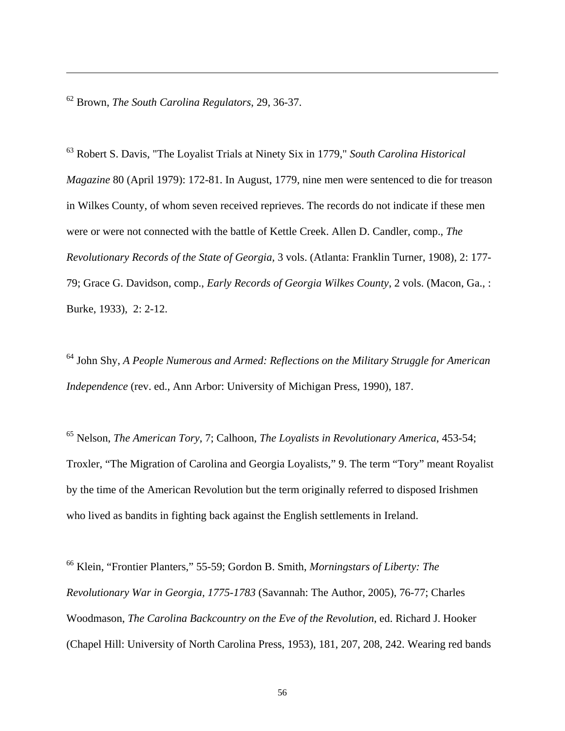[62] Brown, *The South Carolina Regulators*, 29, 36-37.

[63] Robert S. Davis, "The Loyalist Trials at Ninety Six in 1779," *South Carolina Historical Magazine* 80 (April 1979): 172-81. In August, 1779, nine men were sentenced to die for treason in Wilkes County, of whom seven received reprieves. The records do not indicate if these men were or were not connected with the battle of Kettle Creek. Allen D. Candler, comp., *The Revolutionary Records of the State of Georgia*, 3 vols. (Atlanta: Franklin Turner, 1908), 2: 177-79; Grace G. Davidson, comp., *Early Records of Georgia Wilkes County*, 2 vols. (Macon, Ga., : Burke, 1933), 2: 2-12.

[64] John Shy, *A People Numerous and Armed: Reflections on the Military Struggle for American Independence* (rev. ed., Ann Arbor: University of Michigan Press, 1990), 187.

[65] Nelson, *The American Tory*, 7; Calhoon, *The Loyalists in Revolutionary America*, 453-54; Troxler, "The Migration of Carolina and Georgia Loyalists," 9. The term "Tory" meant Royalist by the time of the American Revolution but the term originally referred to disposed Irishmen who lived as bandits in fighting back against the English settlements in Ireland.

[66] Klein, "Frontier Planters," 55-59; Gordon B. Smith, *Morningstars of Liberty: The Revolutionary War in Georgia, 1775-1783* (Savannah: The Author, 2005), 76-77; Charles Woodmason, *The Carolina Backcountry on the Eve of the Revolution*, ed. Richard J. Hooker (Chapel Hill: University of North Carolina Press, 1953), 181, 207, 208, 242. Wearing red bands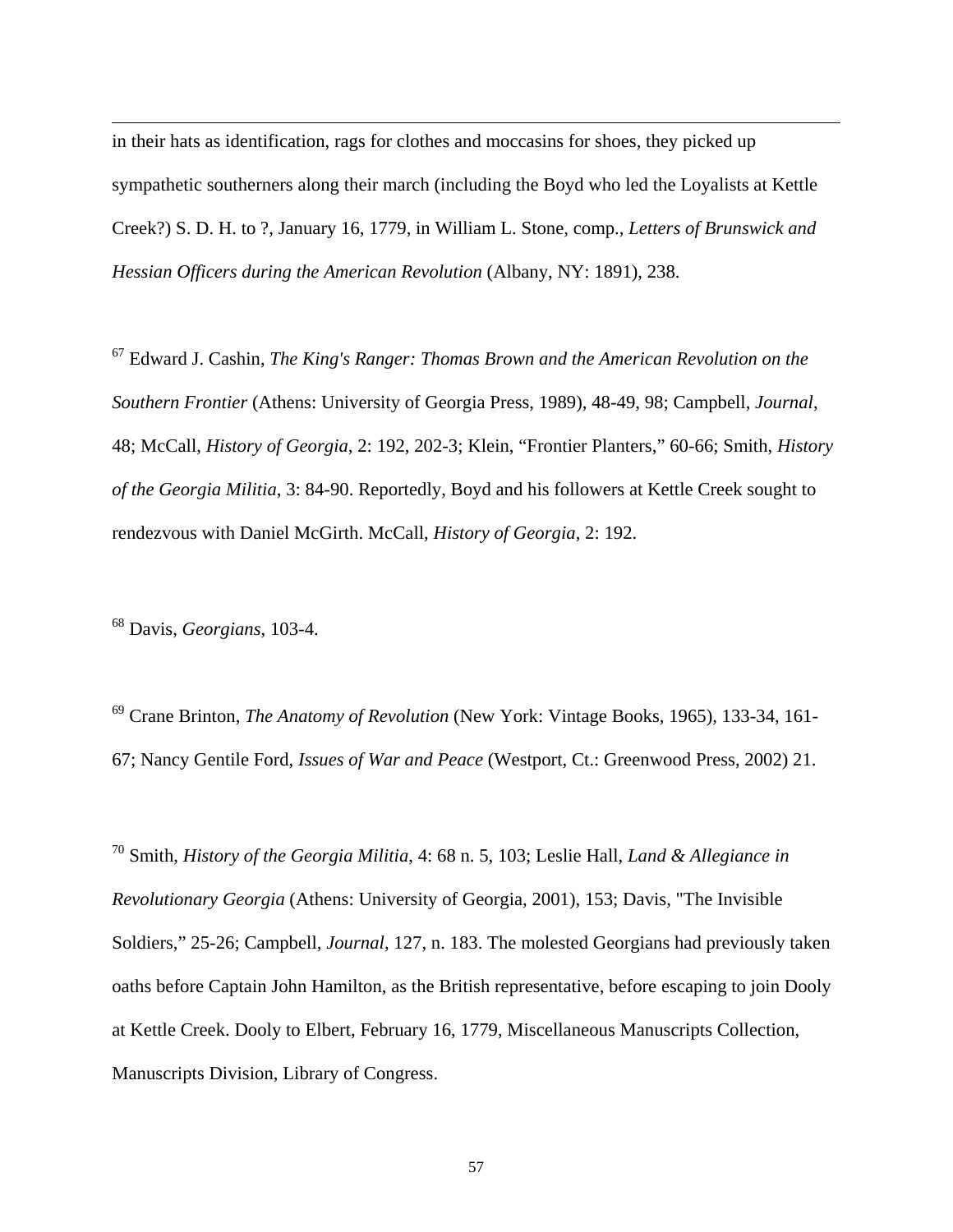in their hats as identification, rags for clothes and moccasins for shoes, they picked up sympathetic southerners along their march (including the Boyd who led the Loyalists at Kettle Creek?) S. D. H. to ?, January 16, 1779, in William L. Stone, comp., *Letters of Brunswick and Hessian Officers during the American Revolution* (Albany, NY: 1891), 238.

[67] Edward J. Cashin, *The King's Ranger: Thomas Brown and the American Revolution on the Southern Frontier* (Athens: University of Georgia Press, 1989), 48-49, 98; Campbell, *Journal*, 48; McCall, *History of Georgia*, 2: 192, 202-3; Klein, "Frontier Planters," 60-66; Smith, *History of the Georgia Militia*, 3: 84-90. Reportedly, Boyd and his followers at Kettle Creek sought to rendezvous with Daniel McGirth. McCall, *History of Georgia*, 2: 192.

[68] Davis, *Georgians*, 103-4.

[69] Crane Brinton, *The Anatomy of Revolution* (New York: Vintage Books, 1965), 133-34, 161-67; Nancy Gentile Ford, *Issues of War and Peace* (Westport, Ct.: Greenwood Press, 2002) 21.

[70] Smith, *History of the Georgia Militia*, 4: 68 n. 5, 103; Leslie Hall, *Land & Allegiance in Revolutionary Georgia* (Athens: University of Georgia, 2001), 153; Davis, "The Invisible Soldiers," 25-26; Campbell, *Journal*, 127, n. 183. The molested Georgians had previously taken oaths before Captain John Hamilton, as the British representative, before escaping to join Dooly at Kettle Creek. Dooly to Elbert, February 16, 1779, Miscellaneous Manuscripts Collection, Manuscripts Division, Library of Congress.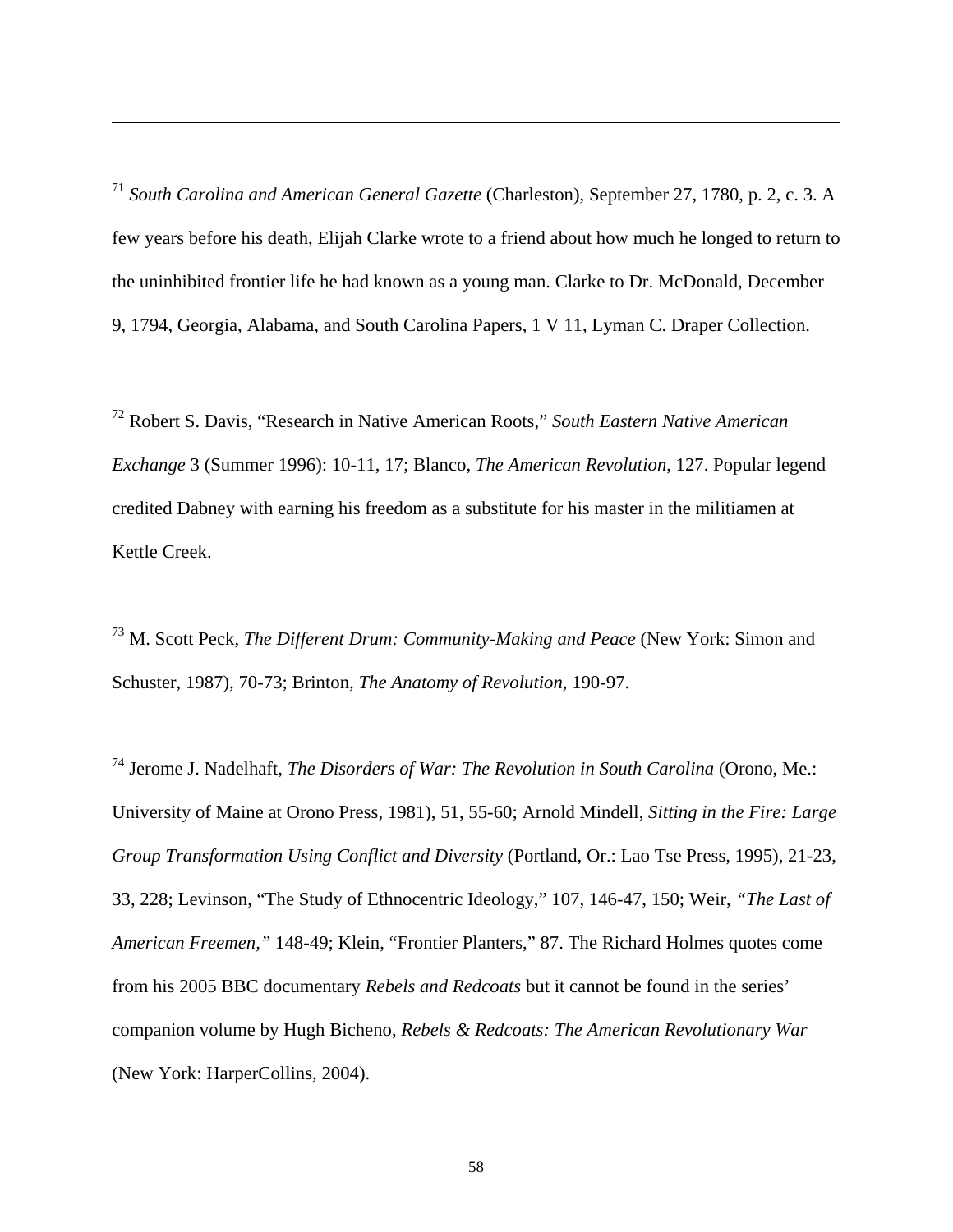[71] *South Carolina and American General Gazette* (Charleston), September 27, 1780, p. 2, c. 3. A few years before his death, Elijah Clarke wrote to a friend about how much he longed to return to the uninhibited frontier life he had known as a young man. Clarke to Dr. McDonald, December 9, 1794, Georgia, Alabama, and South Carolina Papers, 1 V 11, Lyman C. Draper Collection.

[72] Robert S. Davis, "Research in Native American Roots," *South Eastern Native American Exchange* 3 (Summer 1996): 10-11, 17; Blanco, *The American Revolution*, 127. Popular legend credited Dabney with earning his freedom as a substitute for his master in the militiamen at Kettle Creek.

[73] M. Scott Peck, *The Different Drum: Community-Making and Peace* (New York: Simon and Schuster, 1987), 70-73; Brinton, *The Anatomy of Revolution*, 190-97.

[74] Jerome J. Nadelhaft, *The Disorders of War: The Revolution in South Carolina* (Orono, Me.: University of Maine at Orono Press, 1981), 51, 55-60; Arnold Mindell, *Sitting in the Fire: Large Group Transformation Using Conflict and Diversity* (Portland, Or.: Lao Tse Press, 1995), 21-23, 33, 228; Levinson, "The Study of Ethnocentric Ideology," 107, 146-47, 150; Weir, *"The Last of American Freemen,"* 148-49; Klein, "Frontier Planters," 87. The Richard Holmes quotes come from his 2005 BBC documentary *Rebels and Redcoats* but it cannot be found in the series' companion volume by Hugh Bicheno, *Rebels & Redcoats: The American Revolutionary War* (New York: HarperCollins, 2004).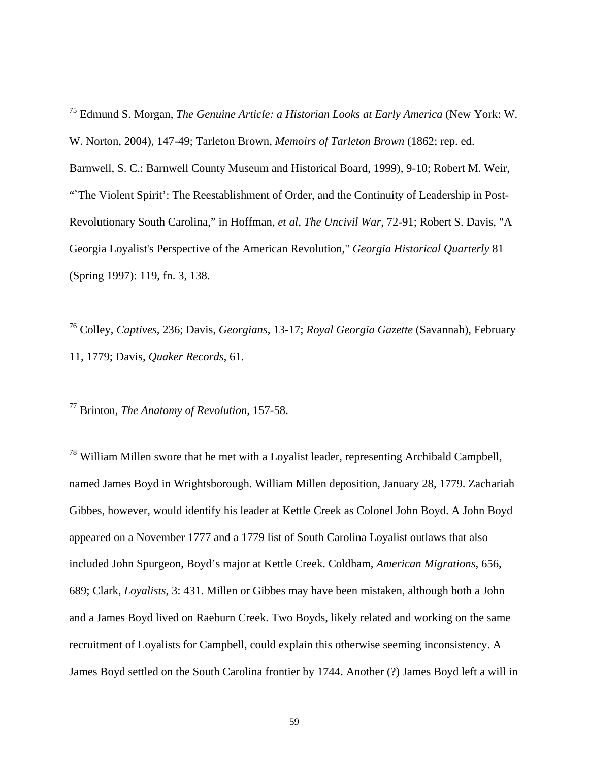[75] Edmund S. Morgan, *The Genuine Article: a Historian Looks at Early America* (New York: W. W. Norton, 2004), 147-49; Tarleton Brown, *Memoirs of Tarleton Brown* (1862; rep. ed. Barnwell, S. C.: Barnwell County Museum and Historical Board, 1999), 9-10; Robert M. Weir, "`The Violent Spirit': The Reestablishment of Order, and the Continuity of Leadership in Post-Revolutionary South Carolina," in Hoffman, *et al*, *The Uncivil War*, 72-91; Robert S. Davis, "A Georgia Loyalist's Perspective of the American Revolution," *Georgia Historical Quarterly* 81 (Spring 1997): 119, fn. 3, 138.

[76] Colley, *Captives*, 236; Davis, *Georgians*, 13-17; *Royal Georgia Gazette* (Savannah), February 11, 1779; Davis, *Quaker Records*, 61.

[77] Brinton, *The Anatomy of Revolution*, 157-58.

[78] William Millen swore that he met with a Loyalist leader, representing Archibald Campbell, named James Boyd in Wrightsborough. William Millen deposition, January 28, 1779. Zachariah Gibbes, however, would identify his leader at Kettle Creek as Colonel John Boyd. A John Boyd appeared on a November 1777 and a 1779 list of South Carolina Loyalist outlaws that also included John Spurgeon, Boyd's major at Kettle Creek. Coldham, *American Migrations*, 656, 689; Clark, *Loyalists*, 3: 431. Millen or Gibbes may have been mistaken, although both a John and a James Boyd lived on Raeburn Creek. Two Boyds, likely related and working on the same recruitment of Loyalists for Campbell, could explain this otherwise seeming inconsistency. A James Boyd settled on the South Carolina frontier by 1744. Another (?) James Boyd left a will in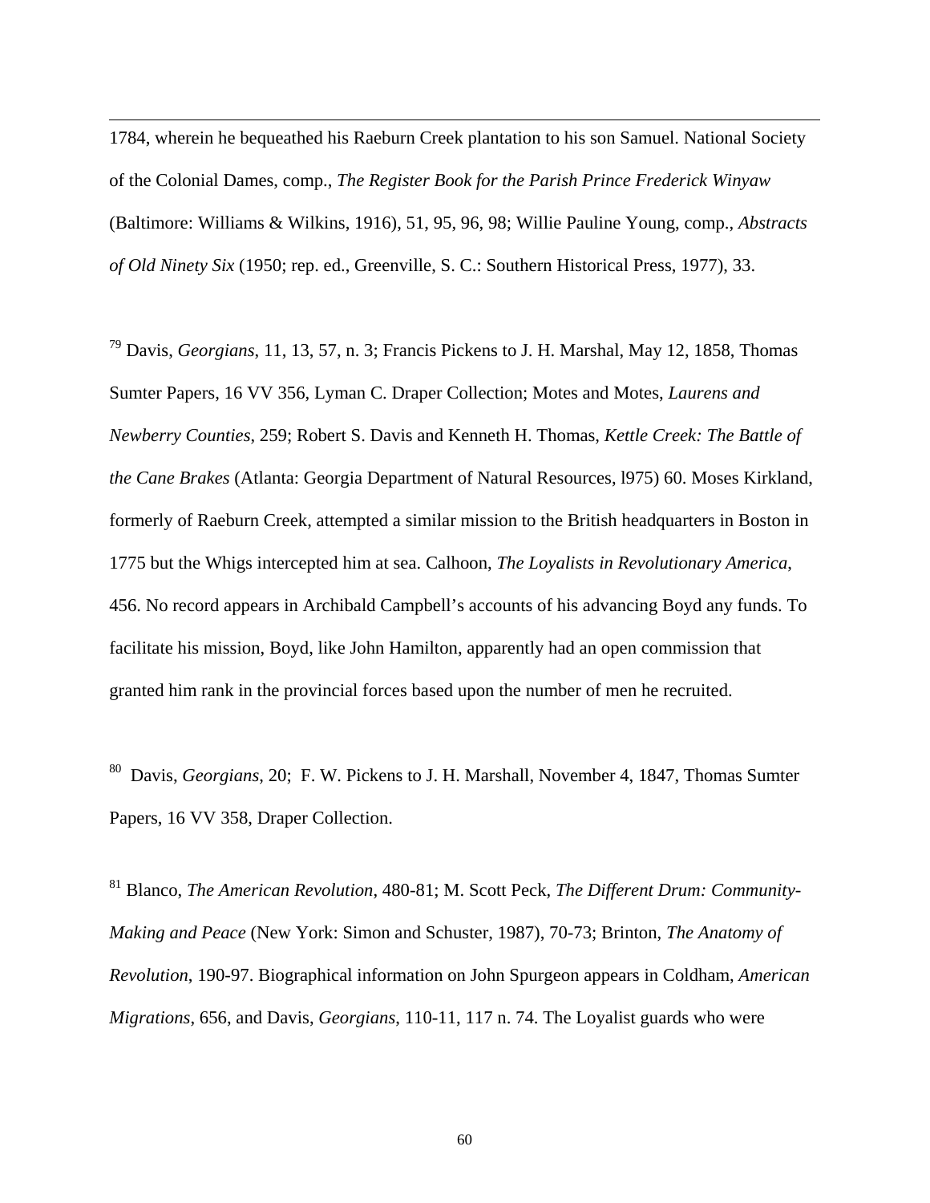1784, wherein he bequeathed his Raeburn Creek plantation to his son Samuel. National Society of the Colonial Dames, comp., *The Register Book for the Parish Prince Frederick Winyaw* (Baltimore: Williams & Wilkins, 1916), 51, 95, 96, 98; Willie Pauline Young, comp., *Abstracts of Old Ninety Six* (1950; rep. ed., Greenville, S. C.: Southern Historical Press, 1977), 33.

[79] Davis, *Georgians*, 11, 13, 57, n. 3; Francis Pickens to J. H. Marshal, May 12, 1858, Thomas Sumter Papers, 16 VV 356, Lyman C. Draper Collection; Motes and Motes, *Laurens and Newberry Counties*, 259; Robert S. Davis and Kenneth H. Thomas, *Kettle Creek: The Battle of the Cane Brakes* (Atlanta: Georgia Department of Natural Resources, l975) 60. Moses Kirkland, formerly of Raeburn Creek, attempted a similar mission to the British headquarters in Boston in 1775 but the Whigs intercepted him at sea. Calhoon, *The Loyalists in Revolutionary America*, 456. No record appears in Archibald Campbell's accounts of his advancing Boyd any funds. To facilitate his mission, Boyd, like John Hamilton, apparently had an open commission that granted him rank in the provincial forces based upon the number of men he recruited.

[80] Davis, *Georgians*, 20; F. W. Pickens to J. H. Marshall, November 4, 1847, Thomas Sumter Papers, 16 VV 358, Draper Collection.

[81] Blanco, *The American Revolution*, 480-81; M. Scott Peck, *The Different Drum: Community-Making and Peace* (New York: Simon and Schuster, 1987), 70-73; Brinton, *The Anatomy of Revolution*, 190-97. Biographical information on John Spurgeon appears in Coldham, *American Migrations*, 656, and Davis, *Georgians*, 110-11, 117 n. 74. The Loyalist guards who were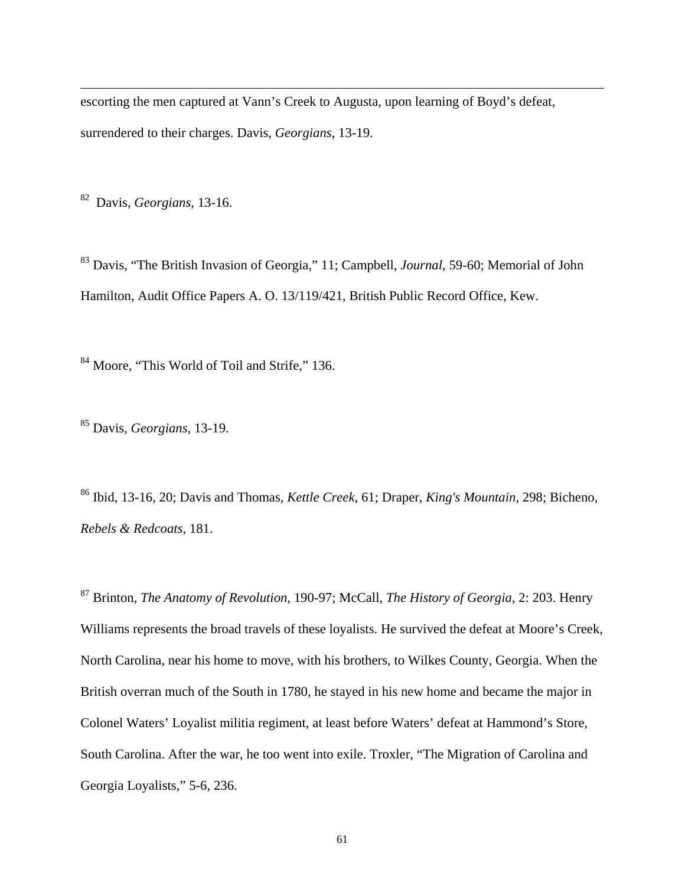escorting the men captured at Vann's Creek to Augusta, upon learning of Boyd's defeat, surrendered to their charges. Davis, *Georgians*, 13-19.

[82] Davis, *Georgians*, 13-16.

[83] Davis, "The British Invasion of Georgia," 11; Campbell, *Journal*, 59-60; Memorial of John Hamilton, Audit Office Papers A. O. 13/119/421, British Public Record Office, Kew.

[84] Moore, "This World of Toil and Strife," 136.

[85] Davis, *Georgians*, 13-19.

[86] Ibid, 13-16, 20; Davis and Thomas, *Kettle Creek*, 61; Draper, *King's Mountain*, 298; Bicheno, *Rebels & Redcoats*, 181.

[87] Brinton, *The Anatomy of Revolution*, 190-97; McCall, *The History of Georgia*, 2: 203. Henry Williams represents the broad travels of these loyalists. He survived the defeat at Moore's Creek, North Carolina, near his home to move, with his brothers, to Wilkes County, Georgia. When the British overran much of the South in 1780, he stayed in his new home and became the major in Colonel Waters' Loyalist militia regiment, at least before Waters' defeat at Hammond's Store, South Carolina. After the war, he too went into exile. Troxler, "The Migration of Carolina and Georgia Loyalists," 5-6, 236.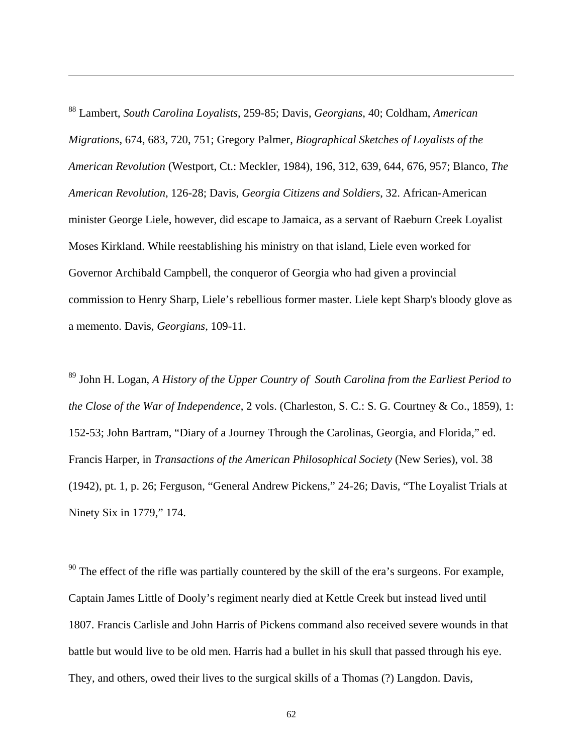[88] Lambert, *South Carolina Loyalists*, 259-85; Davis, *Georgians*, 40; Coldham, *American Migrations*, 674, 683, 720, 751; Gregory Palmer, *Biographical Sketches of Loyalists of the American Revolution* (Westport, Ct.: Meckler, 1984), 196, 312, 639, 644, 676, 957; Blanco, *The American Revolution*, 126-28; Davis, *Georgia Citizens and Soldiers*, 32. African-American minister George Liele, however, did escape to Jamaica, as a servant of Raeburn Creek Loyalist Moses Kirkland. While reestablishing his ministry on that island, Liele even worked for Governor Archibald Campbell, the conqueror of Georgia who had given a provincial commission to Henry Sharp, Liele's rebellious former master. Liele kept Sharp's bloody glove as a memento. Davis, *Georgians*, 109-11.

[89] John H. Logan, *A History of the Upper Country of South Carolina from the Earliest Period to the Close of the War of Independence*, 2 vols. (Charleston, S. C.: S. G. Courtney & Co., 1859), 1: 152-53; John Bartram, "Diary of a Journey Through the Carolinas, Georgia, and Florida," ed. Francis Harper, in *Transactions of the American Philosophical Society* (New Series), vol. 38 (1942), pt. 1, p. 26; Ferguson, "General Andrew Pickens," 24-26; Davis, "The Loyalist Trials at Ninety Six in 1779," 174.

[90] The effect of the rifle was partially countered by the skill of the era's surgeons. For example, Captain James Little of Dooly's regiment nearly died at Kettle Creek but instead lived until 1807. Francis Carlisle and John Harris of Pickens command also received severe wounds in that battle but would live to be old men. Harris had a bullet in his skull that passed through his eye. They, and others, owed their lives to the surgical skills of a Thomas (?) Langdon. Davis,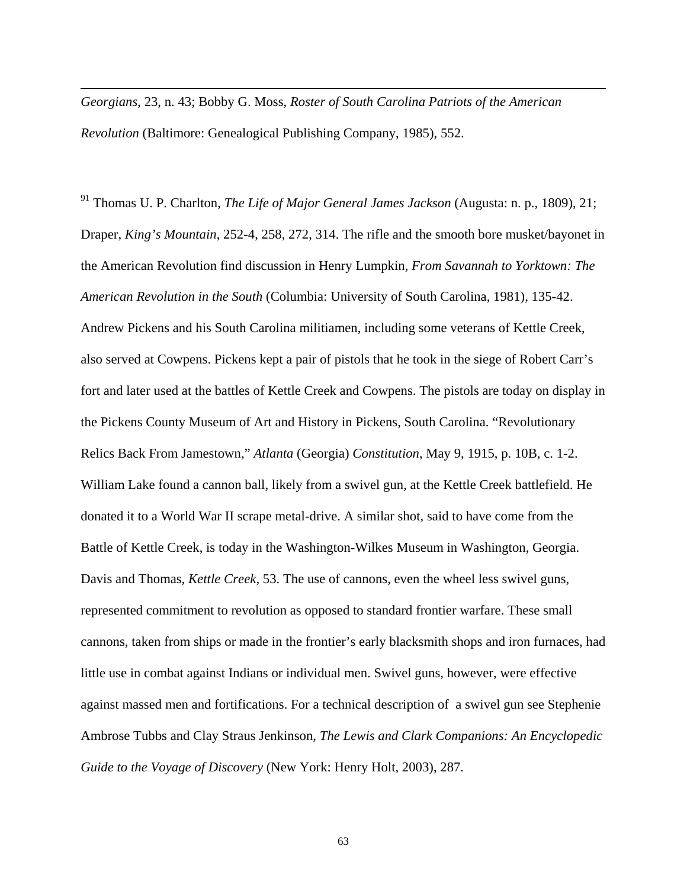*Georgians*, 23, n. 43; Bobby G. Moss, *Roster of South Carolina Patriots of the American Revolution* (Baltimore: Genealogical Publishing Company, 1985), 552.

[91] Thomas U. P. Charlton, *The Life of Major General James Jackson* (Augusta: n. p., 1809), 21; Draper, *King's Mountain*, 252-4, 258, 272, 314. The rifle and the smooth bore musket/bayonet in the American Revolution find discussion in Henry Lumpkin, *From Savannah to Yorktown: The American Revolution in the South* (Columbia: University of South Carolina, 1981), 135-42. Andrew Pickens and his South Carolina militiamen, including some veterans of Kettle Creek, also served at Cowpens. Pickens kept a pair of pistols that he took in the siege of Robert Carr's fort and later used at the battles of Kettle Creek and Cowpens. The pistols are today on display in the Pickens County Museum of Art and History in Pickens, South Carolina. "Revolutionary Relics Back From Jamestown," *Atlanta* (Georgia) *Constitution*, May 9, 1915, p. 10B, c. 1-2. William Lake found a cannon ball, likely from a swivel gun, at the Kettle Creek battlefield. He donated it to a World War II scrape metal-drive. A similar shot, said to have come from the Battle of Kettle Creek, is today in the Washington-Wilkes Museum in Washington, Georgia. Davis and Thomas, *Kettle Creek*, 53. The use of cannons, even the wheel less swivel guns, represented commitment to revolution as opposed to standard frontier warfare. These small cannons, taken from ships or made in the frontier's early blacksmith shops and iron furnaces, had little use in combat against Indians or individual men. Swivel guns, however, were effective against massed men and fortifications. For a technical description of a swivel gun see Stephenie Ambrose Tubbs and Clay Straus Jenkinson, *The Lewis and Clark Companions: An Encyclopedic Guide to the Voyage of Discovery* (New York: Henry Holt, 2003), 287.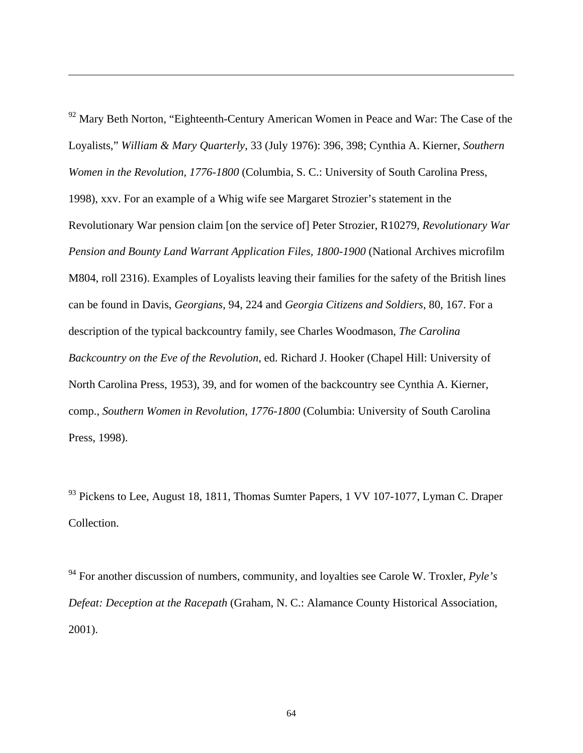[92] Mary Beth Norton, "Eighteenth-Century American Women in Peace and War: The Case of the Loyalists," *William & Mary Quarterly*, 33 (July 1976): 396, 398; Cynthia A. Kierner, *Southern Women in the Revolution, 1776-1800* (Columbia, S. C.: University of South Carolina Press, 1998), xxv. For an example of a Whig wife see Margaret Strozier's statement in the Revolutionary War pension claim [on the service of] Peter Strozier, R10279, *Revolutionary War Pension and Bounty Land Warrant Application Files, 1800-1900* (National Archives microfilm M804, roll 2316). Examples of Loyalists leaving their families for the safety of the British lines can be found in Davis, *Georgians*, 94, 224 and *Georgia Citizens and Soldiers*, 80, 167. For a description of the typical backcountry family, see Charles Woodmason, *The Carolina Backcountry on the Eve of the Revolution*, ed. Richard J. Hooker (Chapel Hill: University of North Carolina Press, 1953), 39, and for women of the backcountry see Cynthia A. Kierner, comp., *Southern Women in Revolution, 1776-1800* (Columbia: University of South Carolina Press, 1998).

[93] Pickens to Lee, August 18, 1811, Thomas Sumter Papers, 1 VV 107-1077, Lyman C. Draper Collection.

[94] For another discussion of numbers, community, and loyalties see Carole W. Troxler, *Pyle's Defeat: Deception at the Racepath* (Graham, N. C.: Alamance County Historical Association, 2001).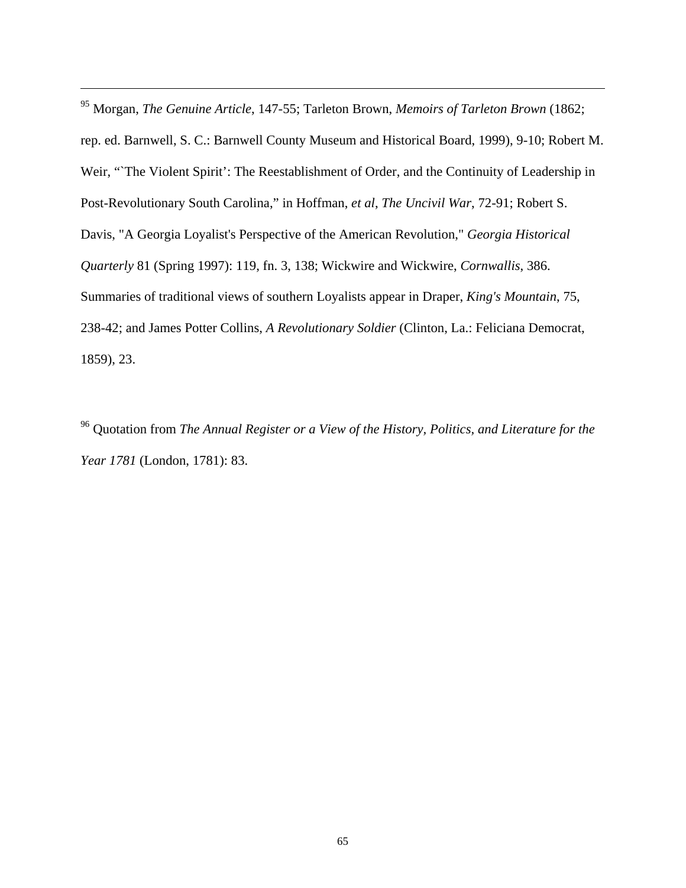[95] Morgan, *The Genuine Article*, 147-55; Tarleton Brown, *Memoirs of Tarleton Brown* (1862; rep. ed. Barnwell, S. C.: Barnwell County Museum and Historical Board, 1999), 9-10; Robert M. Weir, "`The Violent Spirit': The Reestablishment of Order, and the Continuity of Leadership in Post-Revolutionary South Carolina," in Hoffman, *et al*, *The Uncivil War*, 72-91; Robert S. Davis, "A Georgia Loyalist's Perspective of the American Revolution," *Georgia Historical Quarterly* 81 (Spring 1997): 119, fn. 3, 138; Wickwire and Wickwire, *Cornwallis*, 386. Summaries of traditional views of southern Loyalists appear in Draper, *King's Mountain*, 75, 238-42; and James Potter Collins, *A Revolutionary Soldier* (Clinton, La.: Feliciana Democrat, 1859), 23.

[96] Quotation from *The Annual Register or a View of the History, Politics, and Literature for the Year 1781* (London, 1781): 83.